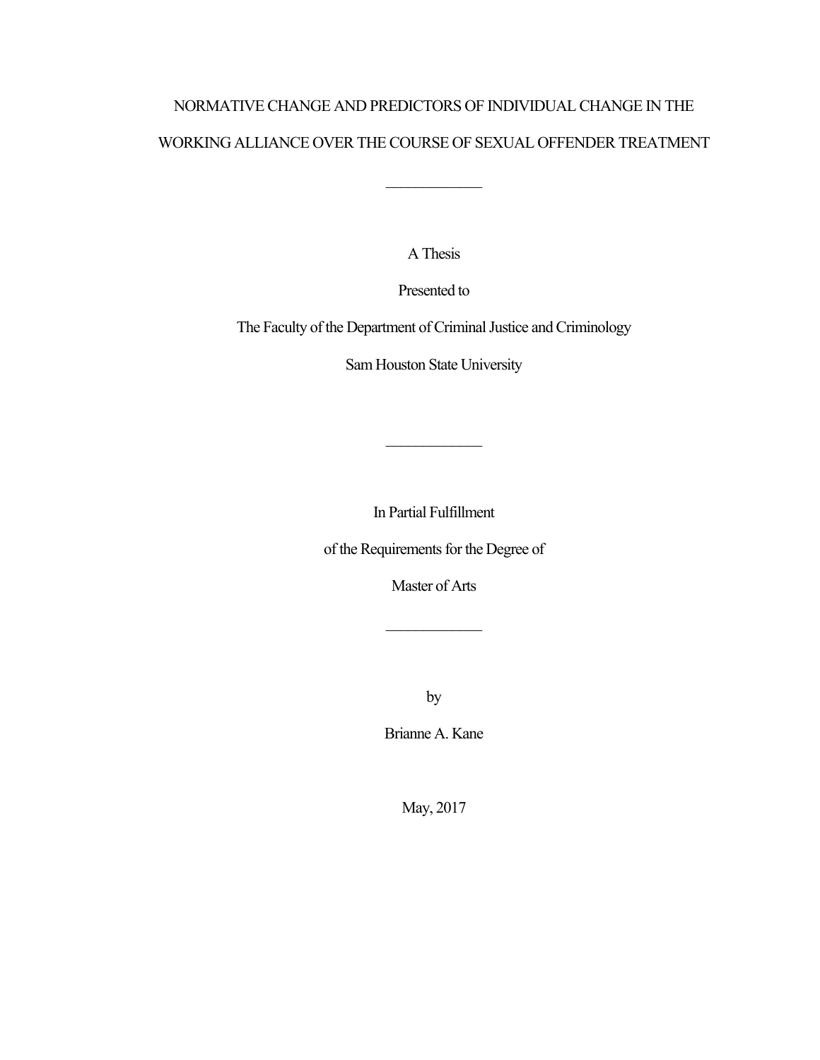# NORMATIVE CHANGE AND PREDICTORS OF INDIVIDUAL CHANGE IN THE WORKING ALLIANCE OVER THE COURSE OF SEXUAL OFFENDER TREATMENT

---

A Thesis

Presented to

The Faculty of the Department of Criminal Justice and Criminology

Sam Houston State University

---

In Partial Fulfillment

of the Requirements for the Degree of

Master of Arts

---

by

Brianne A. Kane

May, 2017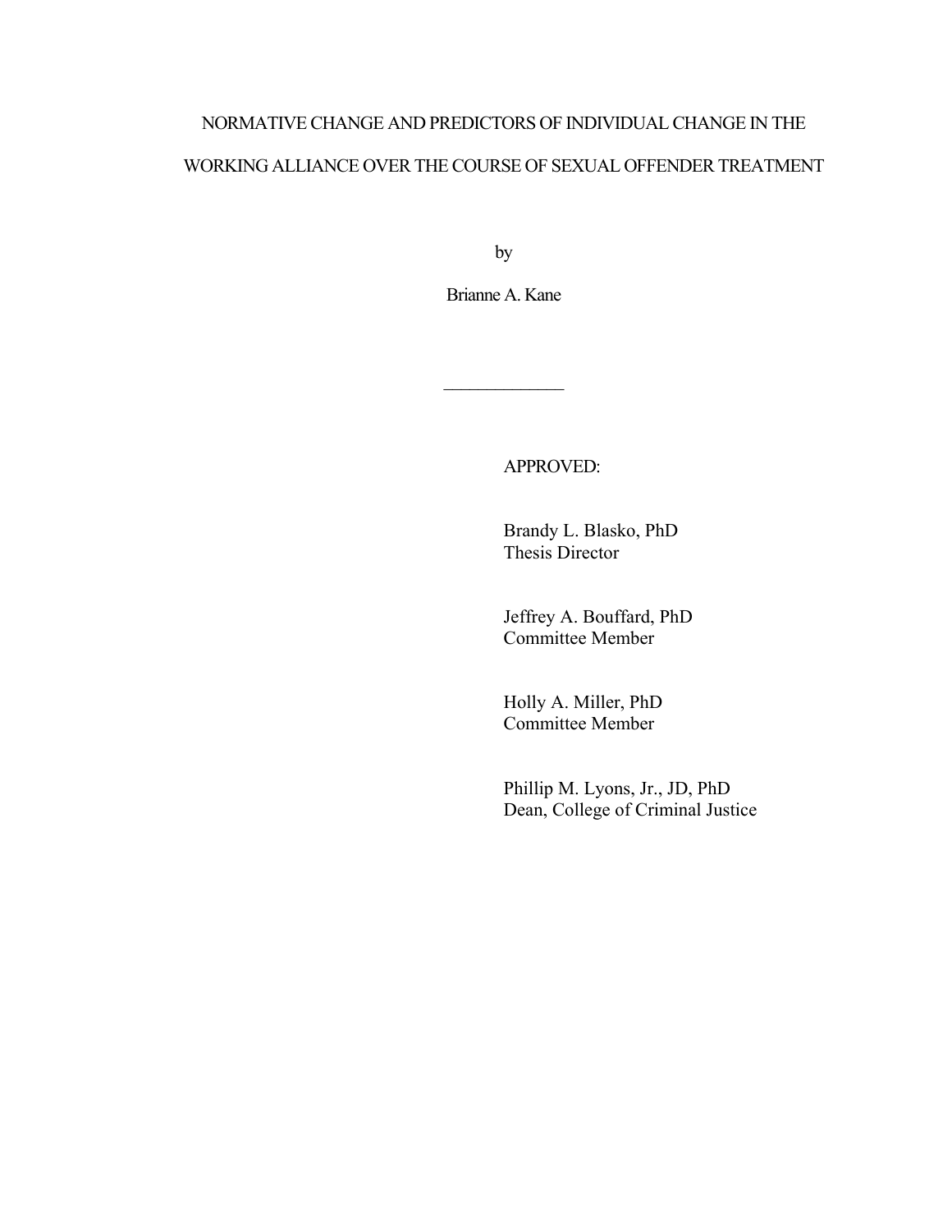NORMATIVE CHANGE AND PREDICTORS OF INDIVIDUAL CHANGE IN THE

WORKING ALLIANCE OVER THE COURSE OF SEXUAL OFFENDER TREATMENT

by

Brianne A. Kane

______________

APPROVED:

Brandy L. Blasko, PhD
Thesis Director

Jeffrey A. Bouffard, PhD
Committee Member

Holly A. Miller, PhD
Committee Member

Phillip M. Lyons, Jr., JD, PhD
Dean, College of Criminal Justice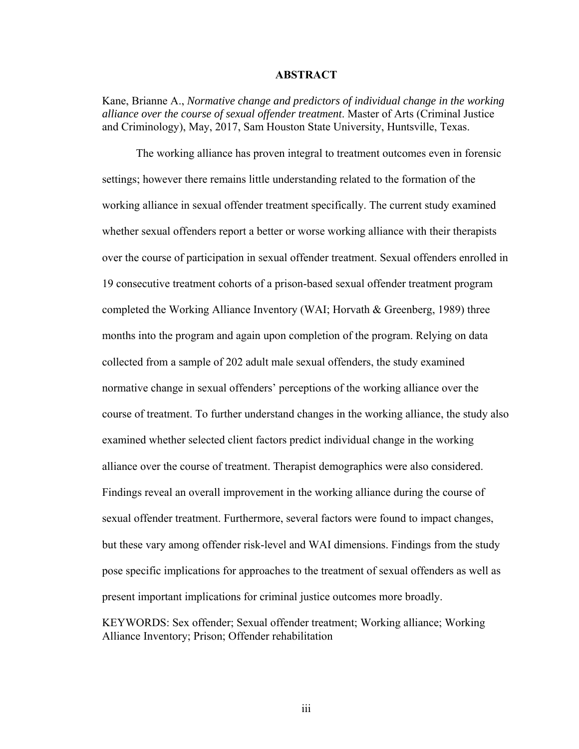# ABSTRACT

Kane, Brianne A., *Normative change and predictors of individual change in the working alliance over the course of sexual offender treatment*. Master of Arts (Criminal Justice and Criminology), May, 2017, Sam Houston State University, Huntsville, Texas.

The working alliance has proven integral to treatment outcomes even in forensic settings; however there remains little understanding related to the formation of the working alliance in sexual offender treatment specifically. The current study examined whether sexual offenders report a better or worse working alliance with their therapists over the course of participation in sexual offender treatment. Sexual offenders enrolled in 19 consecutive treatment cohorts of a prison-based sexual offender treatment program completed the Working Alliance Inventory (WAI; Horvath & Greenberg, 1989) three months into the program and again upon completion of the program. Relying on data collected from a sample of 202 adult male sexual offenders, the study examined normative change in sexual offenders' perceptions of the working alliance over the course of treatment. To further understand changes in the working alliance, the study also examined whether selected client factors predict individual change in the working alliance over the course of treatment. Therapist demographics were also considered. Findings reveal an overall improvement in the working alliance during the course of sexual offender treatment. Furthermore, several factors were found to impact changes, but these vary among offender risk-level and WAI dimensions. Findings from the study pose specific implications for approaches to the treatment of sexual offenders as well as present important implications for criminal justice outcomes more broadly.

KEYWORDS: Sex offender; Sexual offender treatment; Working alliance; Working Alliance Inventory; Prison; Offender rehabilitation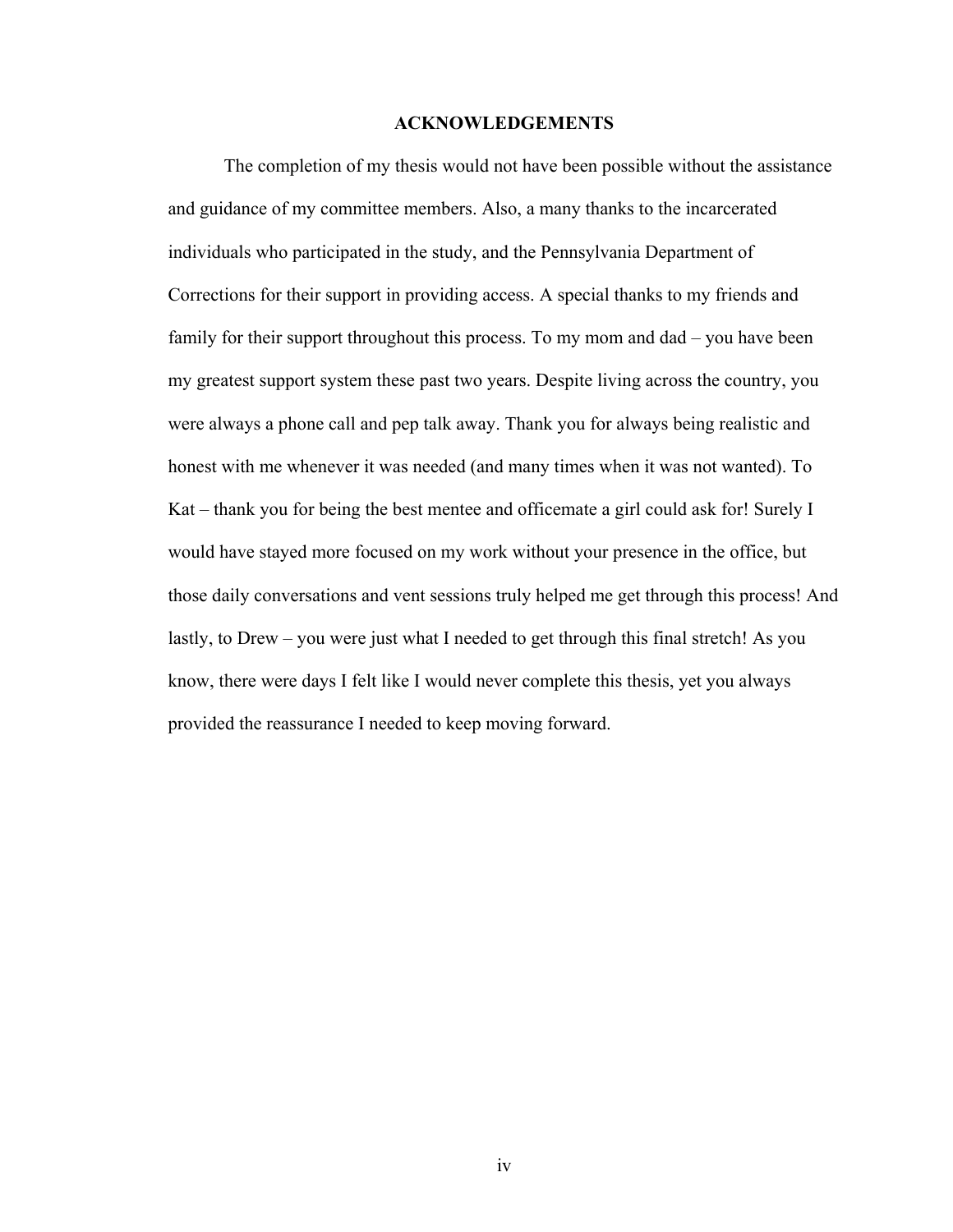# ACKNOWLEDGEMENTS

The completion of my thesis would not have been possible without the assistance and guidance of my committee members. Also, a many thanks to the incarcerated individuals who participated in the study, and the Pennsylvania Department of Corrections for their support in providing access. A special thanks to my friends and family for their support throughout this process. To my mom and dad – you have been my greatest support system these past two years. Despite living across the country, you were always a phone call and pep talk away. Thank you for always being realistic and honest with me whenever it was needed (and many times when it was not wanted). To Kat – thank you for being the best mentee and officemate a girl could ask for! Surely I would have stayed more focused on my work without your presence in the office, but those daily conversations and vent sessions truly helped me get through this process! And lastly, to Drew – you were just what I needed to get through this final stretch! As you know, there were days I felt like I would never complete this thesis, yet you always provided the reassurance I needed to keep moving forward.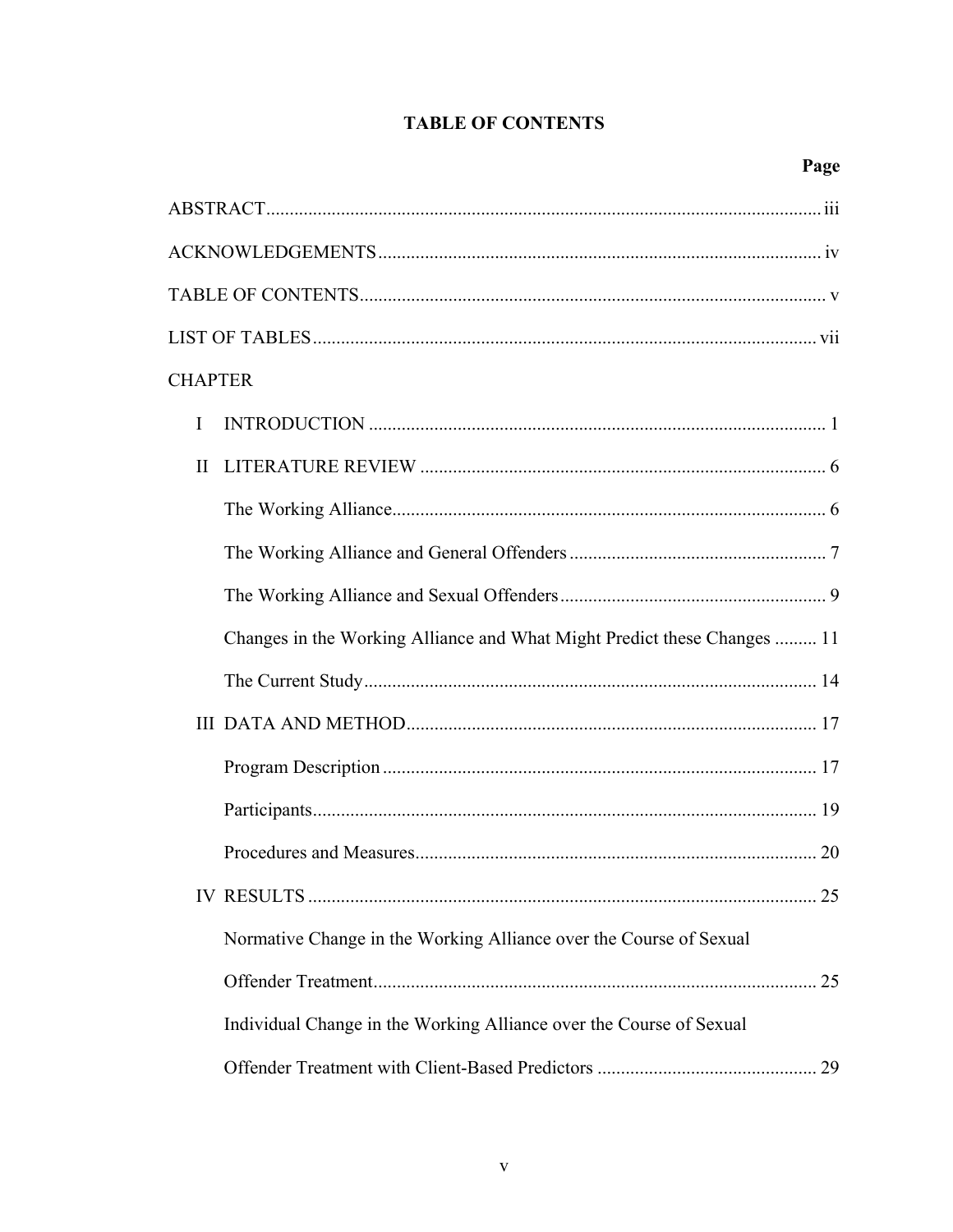# TABLE OF CONTENTS

| | Page |
|---|---|
| ABSTRACT | iii |
| ACKNOWLEDGEMENTS | iv |
| TABLE OF CONTENTS | v |
| LIST OF TABLES | vii |
| CHAPTER | |
| I INTRODUCTION | 1 |
| II LITERATURE REVIEW | 6 |
| The Working Alliance | 6 |
| The Working Alliance and General Offenders | 7 |
| The Working Alliance and Sexual Offenders | 9 |
| Changes in the Working Alliance and What Might Predict these Changes | 11 |
| The Current Study | 14 |
| III DATA AND METHOD | 17 |
| Program Description | 17 |
| Participants | 19 |
| Procedures and Measures | 20 |
| IV RESULTS | 25 |
| Normative Change in the Working Alliance over the Course of Sexual Offender Treatment | 25 |
| Individual Change in the Working Alliance over the Course of Sexual Offender Treatment with Client-Based Predictors | 29 |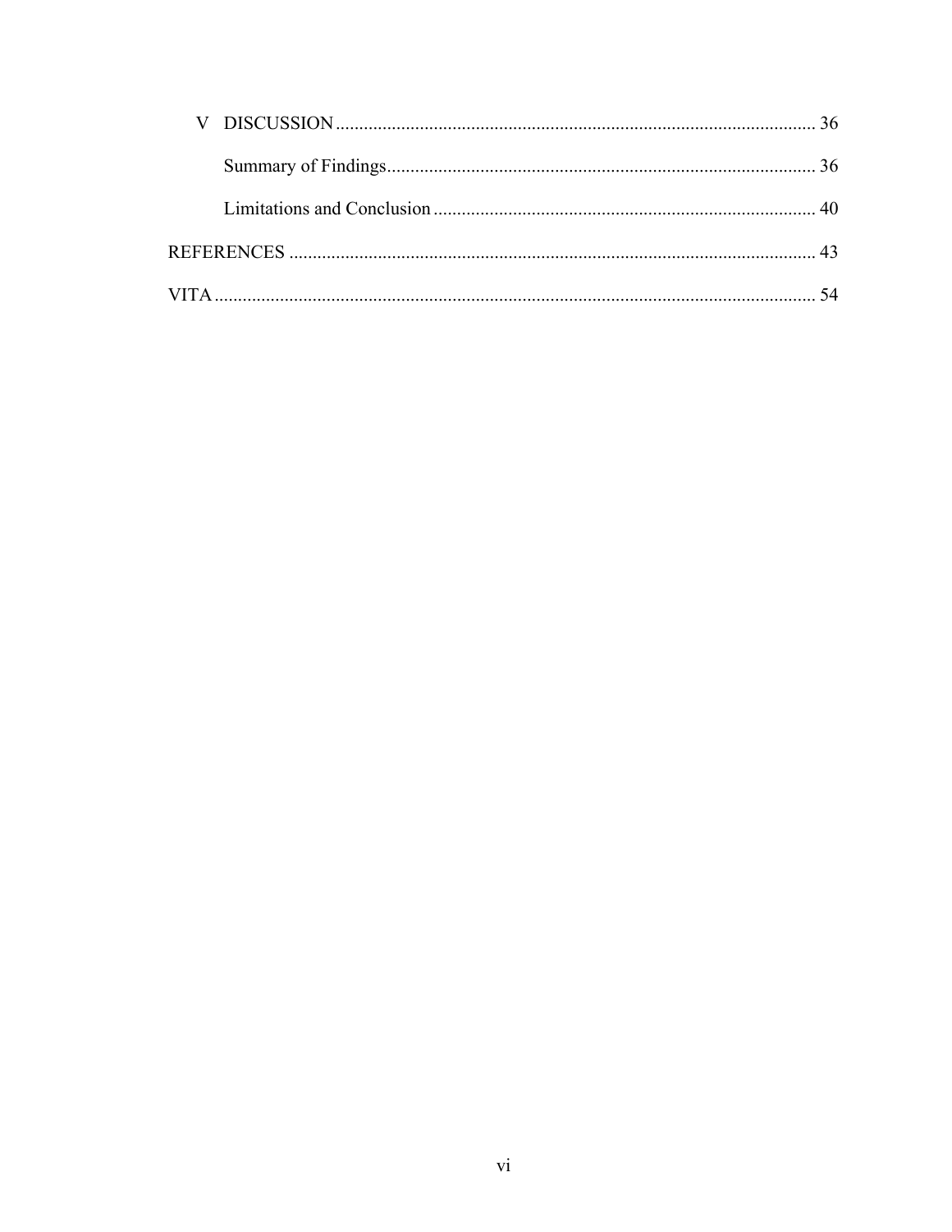V DISCUSSION ...................................................................................................... 36

Summary of Findings ........................................................................................... 36

Limitations and Conclusion .................................................................................. 40

REFERENCES ................................................................................................................. 43

VITA ................................................................................................................................ 54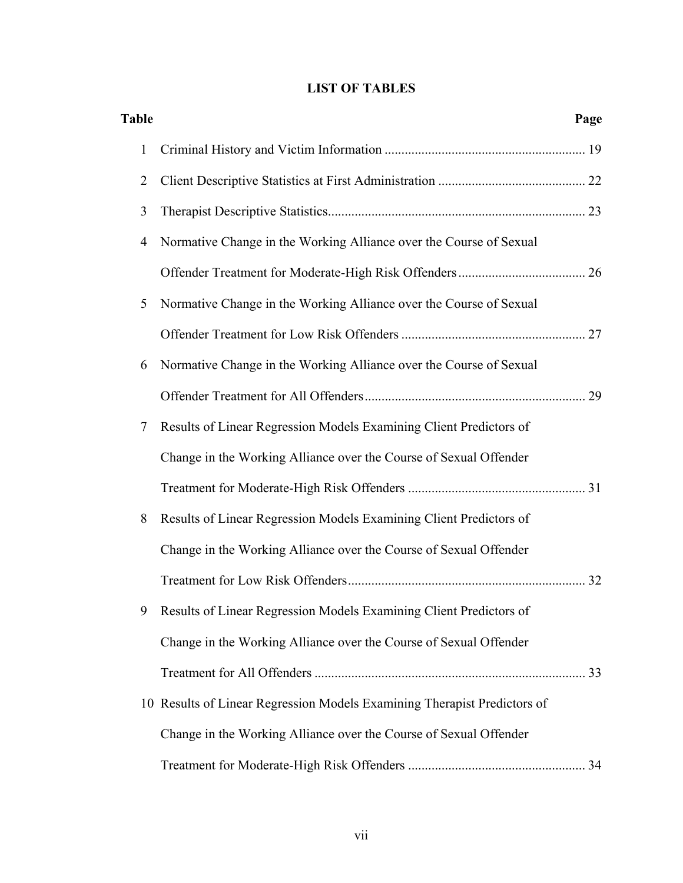## LIST OF TABLES

| Table | | Page |
|---|---|---|
| 1 | Criminal History and Victim Information | 19 |
| 2 | Client Descriptive Statistics at First Administration | 22 |
| 3 | Therapist Descriptive Statistics | 23 |
| 4 | Normative Change in the Working Alliance over the Course of Sexual Offender Treatment for Moderate-High Risk Offenders | 26 |
| 5 | Normative Change in the Working Alliance over the Course of Sexual Offender Treatment for Low Risk Offenders | 27 |
| 6 | Normative Change in the Working Alliance over the Course of Sexual Offender Treatment for All Offenders | 29 |
| 7 | Results of Linear Regression Models Examining Client Predictors of Change in the Working Alliance over the Course of Sexual Offender Treatment for Moderate-High Risk Offenders | 31 |
| 8 | Results of Linear Regression Models Examining Client Predictors of Change in the Working Alliance over the Course of Sexual Offender Treatment for Low Risk Offenders | 32 |
| 9 | Results of Linear Regression Models Examining Client Predictors of Change in the Working Alliance over the Course of Sexual Offender Treatment for All Offenders | 33 |
| 10 | Results of Linear Regression Models Examining Therapist Predictors of Change in the Working Alliance over the Course of Sexual Offender Treatment for Moderate-High Risk Offenders | 34 |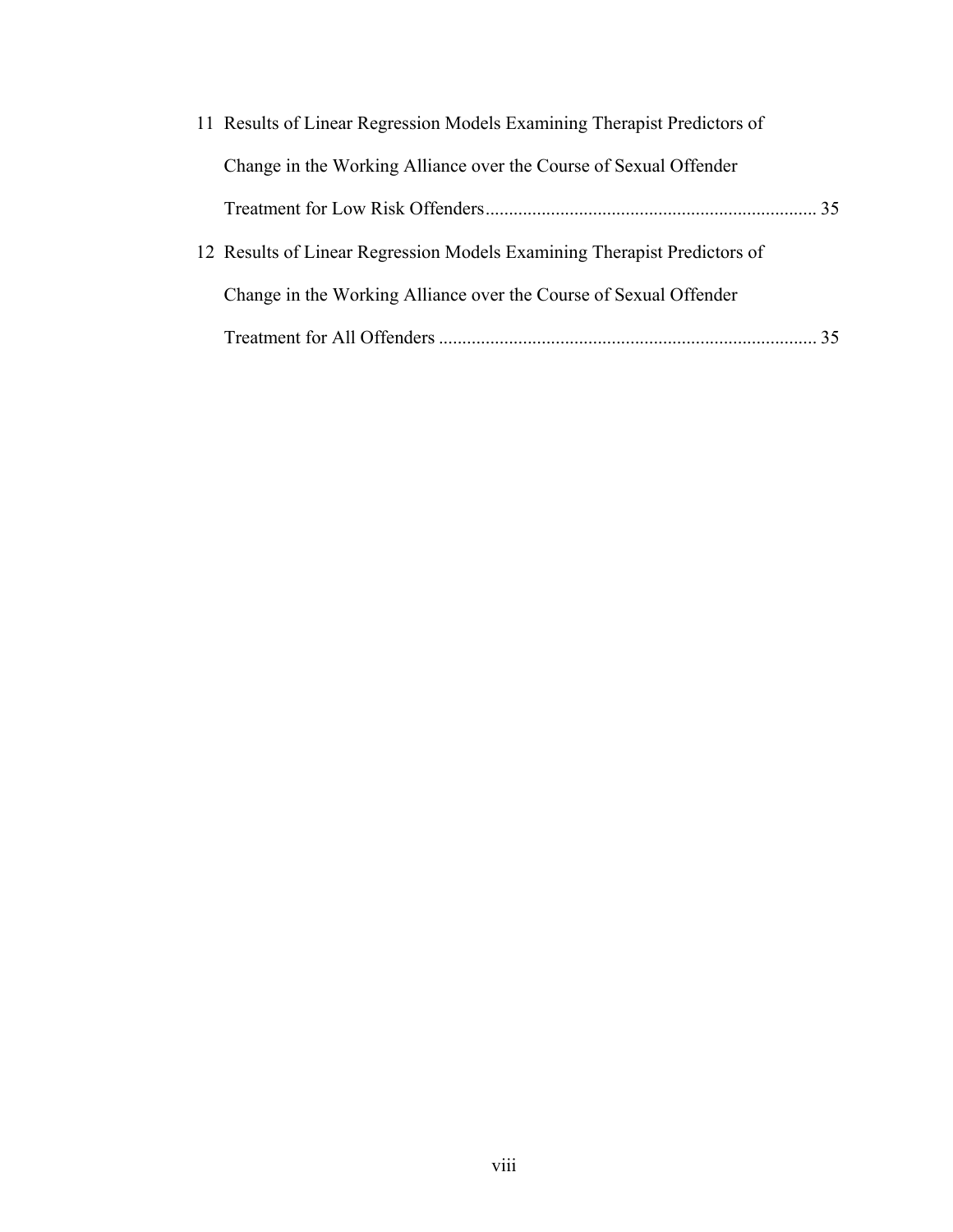11 Results of Linear Regression Models Examining Therapist Predictors of Change in the Working Alliance over the Course of Sexual Offender Treatment for Low Risk Offenders ....................................................................... 35

12 Results of Linear Regression Models Examining Therapist Predictors of Change in the Working Alliance over the Course of Sexual Offender Treatment for All Offenders ................................................................................ 35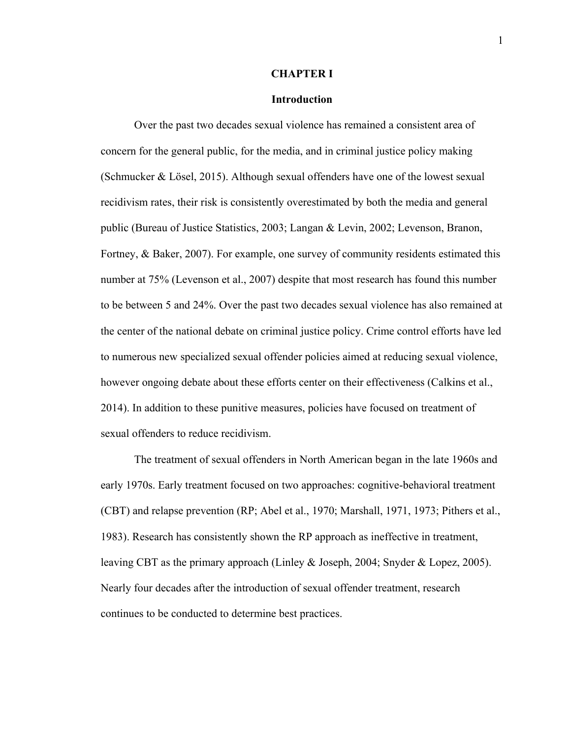# CHAPTER I

## Introduction

Over the past two decades sexual violence has remained a consistent area of concern for the general public, for the media, and in criminal justice policy making (Schmucker & Lösel, 2015). Although sexual offenders have one of the lowest sexual recidivism rates, their risk is consistently overestimated by both the media and general public (Bureau of Justice Statistics, 2003; Langan & Levin, 2002; Levenson, Branon, Fortney, & Baker, 2007). For example, one survey of community residents estimated this number at 75% (Levenson et al., 2007) despite that most research has found this number to be between 5 and 24%. Over the past two decades sexual violence has also remained at the center of the national debate on criminal justice policy. Crime control efforts have led to numerous new specialized sexual offender policies aimed at reducing sexual violence, however ongoing debate about these efforts center on their effectiveness (Calkins et al., 2014). In addition to these punitive measures, policies have focused on treatment of sexual offenders to reduce recidivism.

The treatment of sexual offenders in North American began in the late 1960s and early 1970s. Early treatment focused on two approaches: cognitive-behavioral treatment (CBT) and relapse prevention (RP; Abel et al., 1970; Marshall, 1971, 1973; Pithers et al., 1983). Research has consistently shown the RP approach as ineffective in treatment, leaving CBT as the primary approach (Linley & Joseph, 2004; Snyder & Lopez, 2005). Nearly four decades after the introduction of sexual offender treatment, research continues to be conducted to determine best practices.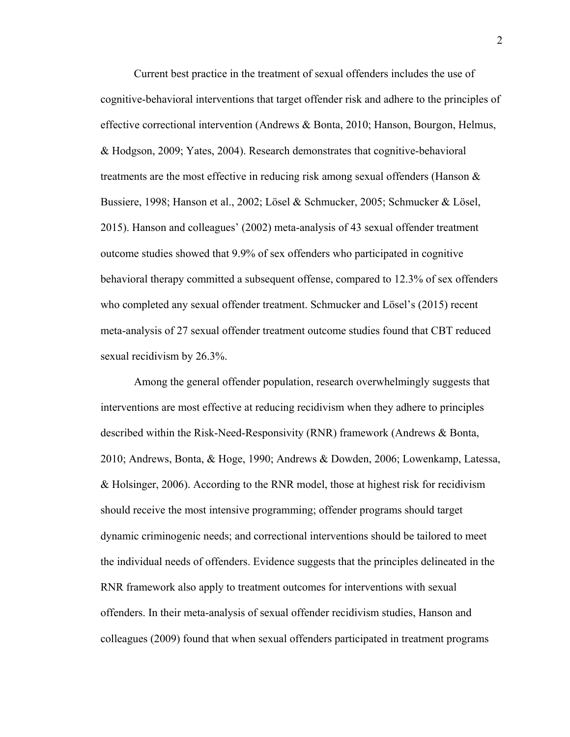Current best practice in the treatment of sexual offenders includes the use of cognitive-behavioral interventions that target offender risk and adhere to the principles of effective correctional intervention (Andrews & Bonta, 2010; Hanson, Bourgon, Helmus, & Hodgson, 2009; Yates, 2004). Research demonstrates that cognitive-behavioral treatments are the most effective in reducing risk among sexual offenders (Hanson & Bussiere, 1998; Hanson et al., 2002; Lösel & Schmucker, 2005; Schmucker & Lösel, 2015). Hanson and colleagues' (2002) meta-analysis of 43 sexual offender treatment outcome studies showed that 9.9% of sex offenders who participated in cognitive behavioral therapy committed a subsequent offense, compared to 12.3% of sex offenders who completed any sexual offender treatment. Schmucker and Lösel's (2015) recent meta-analysis of 27 sexual offender treatment outcome studies found that CBT reduced sexual recidivism by 26.3%.

Among the general offender population, research overwhelmingly suggests that interventions are most effective at reducing recidivism when they adhere to principles described within the Risk-Need-Responsivity (RNR) framework (Andrews & Bonta, 2010; Andrews, Bonta, & Hoge, 1990; Andrews & Dowden, 2006; Lowenkamp, Latessa, & Holsinger, 2006). According to the RNR model, those at highest risk for recidivism should receive the most intensive programming; offender programs should target dynamic criminogenic needs; and correctional interventions should be tailored to meet the individual needs of offenders. Evidence suggests that the principles delineated in the RNR framework also apply to treatment outcomes for interventions with sexual offenders. In their meta-analysis of sexual offender recidivism studies, Hanson and colleagues (2009) found that when sexual offenders participated in treatment programs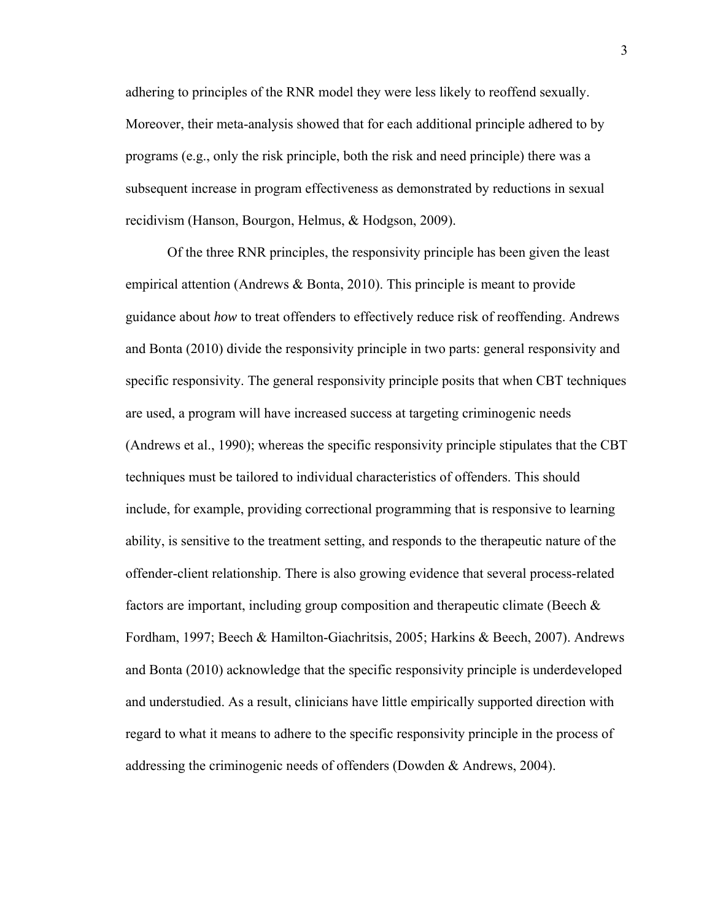adhering to principles of the RNR model they were less likely to reoffend sexually. Moreover, their meta-analysis showed that for each additional principle adhered to by programs (e.g., only the risk principle, both the risk and need principle) there was a subsequent increase in program effectiveness as demonstrated by reductions in sexual recidivism (Hanson, Bourgon, Helmus, & Hodgson, 2009).

Of the three RNR principles, the responsivity principle has been given the least empirical attention (Andrews & Bonta, 2010). This principle is meant to provide guidance about *how* to treat offenders to effectively reduce risk of reoffending. Andrews and Bonta (2010) divide the responsivity principle in two parts: general responsivity and specific responsivity. The general responsivity principle posits that when CBT techniques are used, a program will have increased success at targeting criminogenic needs (Andrews et al., 1990); whereas the specific responsivity principle stipulates that the CBT techniques must be tailored to individual characteristics of offenders. This should include, for example, providing correctional programming that is responsive to learning ability, is sensitive to the treatment setting, and responds to the therapeutic nature of the offender-client relationship. There is also growing evidence that several process-related factors are important, including group composition and therapeutic climate (Beech & Fordham, 1997; Beech & Hamilton-Giachritsis, 2005; Harkins & Beech, 2007). Andrews and Bonta (2010) acknowledge that the specific responsivity principle is underdeveloped and understudied. As a result, clinicians have little empirically supported direction with regard to what it means to adhere to the specific responsivity principle in the process of addressing the criminogenic needs of offenders (Dowden & Andrews, 2004).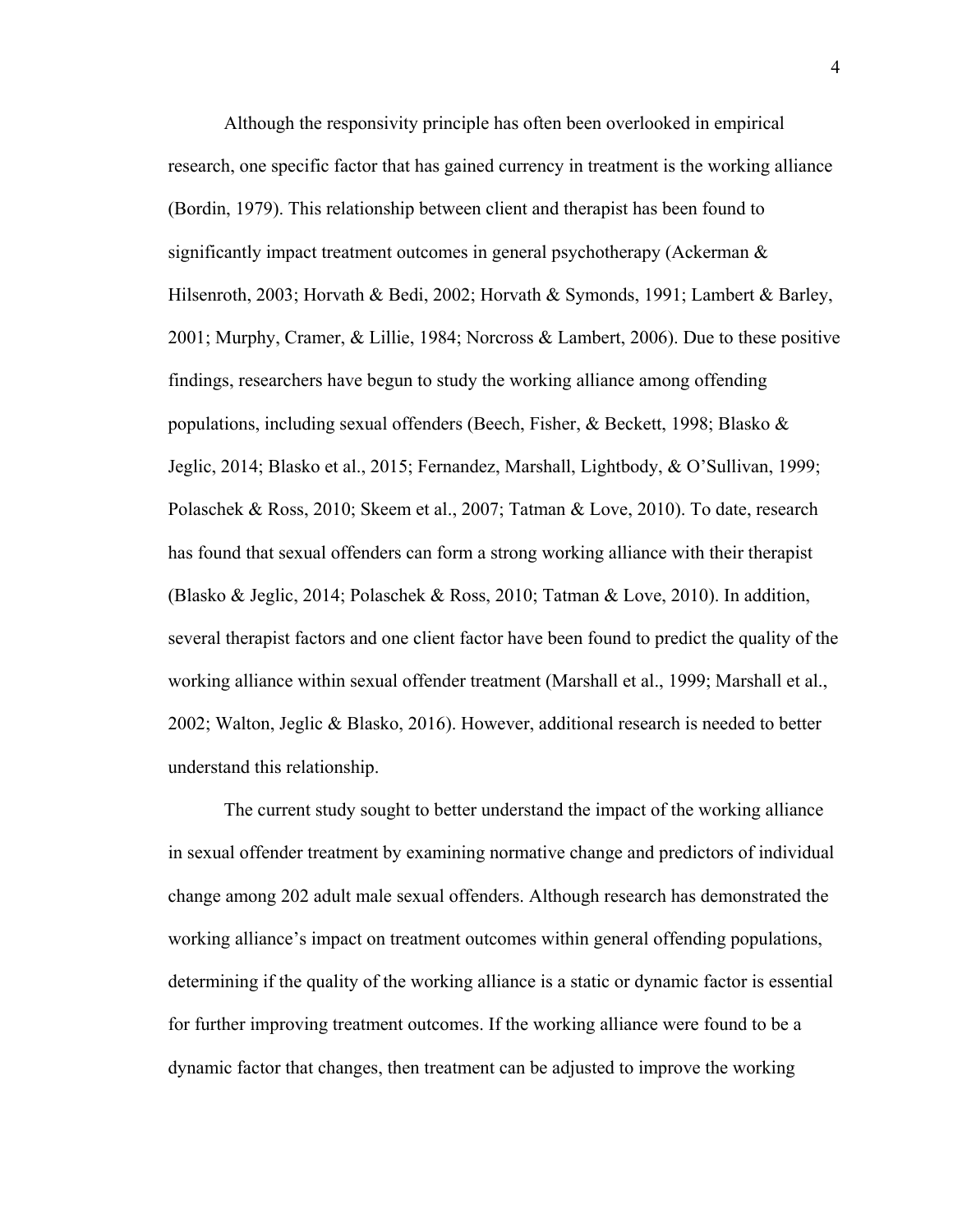Although the responsivity principle has often been overlooked in empirical research, one specific factor that has gained currency in treatment is the working alliance (Bordin, 1979). This relationship between client and therapist has been found to significantly impact treatment outcomes in general psychotherapy (Ackerman & Hilsenroth, 2003; Horvath & Bedi, 2002; Horvath & Symonds, 1991; Lambert & Barley, 2001; Murphy, Cramer, & Lillie, 1984; Norcross & Lambert, 2006). Due to these positive findings, researchers have begun to study the working alliance among offending populations, including sexual offenders (Beech, Fisher, & Beckett, 1998; Blasko & Jeglic, 2014; Blasko et al., 2015; Fernandez, Marshall, Lightbody, & O'Sullivan, 1999; Polaschek & Ross, 2010; Skeem et al., 2007; Tatman & Love, 2010). To date, research has found that sexual offenders can form a strong working alliance with their therapist (Blasko & Jeglic, 2014; Polaschek & Ross, 2010; Tatman & Love, 2010). In addition, several therapist factors and one client factor have been found to predict the quality of the working alliance within sexual offender treatment (Marshall et al., 1999; Marshall et al., 2002; Walton, Jeglic & Blasko, 2016). However, additional research is needed to better understand this relationship.

The current study sought to better understand the impact of the working alliance in sexual offender treatment by examining normative change and predictors of individual change among 202 adult male sexual offenders. Although research has demonstrated the working alliance's impact on treatment outcomes within general offending populations, determining if the quality of the working alliance is a static or dynamic factor is essential for further improving treatment outcomes. If the working alliance were found to be a dynamic factor that changes, then treatment can be adjusted to improve the working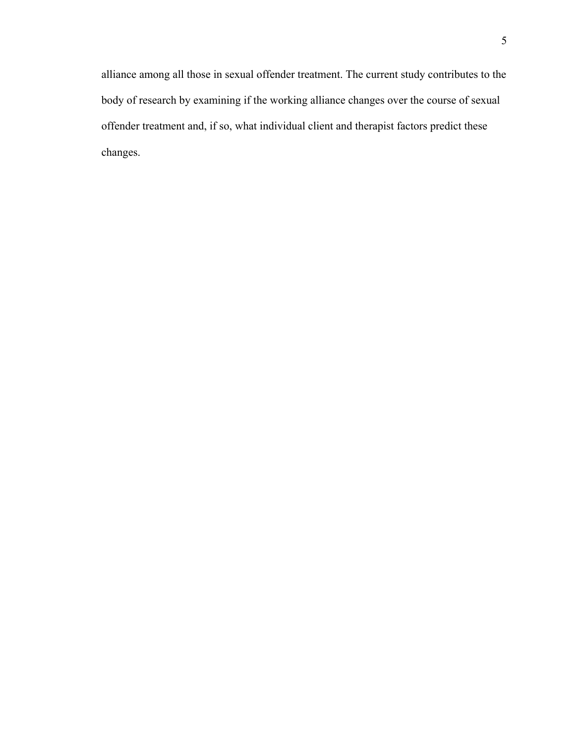alliance among all those in sexual offender treatment. The current study contributes to the body of research by examining if the working alliance changes over the course of sexual offender treatment and, if so, what individual client and therapist factors predict these changes.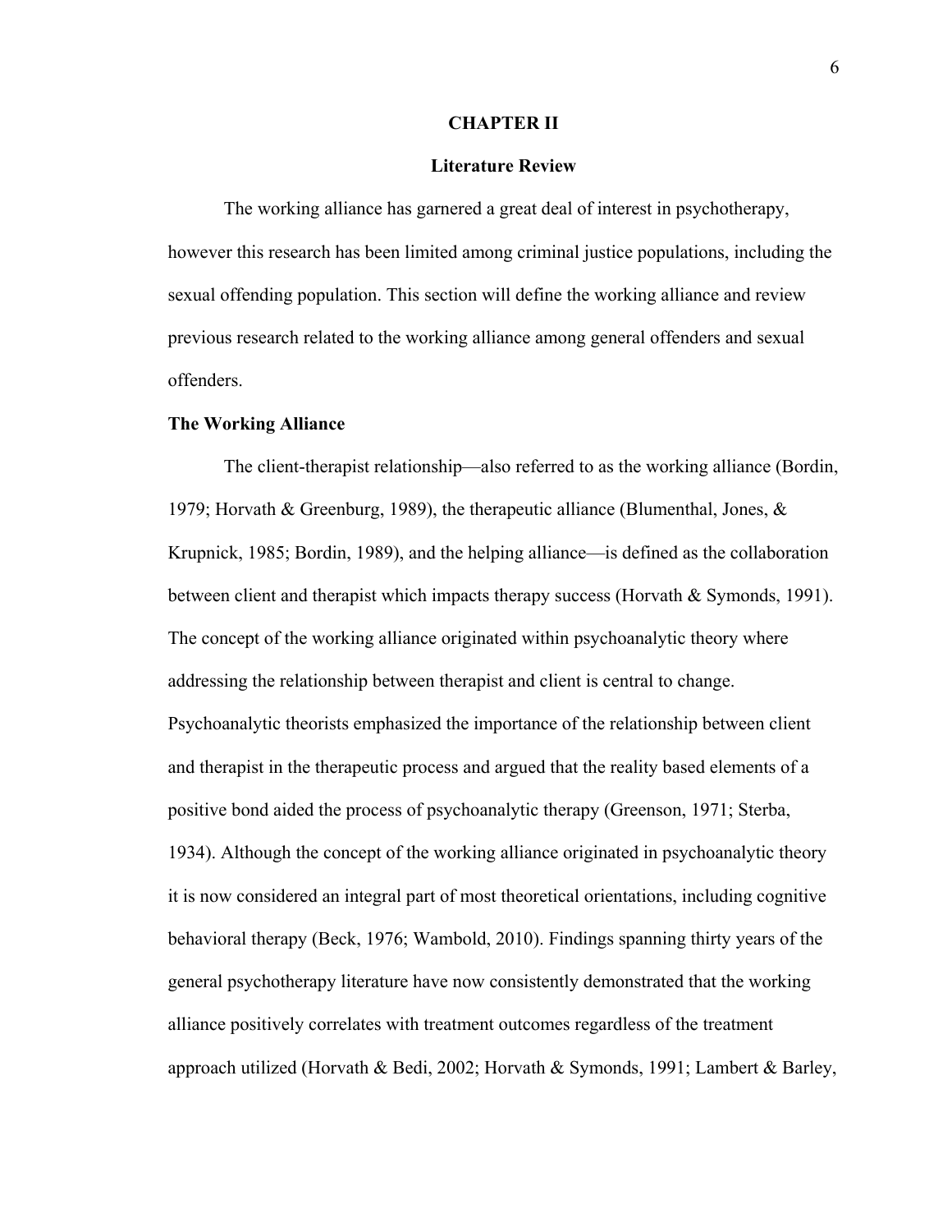# CHAPTER II

## Literature Review

The working alliance has garnered a great deal of interest in psychotherapy, however this research has been limited among criminal justice populations, including the sexual offending population. This section will define the working alliance and review previous research related to the working alliance among general offenders and sexual offenders.

### The Working Alliance

The client-therapist relationship—also referred to as the working alliance (Bordin, 1979; Horvath & Greenburg, 1989), the therapeutic alliance (Blumenthal, Jones, & Krupnick, 1985; Bordin, 1989), and the helping alliance—is defined as the collaboration between client and therapist which impacts therapy success (Horvath & Symonds, 1991). The concept of the working alliance originated within psychoanalytic theory where addressing the relationship between therapist and client is central to change. Psychoanalytic theorists emphasized the importance of the relationship between client and therapist in the therapeutic process and argued that the reality based elements of a positive bond aided the process of psychoanalytic therapy (Greenson, 1971; Sterba, 1934). Although the concept of the working alliance originated in psychoanalytic theory it is now considered an integral part of most theoretical orientations, including cognitive behavioral therapy (Beck, 1976; Wambold, 2010). Findings spanning thirty years of the general psychotherapy literature have now consistently demonstrated that the working alliance positively correlates with treatment outcomes regardless of the treatment approach utilized (Horvath & Bedi, 2002; Horvath & Symonds, 1991; Lambert & Barley,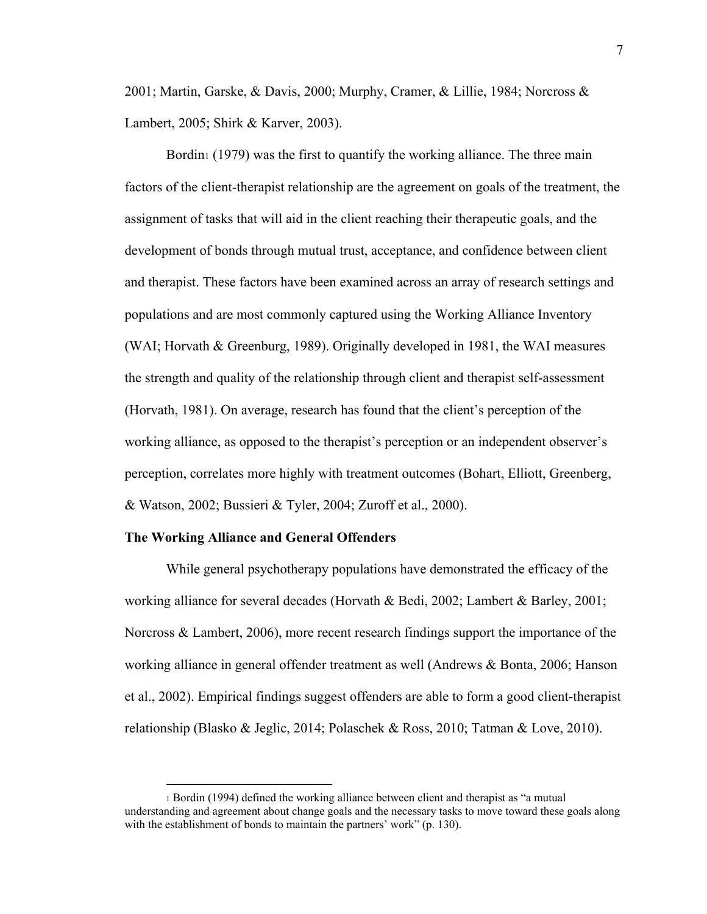2001; Martin, Garske, & Davis, 2000; Murphy, Cramer, & Lillie, 1984; Norcross & Lambert, 2005; Shirk & Karver, 2003).

Bordin[1] (1979) was the first to quantify the working alliance. The three main factors of the client-therapist relationship are the agreement on goals of the treatment, the assignment of tasks that will aid in the client reaching their therapeutic goals, and the development of bonds through mutual trust, acceptance, and confidence between client and therapist. These factors have been examined across an array of research settings and populations and are most commonly captured using the Working Alliance Inventory (WAI; Horvath & Greenburg, 1989). Originally developed in 1981, the WAI measures the strength and quality of the relationship through client and therapist self-assessment (Horvath, 1981). On average, research has found that the client's perception of the working alliance, as opposed to the therapist's perception or an independent observer's perception, correlates more highly with treatment outcomes (Bohart, Elliott, Greenberg, & Watson, 2002; Bussieri & Tyler, 2004; Zuroff et al., 2000).

**The Working Alliance and General Offenders**

While general psychotherapy populations have demonstrated the efficacy of the working alliance for several decades (Horvath & Bedi, 2002; Lambert & Barley, 2001; Norcross & Lambert, 2006), more recent research findings support the importance of the working alliance in general offender treatment as well (Andrews & Bonta, 2006; Hanson et al., 2002). Empirical findings suggest offenders are able to form a good client-therapist relationship (Blasko & Jeglic, 2014; Polaschek & Ross, 2010; Tatman & Love, 2010).

---

[1] Bordin (1994) defined the working alliance between client and therapist as "a mutual understanding and agreement about change goals and the necessary tasks to move toward these goals along with the establishment of bonds to maintain the partners' work" (p. 130).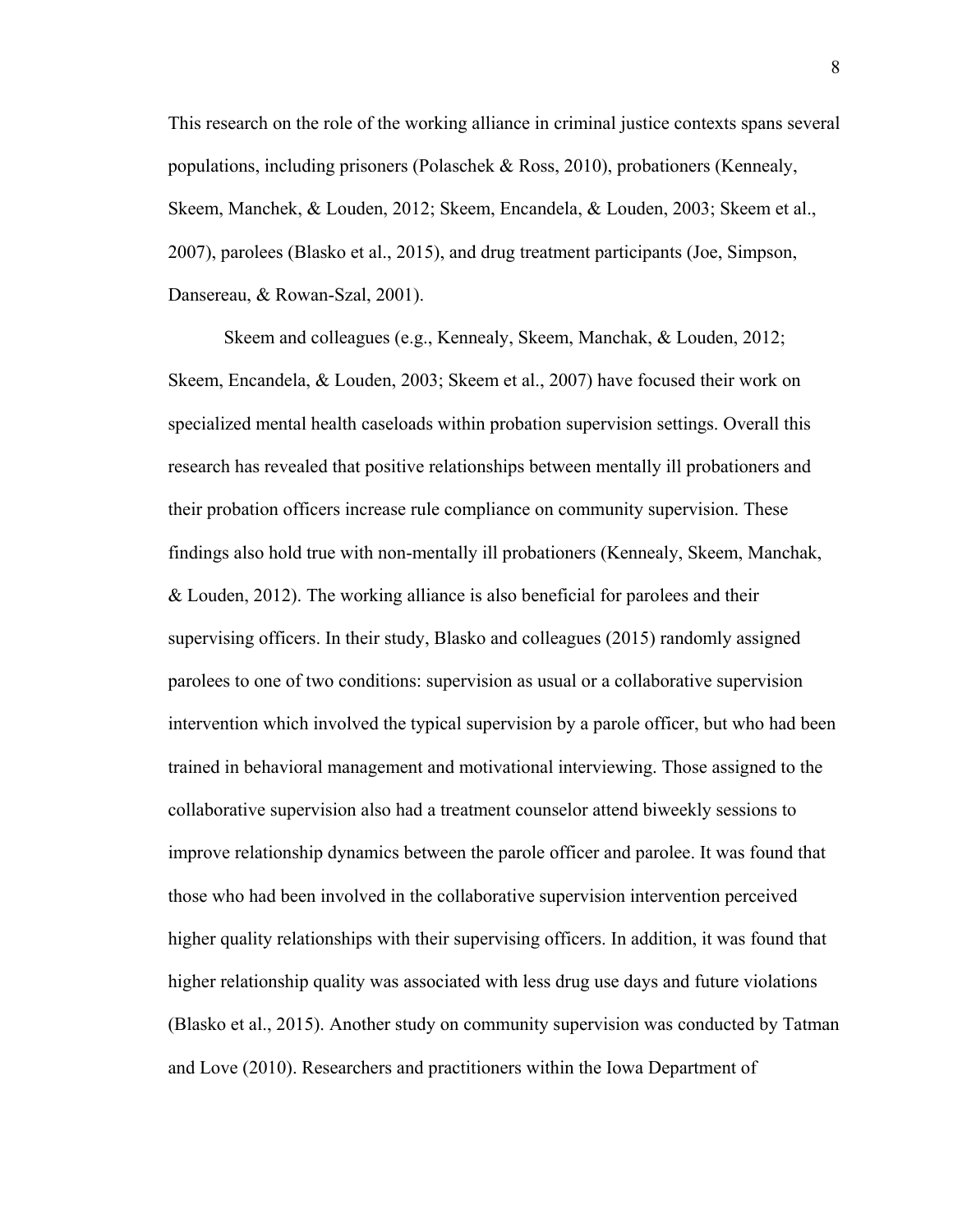This research on the role of the working alliance in criminal justice contexts spans several populations, including prisoners (Polaschek & Ross, 2010), probationers (Kennealy, Skeem, Manchek, & Louden, 2012; Skeem, Encandela, & Louden, 2003; Skeem et al., 2007), parolees (Blasko et al., 2015), and drug treatment participants (Joe, Simpson, Dansereau, & Rowan-Szal, 2001).

Skeem and colleagues (e.g., Kennealy, Skeem, Manchak, & Louden, 2012; Skeem, Encandela, & Louden, 2003; Skeem et al., 2007) have focused their work on specialized mental health caseloads within probation supervision settings. Overall this research has revealed that positive relationships between mentally ill probationers and their probation officers increase rule compliance on community supervision. These findings also hold true with non-mentally ill probationers (Kennealy, Skeem, Manchak, & Louden, 2012). The working alliance is also beneficial for parolees and their supervising officers. In their study, Blasko and colleagues (2015) randomly assigned parolees to one of two conditions: supervision as usual or a collaborative supervision intervention which involved the typical supervision by a parole officer, but who had been trained in behavioral management and motivational interviewing. Those assigned to the collaborative supervision also had a treatment counselor attend biweekly sessions to improve relationship dynamics between the parole officer and parolee. It was found that those who had been involved in the collaborative supervision intervention perceived higher quality relationships with their supervising officers. In addition, it was found that higher relationship quality was associated with less drug use days and future violations (Blasko et al., 2015). Another study on community supervision was conducted by Tatman and Love (2010). Researchers and practitioners within the Iowa Department of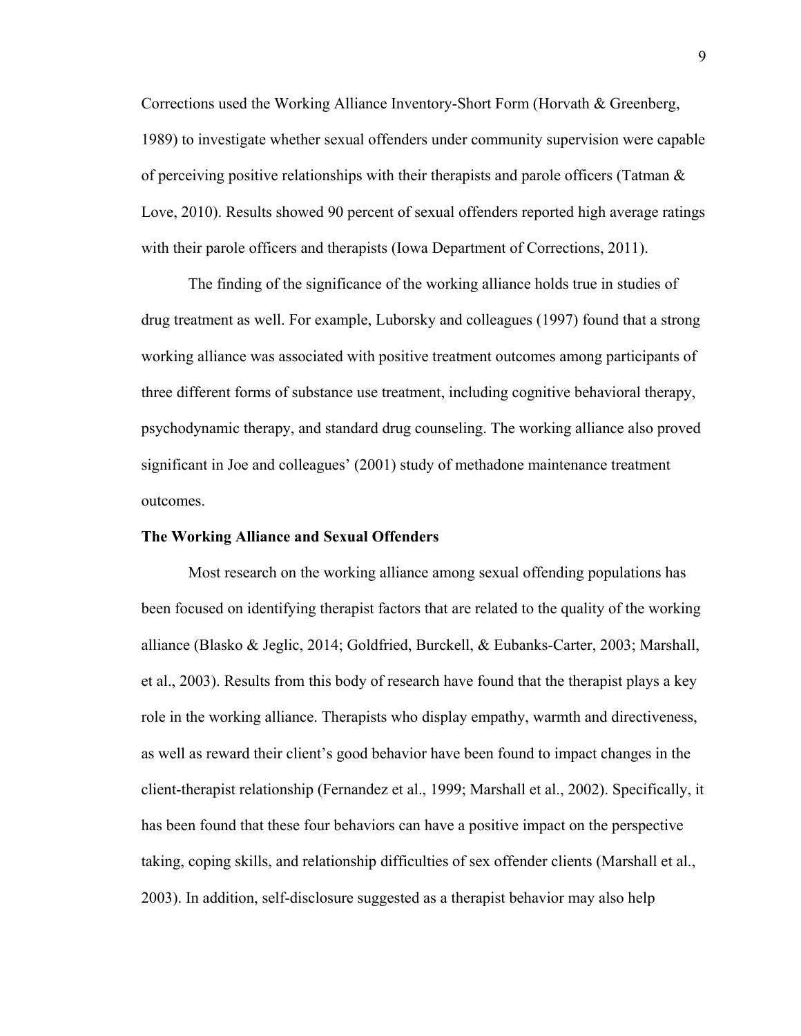Corrections used the Working Alliance Inventory-Short Form (Horvath & Greenberg, 1989) to investigate whether sexual offenders under community supervision were capable of perceiving positive relationships with their therapists and parole officers (Tatman & Love, 2010). Results showed 90 percent of sexual offenders reported high average ratings with their parole officers and therapists (Iowa Department of Corrections, 2011).

The finding of the significance of the working alliance holds true in studies of drug treatment as well. For example, Luborsky and colleagues (1997) found that a strong working alliance was associated with positive treatment outcomes among participants of three different forms of substance use treatment, including cognitive behavioral therapy, psychodynamic therapy, and standard drug counseling. The working alliance also proved significant in Joe and colleagues' (2001) study of methadone maintenance treatment outcomes.

**The Working Alliance and Sexual Offenders**

Most research on the working alliance among sexual offending populations has been focused on identifying therapist factors that are related to the quality of the working alliance (Blasko & Jeglic, 2014; Goldfried, Burckell, & Eubanks-Carter, 2003; Marshall, et al., 2003). Results from this body of research have found that the therapist plays a key role in the working alliance. Therapists who display empathy, warmth and directiveness, as well as reward their client's good behavior have been found to impact changes in the client-therapist relationship (Fernandez et al., 1999; Marshall et al., 2002). Specifically, it has been found that these four behaviors can have a positive impact on the perspective taking, coping skills, and relationship difficulties of sex offender clients (Marshall et al., 2003). In addition, self-disclosure suggested as a therapist behavior may also help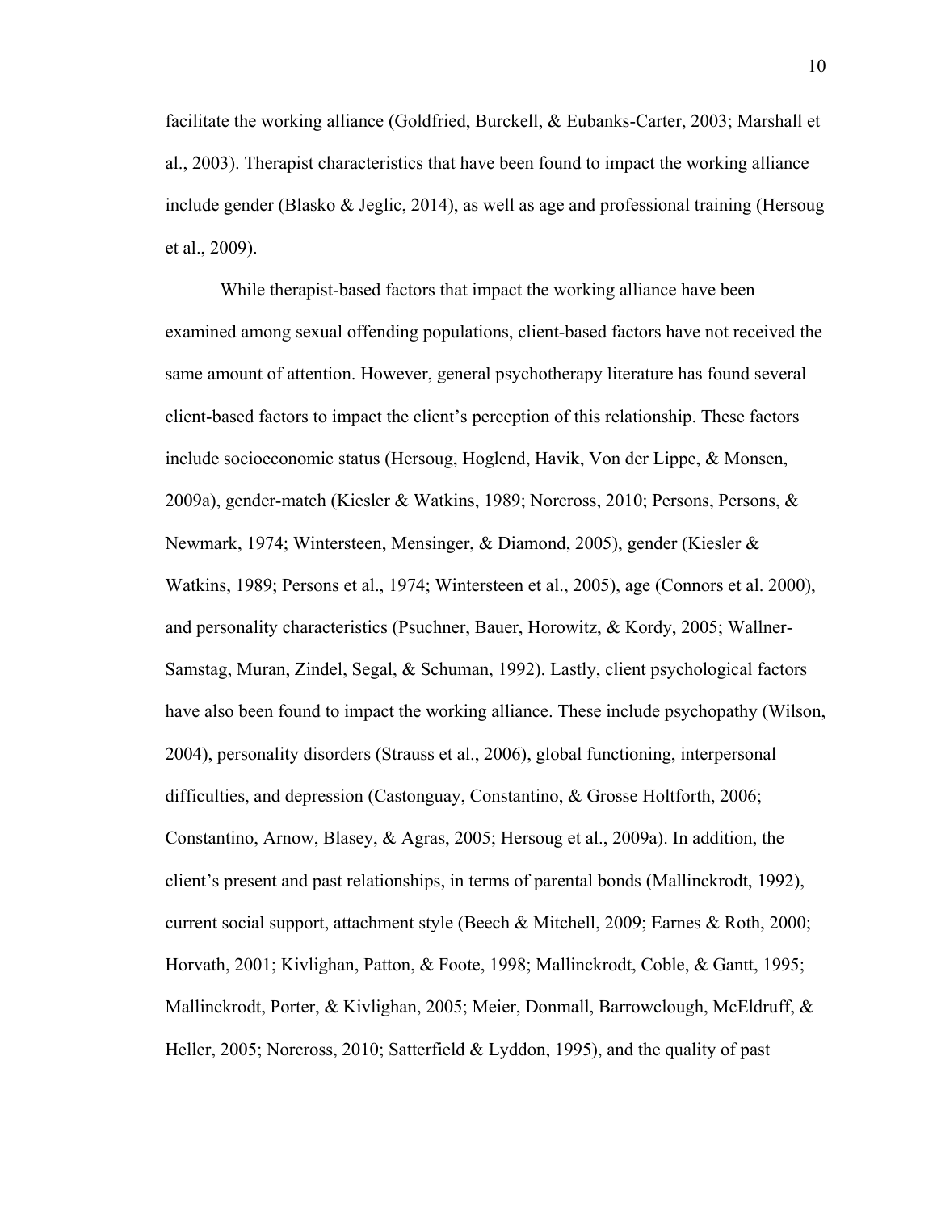facilitate the working alliance (Goldfried, Burckell, & Eubanks-Carter, 2003; Marshall et al., 2003). Therapist characteristics that have been found to impact the working alliance include gender (Blasko & Jeglic, 2014), as well as age and professional training (Hersoug et al., 2009).

While therapist-based factors that impact the working alliance have been examined among sexual offending populations, client-based factors have not received the same amount of attention. However, general psychotherapy literature has found several client-based factors to impact the client's perception of this relationship. These factors include socioeconomic status (Hersoug, Hoglend, Havik, Von der Lippe, & Monsen, 2009a), gender-match (Kiesler & Watkins, 1989; Norcross, 2010; Persons, Persons, & Newmark, 1974; Wintersteen, Mensinger, & Diamond, 2005), gender (Kiesler & Watkins, 1989; Persons et al., 1974; Wintersteen et al., 2005), age (Connors et al. 2000), and personality characteristics (Psuchner, Bauer, Horowitz, & Kordy, 2005; Wallner-Samstag, Muran, Zindel, Segal, & Schuman, 1992). Lastly, client psychological factors have also been found to impact the working alliance. These include psychopathy (Wilson, 2004), personality disorders (Strauss et al., 2006), global functioning, interpersonal difficulties, and depression (Castonguay, Constantino, & Grosse Holtforth, 2006; Constantino, Arnow, Blasey, & Agras, 2005; Hersoug et al., 2009a). In addition, the client's present and past relationships, in terms of parental bonds (Mallinckrodt, 1992), current social support, attachment style (Beech & Mitchell, 2009; Earnes & Roth, 2000; Horvath, 2001; Kivlighan, Patton, & Foote, 1998; Mallinckrodt, Coble, & Gantt, 1995; Mallinckrodt, Porter, & Kivlighan, 2005; Meier, Donmall, Barrowclough, McEldruff, & Heller, 2005; Norcross, 2010; Satterfield & Lyddon, 1995), and the quality of past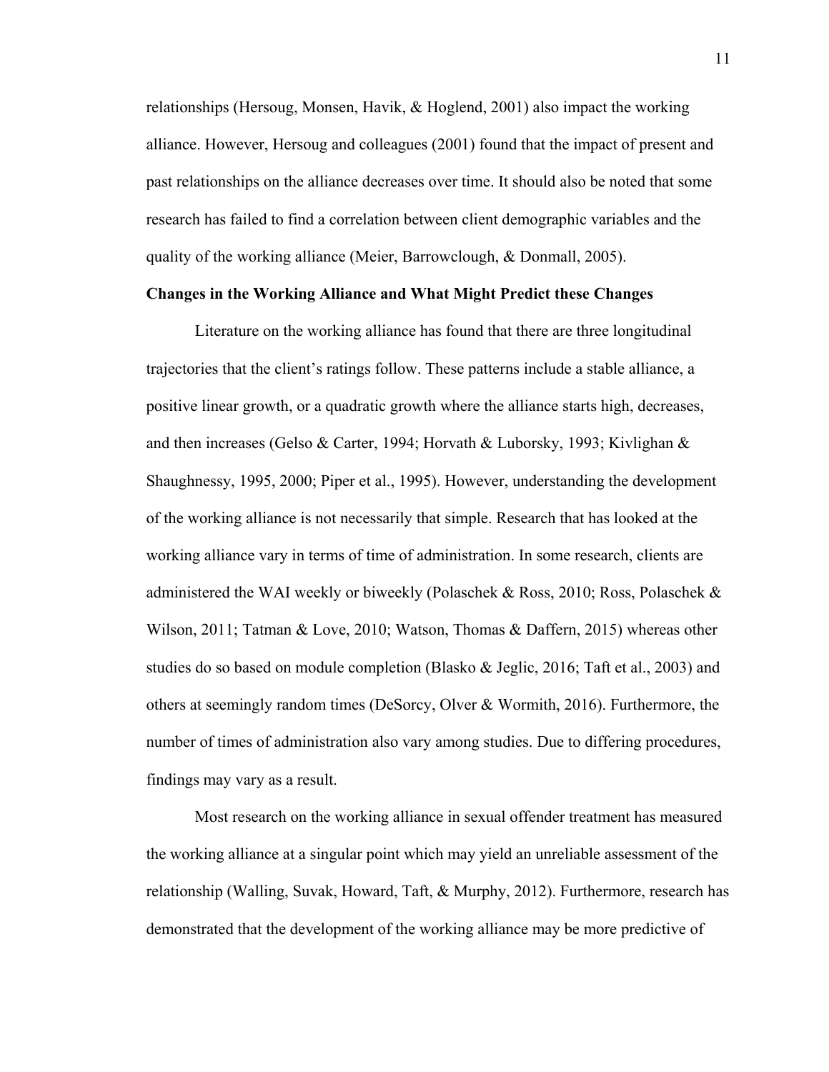relationships (Hersoug, Monsen, Havik, & Hoglend, 2001) also impact the working alliance. However, Hersoug and colleagues (2001) found that the impact of present and past relationships on the alliance decreases over time. It should also be noted that some research has failed to find a correlation between client demographic variables and the quality of the working alliance (Meier, Barrowclough, & Donmall, 2005).

**Changes in the Working Alliance and What Might Predict these Changes**

Literature on the working alliance has found that there are three longitudinal trajectories that the client's ratings follow. These patterns include a stable alliance, a positive linear growth, or a quadratic growth where the alliance starts high, decreases, and then increases (Gelso & Carter, 1994; Horvath & Luborsky, 1993; Kivlighan & Shaughnessy, 1995, 2000; Piper et al., 1995). However, understanding the development of the working alliance is not necessarily that simple. Research that has looked at the working alliance vary in terms of time of administration. In some research, clients are administered the WAI weekly or biweekly (Polaschek & Ross, 2010; Ross, Polaschek & Wilson, 2011; Tatman & Love, 2010; Watson, Thomas & Daffern, 2015) whereas other studies do so based on module completion (Blasko & Jeglic, 2016; Taft et al., 2003) and others at seemingly random times (DeSorcy, Olver & Wormith, 2016). Furthermore, the number of times of administration also vary among studies. Due to differing procedures, findings may vary as a result.

Most research on the working alliance in sexual offender treatment has measured the working alliance at a singular point which may yield an unreliable assessment of the relationship (Walling, Suvak, Howard, Taft, & Murphy, 2012). Furthermore, research has demonstrated that the development of the working alliance may be more predictive of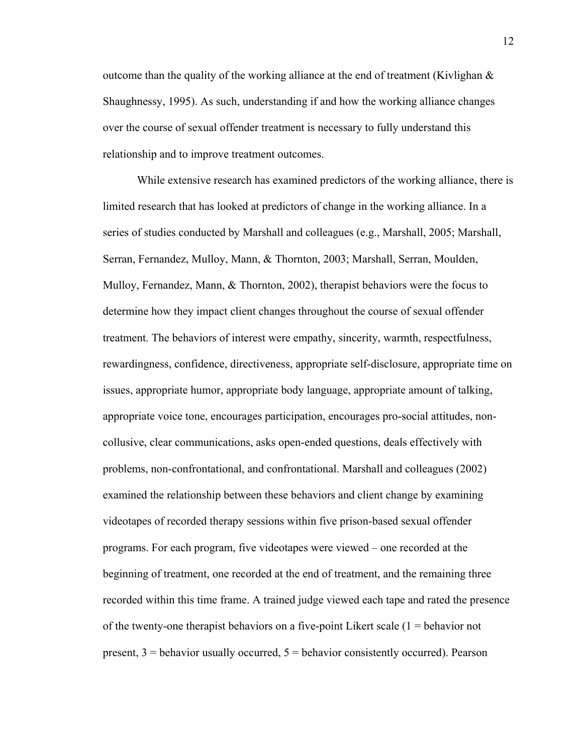outcome than the quality of the working alliance at the end of treatment (Kivlighan & Shaughnessy, 1995). As such, understanding if and how the working alliance changes over the course of sexual offender treatment is necessary to fully understand this relationship and to improve treatment outcomes.

While extensive research has examined predictors of the working alliance, there is limited research that has looked at predictors of change in the working alliance. In a series of studies conducted by Marshall and colleagues (e.g., Marshall, 2005; Marshall, Serran, Fernandez, Mulloy, Mann, & Thornton, 2003; Marshall, Serran, Moulden, Mulloy, Fernandez, Mann, & Thornton, 2002), therapist behaviors were the focus to determine how they impact client changes throughout the course of sexual offender treatment. The behaviors of interest were empathy, sincerity, warmth, respectfulness, rewardingness, confidence, directiveness, appropriate self-disclosure, appropriate time on issues, appropriate humor, appropriate body language, appropriate amount of talking, appropriate voice tone, encourages participation, encourages pro-social attitudes, non-collusive, clear communications, asks open-ended questions, deals effectively with problems, non-confrontational, and confrontational. Marshall and colleagues (2002) examined the relationship between these behaviors and client change by examining videotapes of recorded therapy sessions within five prison-based sexual offender programs. For each program, five videotapes were viewed – one recorded at the beginning of treatment, one recorded at the end of treatment, and the remaining three recorded within this time frame. A trained judge viewed each tape and rated the presence of the twenty-one therapist behaviors on a five-point Likert scale (1 = behavior not present, 3 = behavior usually occurred, 5 = behavior consistently occurred). Pearson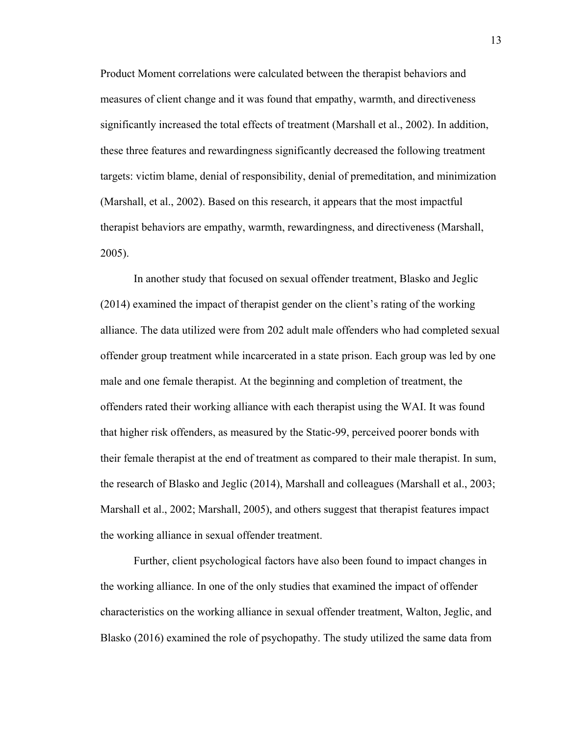Product Moment correlations were calculated between the therapist behaviors and measures of client change and it was found that empathy, warmth, and directiveness significantly increased the total effects of treatment (Marshall et al., 2002). In addition, these three features and rewardingness significantly decreased the following treatment targets: victim blame, denial of responsibility, denial of premeditation, and minimization (Marshall, et al., 2002). Based on this research, it appears that the most impactful therapist behaviors are empathy, warmth, rewardingness, and directiveness (Marshall, 2005).

In another study that focused on sexual offender treatment, Blasko and Jeglic (2014) examined the impact of therapist gender on the client's rating of the working alliance. The data utilized were from 202 adult male offenders who had completed sexual offender group treatment while incarcerated in a state prison. Each group was led by one male and one female therapist. At the beginning and completion of treatment, the offenders rated their working alliance with each therapist using the WAI. It was found that higher risk offenders, as measured by the Static-99, perceived poorer bonds with their female therapist at the end of treatment as compared to their male therapist. In sum, the research of Blasko and Jeglic (2014), Marshall and colleagues (Marshall et al., 2003; Marshall et al., 2002; Marshall, 2005), and others suggest that therapist features impact the working alliance in sexual offender treatment.

Further, client psychological factors have also been found to impact changes in the working alliance. In one of the only studies that examined the impact of offender characteristics on the working alliance in sexual offender treatment, Walton, Jeglic, and Blasko (2016) examined the role of psychopathy. The study utilized the same data from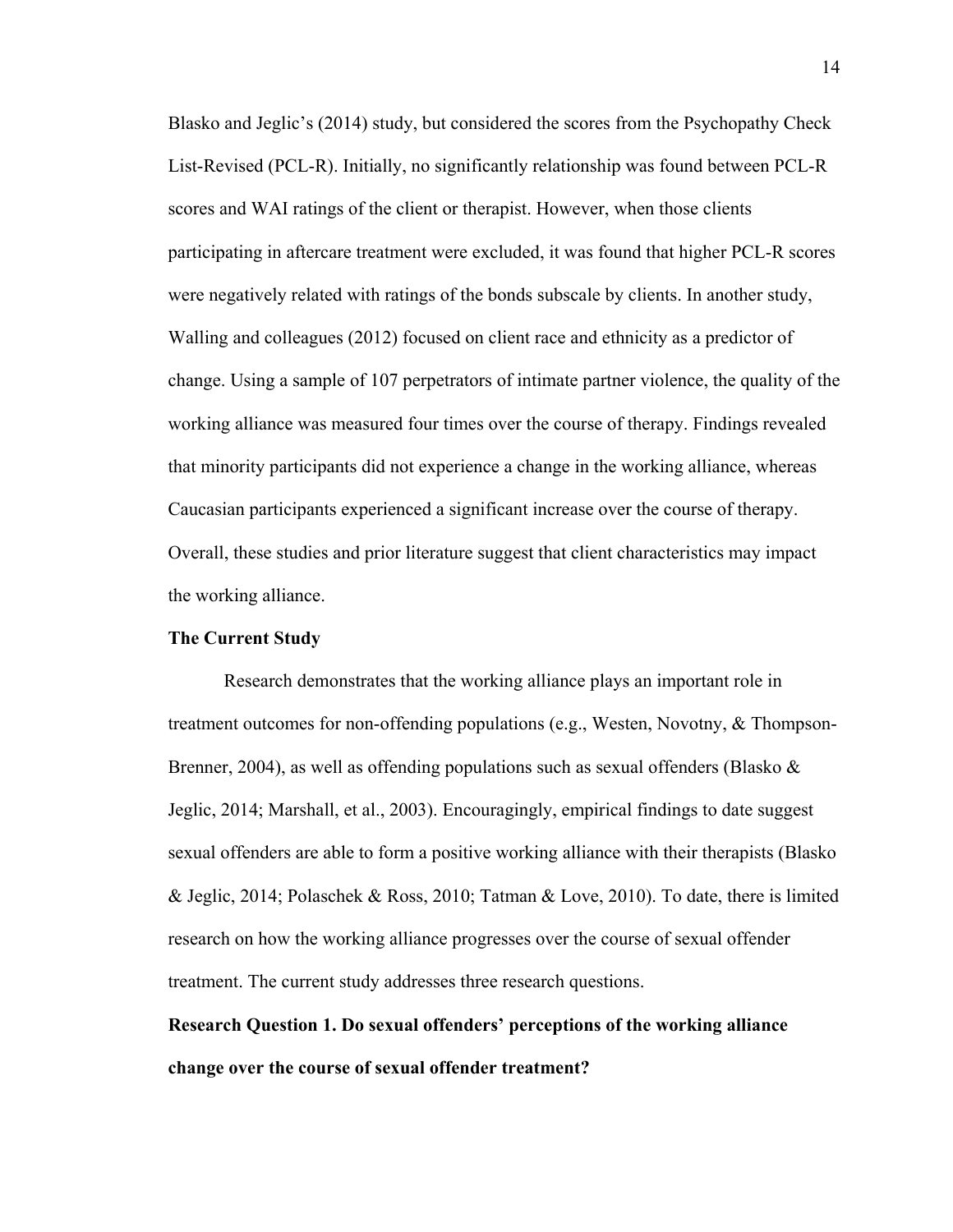Blasko and Jeglic's (2014) study, but considered the scores from the Psychopathy Check List-Revised (PCL-R). Initially, no significantly relationship was found between PCL-R scores and WAI ratings of the client or therapist. However, when those clients participating in aftercare treatment were excluded, it was found that higher PCL-R scores were negatively related with ratings of the bonds subscale by clients. In another study, Walling and colleagues (2012) focused on client race and ethnicity as a predictor of change. Using a sample of 107 perpetrators of intimate partner violence, the quality of the working alliance was measured four times over the course of therapy. Findings revealed that minority participants did not experience a change in the working alliance, whereas Caucasian participants experienced a significant increase over the course of therapy. Overall, these studies and prior literature suggest that client characteristics may impact the working alliance.

## The Current Study

Research demonstrates that the working alliance plays an important role in treatment outcomes for non-offending populations (e.g., Westen, Novotny, & Thompson-Brenner, 2004), as well as offending populations such as sexual offenders (Blasko & Jeglic, 2014; Marshall, et al., 2003). Encouragingly, empirical findings to date suggest sexual offenders are able to form a positive working alliance with their therapists (Blasko & Jeglic, 2014; Polaschek & Ross, 2010; Tatman & Love, 2010). To date, there is limited research on how the working alliance progresses over the course of sexual offender treatment. The current study addresses three research questions.

**Research Question 1. Do sexual offenders' perceptions of the working alliance change over the course of sexual offender treatment?**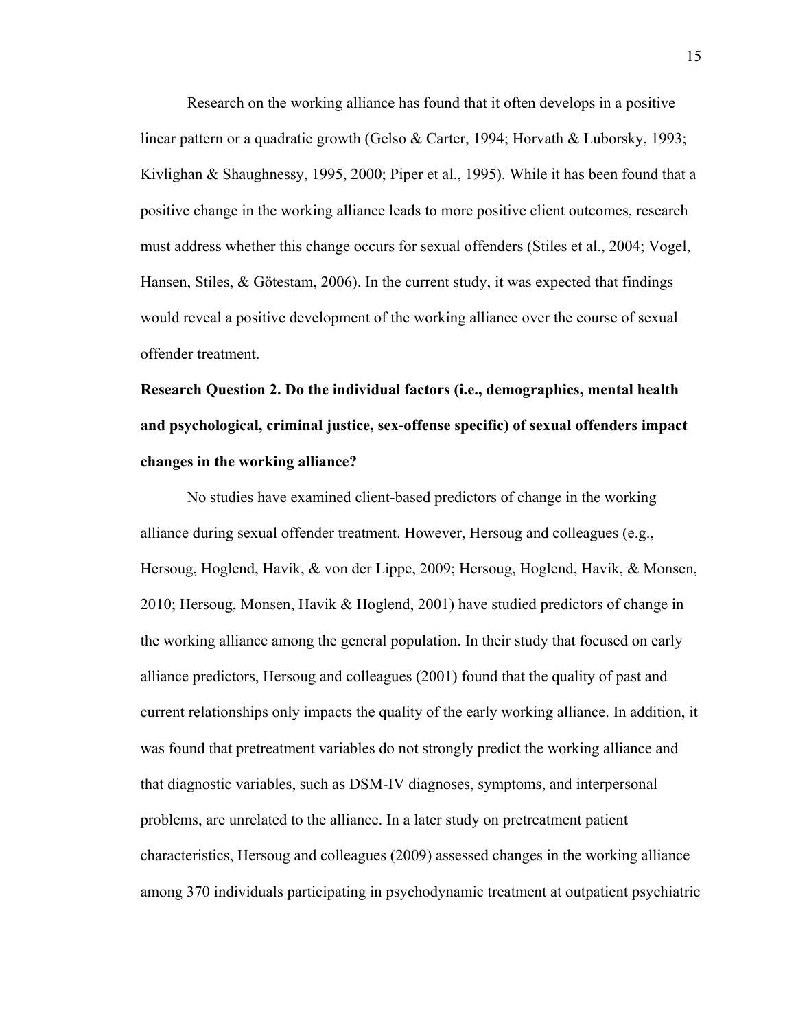Research on the working alliance has found that it often develops in a positive linear pattern or a quadratic growth (Gelso & Carter, 1994; Horvath & Luborsky, 1993; Kivlighan & Shaughnessy, 1995, 2000; Piper et al., 1995). While it has been found that a positive change in the working alliance leads to more positive client outcomes, research must address whether this change occurs for sexual offenders (Stiles et al., 2004; Vogel, Hansen, Stiles, & Götestam, 2006). In the current study, it was expected that findings would reveal a positive development of the working alliance over the course of sexual offender treatment.

**Research Question 2. Do the individual factors (i.e., demographics, mental health and psychological, criminal justice, sex-offense specific) of sexual offenders impact changes in the working alliance?**

No studies have examined client-based predictors of change in the working alliance during sexual offender treatment. However, Hersoug and colleagues (e.g., Hersoug, Hoglend, Havik, & von der Lippe, 2009; Hersoug, Hoglend, Havik, & Monsen, 2010; Hersoug, Monsen, Havik & Hoglend, 2001) have studied predictors of change in the working alliance among the general population. In their study that focused on early alliance predictors, Hersoug and colleagues (2001) found that the quality of past and current relationships only impacts the quality of the early working alliance. In addition, it was found that pretreatment variables do not strongly predict the working alliance and that diagnostic variables, such as DSM-IV diagnoses, symptoms, and interpersonal problems, are unrelated to the alliance. In a later study on pretreatment patient characteristics, Hersoug and colleagues (2009) assessed changes in the working alliance among 370 individuals participating in psychodynamic treatment at outpatient psychiatric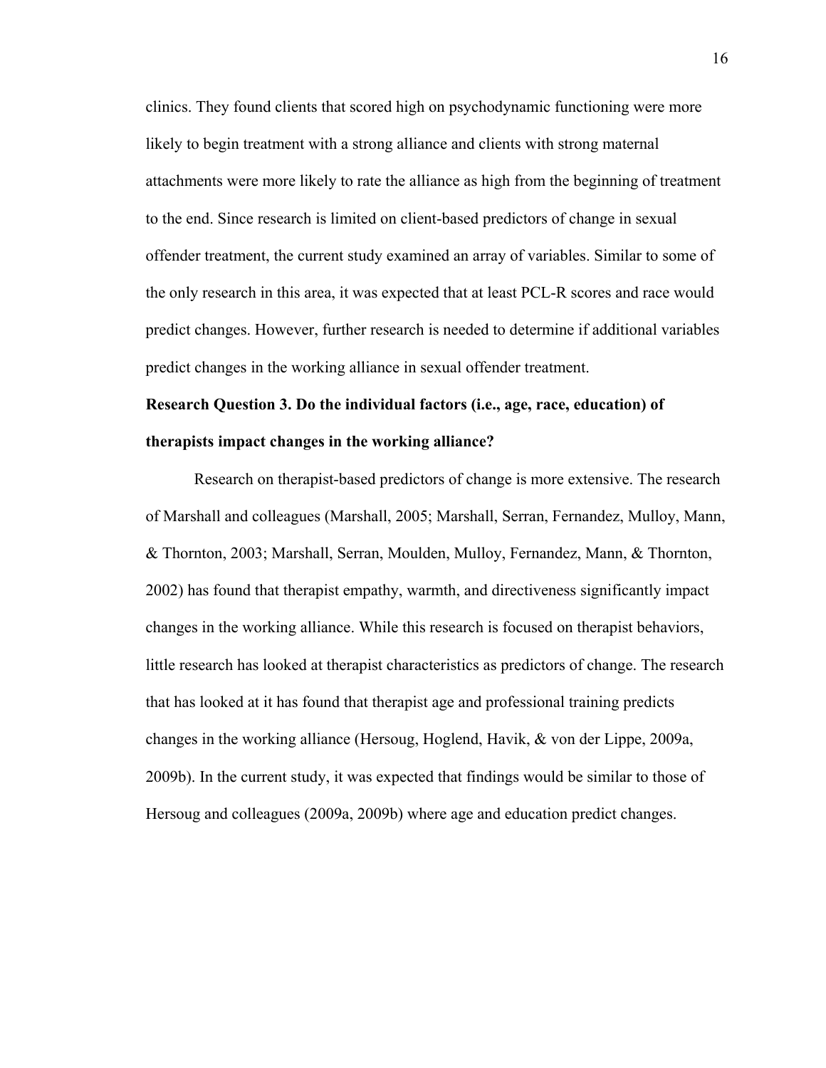clinics. They found clients that scored high on psychodynamic functioning were more likely to begin treatment with a strong alliance and clients with strong maternal attachments were more likely to rate the alliance as high from the beginning of treatment to the end. Since research is limited on client-based predictors of change in sexual offender treatment, the current study examined an array of variables. Similar to some of the only research in this area, it was expected that at least PCL-R scores and race would predict changes. However, further research is needed to determine if additional variables predict changes in the working alliance in sexual offender treatment.

**Research Question 3. Do the individual factors (i.e., age, race, education) of therapists impact changes in the working alliance?**

Research on therapist-based predictors of change is more extensive. The research of Marshall and colleagues (Marshall, 2005; Marshall, Serran, Fernandez, Mulloy, Mann, & Thornton, 2003; Marshall, Serran, Moulden, Mulloy, Fernandez, Mann, & Thornton, 2002) has found that therapist empathy, warmth, and directiveness significantly impact changes in the working alliance. While this research is focused on therapist behaviors, little research has looked at therapist characteristics as predictors of change. The research that has looked at it has found that therapist age and professional training predicts changes in the working alliance (Hersoug, Hoglend, Havik, & von der Lippe, 2009a, 2009b). In the current study, it was expected that findings would be similar to those of Hersoug and colleagues (2009a, 2009b) where age and education predict changes.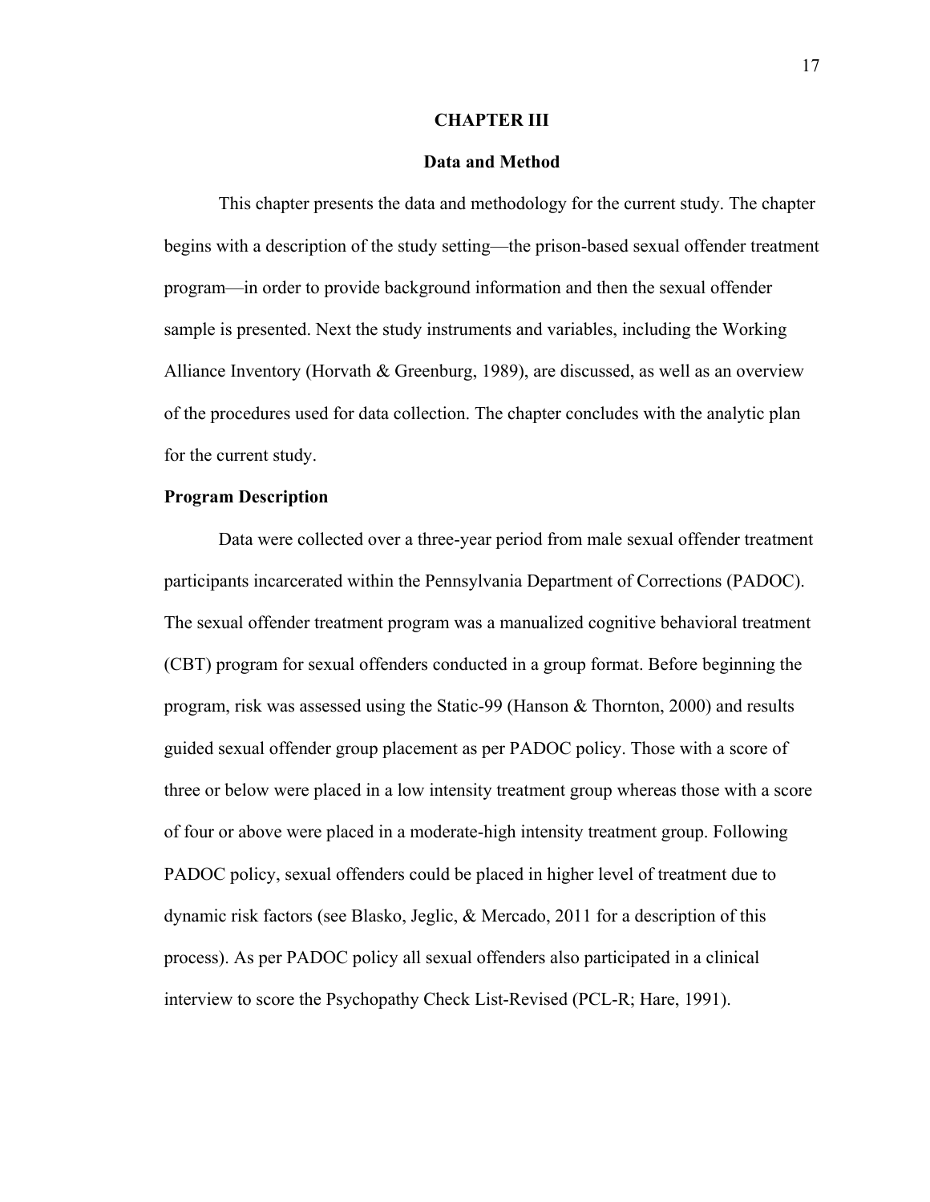# CHAPTER III

## Data and Method

This chapter presents the data and methodology for the current study. The chapter begins with a description of the study setting—the prison-based sexual offender treatment program—in order to provide background information and then the sexual offender sample is presented. Next the study instruments and variables, including the Working Alliance Inventory (Horvath & Greenburg, 1989), are discussed, as well as an overview of the procedures used for data collection. The chapter concludes with the analytic plan for the current study.

### Program Description

Data were collected over a three-year period from male sexual offender treatment participants incarcerated within the Pennsylvania Department of Corrections (PADOC). The sexual offender treatment program was a manualized cognitive behavioral treatment (CBT) program for sexual offenders conducted in a group format. Before beginning the program, risk was assessed using the Static-99 (Hanson & Thornton, 2000) and results guided sexual offender group placement as per PADOC policy. Those with a score of three or below were placed in a low intensity treatment group whereas those with a score of four or above were placed in a moderate-high intensity treatment group. Following PADOC policy, sexual offenders could be placed in higher level of treatment due to dynamic risk factors (see Blasko, Jeglic, & Mercado, 2011 for a description of this process). As per PADOC policy all sexual offenders also participated in a clinical interview to score the Psychopathy Check List-Revised (PCL-R; Hare, 1991).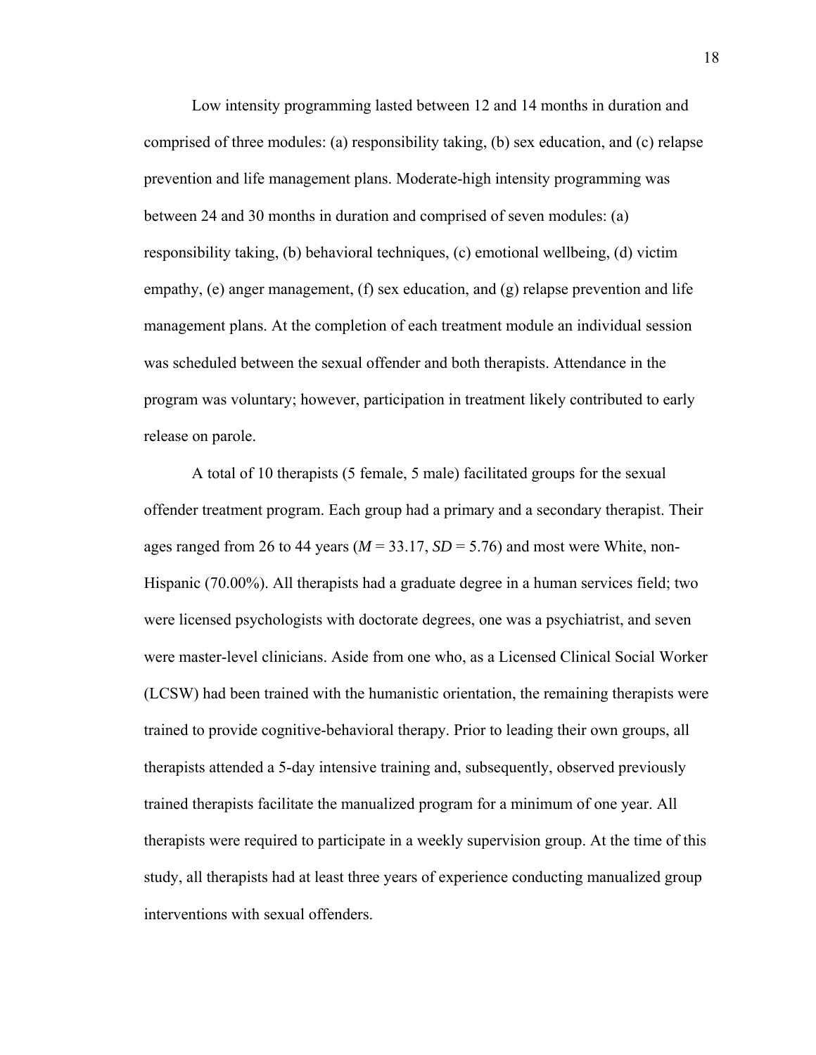Low intensity programming lasted between 12 and 14 months in duration and comprised of three modules: (a) responsibility taking, (b) sex education, and (c) relapse prevention and life management plans. Moderate-high intensity programming was between 24 and 30 months in duration and comprised of seven modules: (a) responsibility taking, (b) behavioral techniques, (c) emotional wellbeing, (d) victim empathy, (e) anger management, (f) sex education, and (g) relapse prevention and life management plans. At the completion of each treatment module an individual session was scheduled between the sexual offender and both therapists. Attendance in the program was voluntary; however, participation in treatment likely contributed to early release on parole.

A total of 10 therapists (5 female, 5 male) facilitated groups for the sexual offender treatment program. Each group had a primary and a secondary therapist. Their ages ranged from 26 to 44 years ($M$ = 33.17, $SD$ = 5.76) and most were White, non-Hispanic (70.00%). All therapists had a graduate degree in a human services field; two were licensed psychologists with doctorate degrees, one was a psychiatrist, and seven were master-level clinicians. Aside from one who, as a Licensed Clinical Social Worker (LCSW) had been trained with the humanistic orientation, the remaining therapists were trained to provide cognitive-behavioral therapy. Prior to leading their own groups, all therapists attended a 5-day intensive training and, subsequently, observed previously trained therapists facilitate the manualized program for a minimum of one year. All therapists were required to participate in a weekly supervision group. At the time of this study, all therapists had at least three years of experience conducting manualized group interventions with sexual offenders.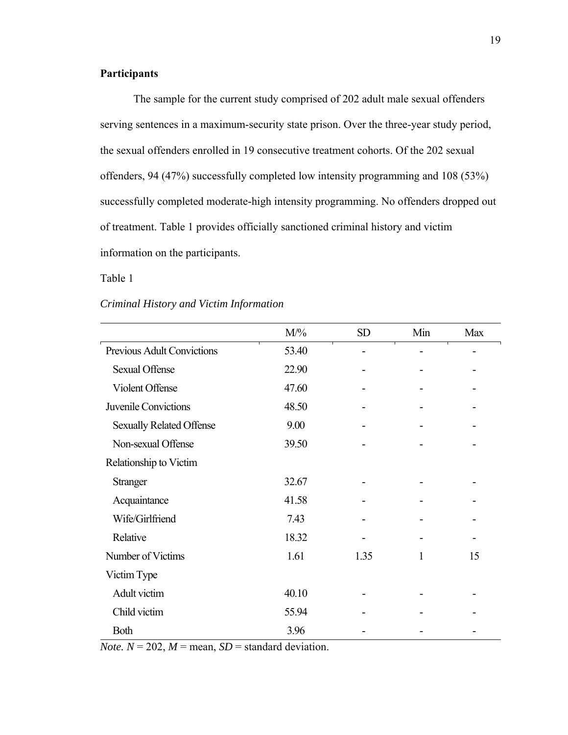**Participants**

The sample for the current study comprised of 202 adult male sexual offenders serving sentences in a maximum-security state prison. Over the three-year study period, the sexual offenders enrolled in 19 consecutive treatment cohorts. Of the 202 sexual offenders, 94 (47%) successfully completed low intensity programming and 108 (53%) successfully completed moderate-high intensity programming. No offenders dropped out of treatment. Table 1 provides officially sanctioned criminal history and victim information on the participants.

Table 1

*Criminal History and Victim Information*

| | M/% | SD | Min | Max |
|---|---|---|---|---|
| Previous Adult Convictions | 53.40 | - | - | - |
| Sexual Offense | 22.90 | - | - | - |
| Violent Offense | 47.60 | - | - | - |
| Juvenile Convictions | 48.50 | - | - | - |
| Sexually Related Offense | 9.00 | - | - | - |
| Non-sexual Offense | 39.50 | - | - | - |
| Relationship to Victim | | | | |
| Stranger | 32.67 | - | - | - |
| Acquaintance | 41.58 | - | - | - |
| Wife/Girlfriend | 7.43 | - | - | - |
| Relative | 18.32 | - | - | - |
| Number of Victims | 1.61 | 1.35 | 1 | 15 |
| Victim Type | | | | |
| Adult victim | 40.10 | - | - | - |
| Child victim | 55.94 | - | - | - |
| Both | 3.96 | - | - | - |

*Note.* $N$ = 202, $M$ = mean, $SD$ = standard deviation.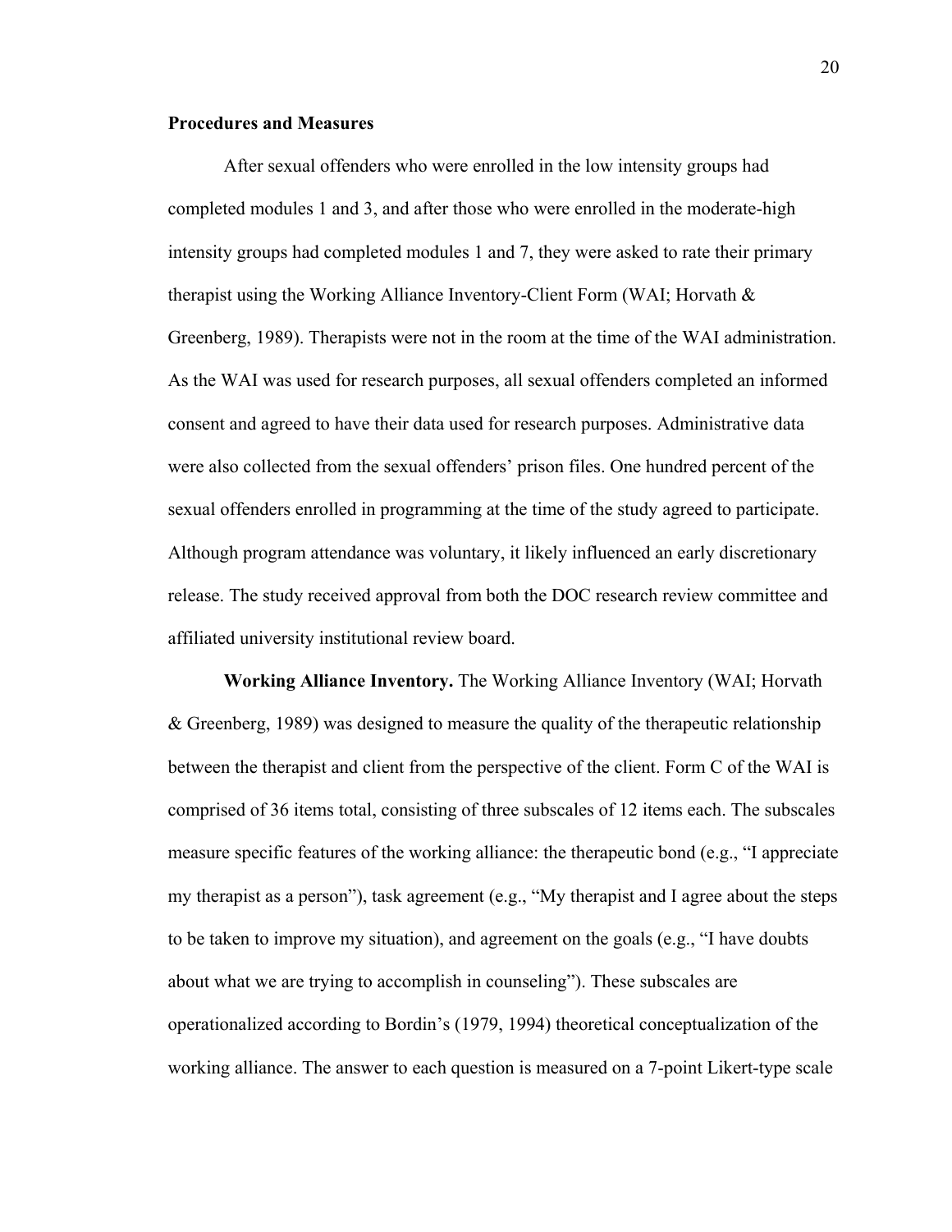**Procedures and Measures**

After sexual offenders who were enrolled in the low intensity groups had completed modules 1 and 3, and after those who were enrolled in the moderate-high intensity groups had completed modules 1 and 7, they were asked to rate their primary therapist using the Working Alliance Inventory-Client Form (WAI; Horvath & Greenberg, 1989). Therapists were not in the room at the time of the WAI administration. As the WAI was used for research purposes, all sexual offenders completed an informed consent and agreed to have their data used for research purposes. Administrative data were also collected from the sexual offenders' prison files. One hundred percent of the sexual offenders enrolled in programming at the time of the study agreed to participate. Although program attendance was voluntary, it likely influenced an early discretionary release. The study received approval from both the DOC research review committee and affiliated university institutional review board.

**Working Alliance Inventory.** The Working Alliance Inventory (WAI; Horvath & Greenberg, 1989) was designed to measure the quality of the therapeutic relationship between the therapist and client from the perspective of the client. Form C of the WAI is comprised of 36 items total, consisting of three subscales of 12 items each. The subscales measure specific features of the working alliance: the therapeutic bond (e.g., "I appreciate my therapist as a person"), task agreement (e.g., "My therapist and I agree about the steps to be taken to improve my situation), and agreement on the goals (e.g., "I have doubts about what we are trying to accomplish in counseling"). These subscales are operationalized according to Bordin's (1979, 1994) theoretical conceptualization of the working alliance. The answer to each question is measured on a 7-point Likert-type scale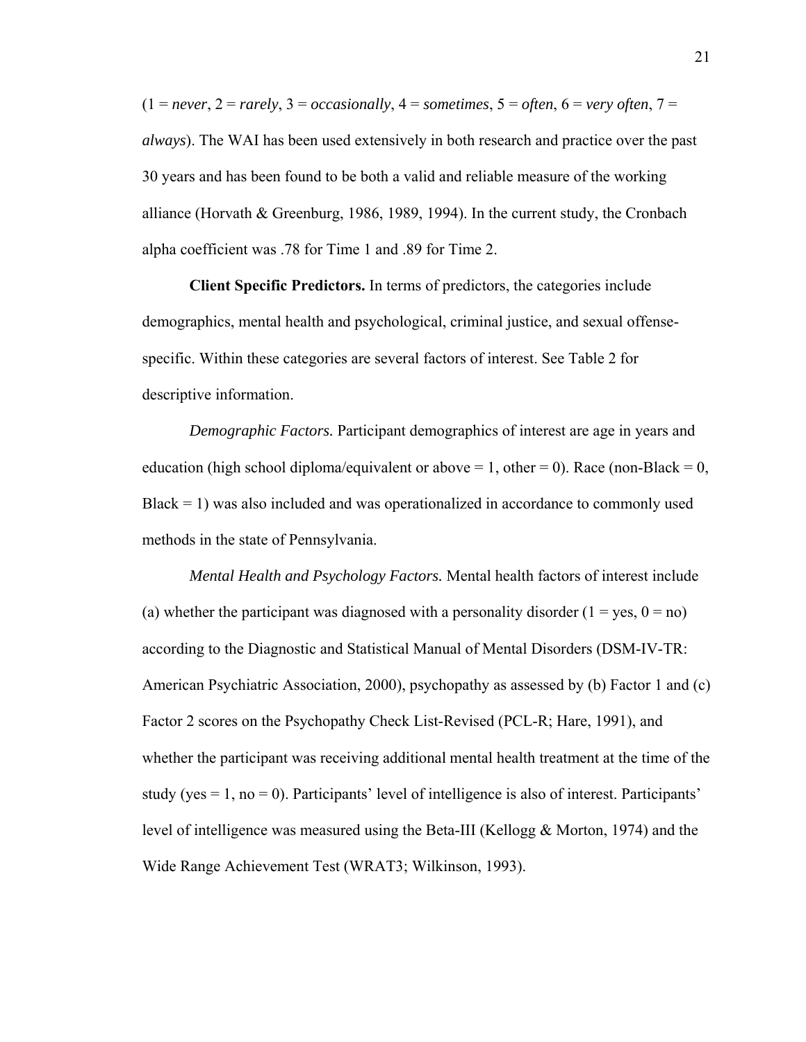(1 = *never*, 2 = *rarely*, 3 = *occasionally*, 4 = *sometimes*, 5 = *often*, 6 = *very often*, 7 = *always*). The WAI has been used extensively in both research and practice over the past 30 years and has been found to be both a valid and reliable measure of the working alliance (Horvath & Greenburg, 1986, 1989, 1994). In the current study, the Cronbach alpha coefficient was .78 for Time 1 and .89 for Time 2.

**Client Specific Predictors.** In terms of predictors, the categories include demographics, mental health and psychological, criminal justice, and sexual offense-specific. Within these categories are several factors of interest. See Table 2 for descriptive information.

*Demographic Factors.* Participant demographics of interest are age in years and education (high school diploma/equivalent or above = 1, other = 0). Race (non-Black = 0, Black = 1) was also included and was operationalized in accordance to commonly used methods in the state of Pennsylvania.

*Mental Health and Psychology Factors.* Mental health factors of interest include (a) whether the participant was diagnosed with a personality disorder (1 = yes, 0 = no) according to the Diagnostic and Statistical Manual of Mental Disorders (DSM-IV-TR: American Psychiatric Association, 2000), psychopathy as assessed by (b) Factor 1 and (c) Factor 2 scores on the Psychopathy Check List-Revised (PCL-R; Hare, 1991), and whether the participant was receiving additional mental health treatment at the time of the study (yes = 1, no = 0). Participants' level of intelligence is also of interest. Participants' level of intelligence was measured using the Beta-III (Kellogg & Morton, 1974) and the Wide Range Achievement Test (WRAT3; Wilkinson, 1993).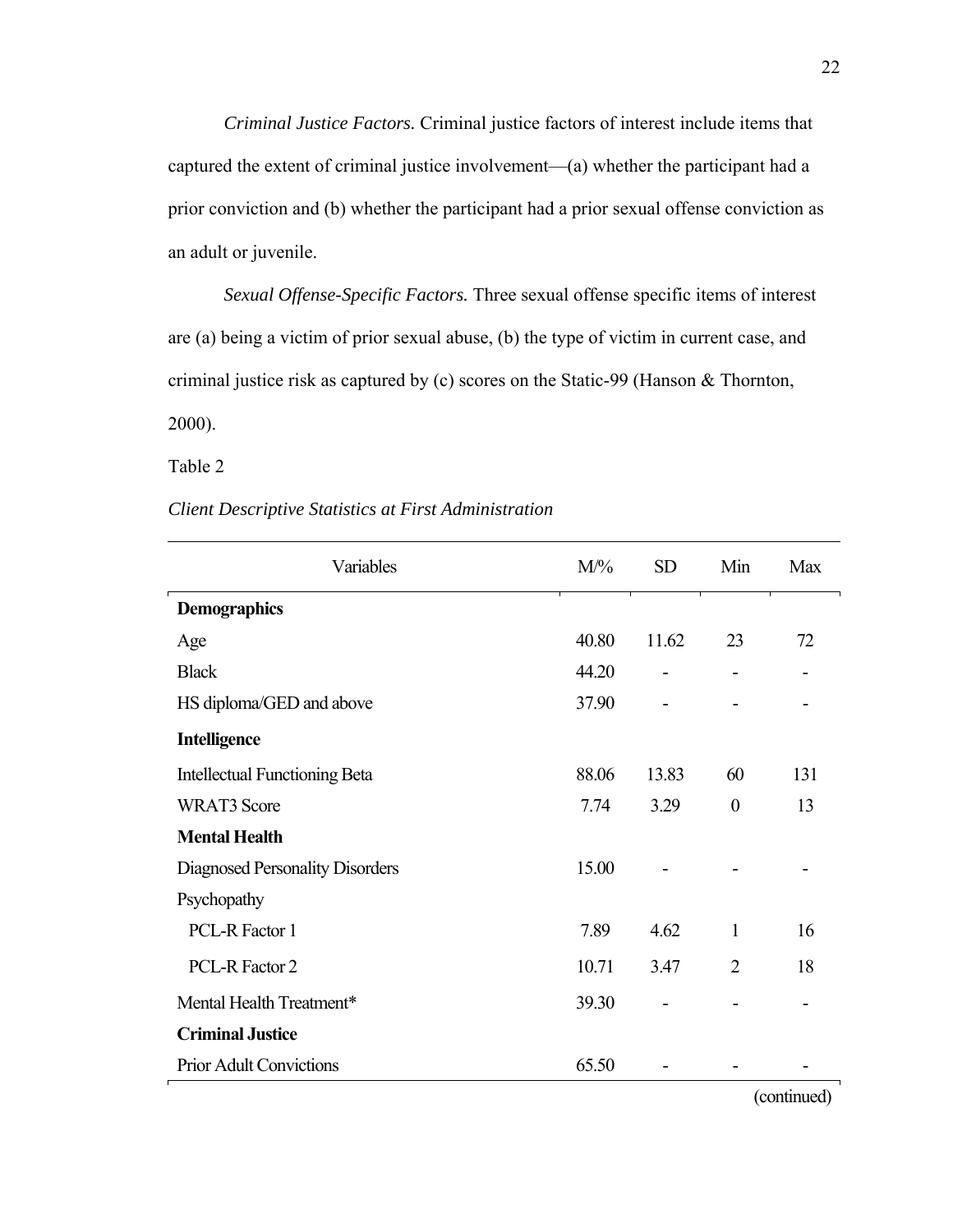*Criminal Justice Factors.* Criminal justice factors of interest include items that captured the extent of criminal justice involvement—(a) whether the participant had a prior conviction and (b) whether the participant had a prior sexual offense conviction as an adult or juvenile.

*Sexual Offense-Specific Factors.* Three sexual offense specific items of interest are (a) being a victim of prior sexual abuse, (b) the type of victim in current case, and criminal justice risk as captured by (c) scores on the Static-99 (Hanson & Thornton, 2000).

Table 2

*Client Descriptive Statistics at First Administration*

| Variables | M/% | SD | Min | Max |
|---|---|---|---|---|
| **Demographics** | | | | |
| Age | 40.80 | 11.62 | 23 | 72 |
| Black | 44.20 | - | - | - |
| HS diploma/GED and above | 37.90 | - | - | - |
| **Intelligence** | | | | |
| Intellectual Functioning Beta | 88.06 | 13.83 | 60 | 131 |
| WRAT3 Score | 7.74 | 3.29 | 0 | 13 |
| **Mental Health** | | | | |
| Diagnosed Personality Disorders | 15.00 | - | - | - |
| Psychopathy | | | | |
| PCL-R Factor 1 | 7.89 | 4.62 | 1 | 16 |
| PCL-R Factor 2 | 10.71 | 3.47 | 2 | 18 |
| Mental Health Treatment* | 39.30 | - | - | - |
| **Criminal Justice** | | | | |
| Prior Adult Convictions | 65.50 | - | - | - |

(continued)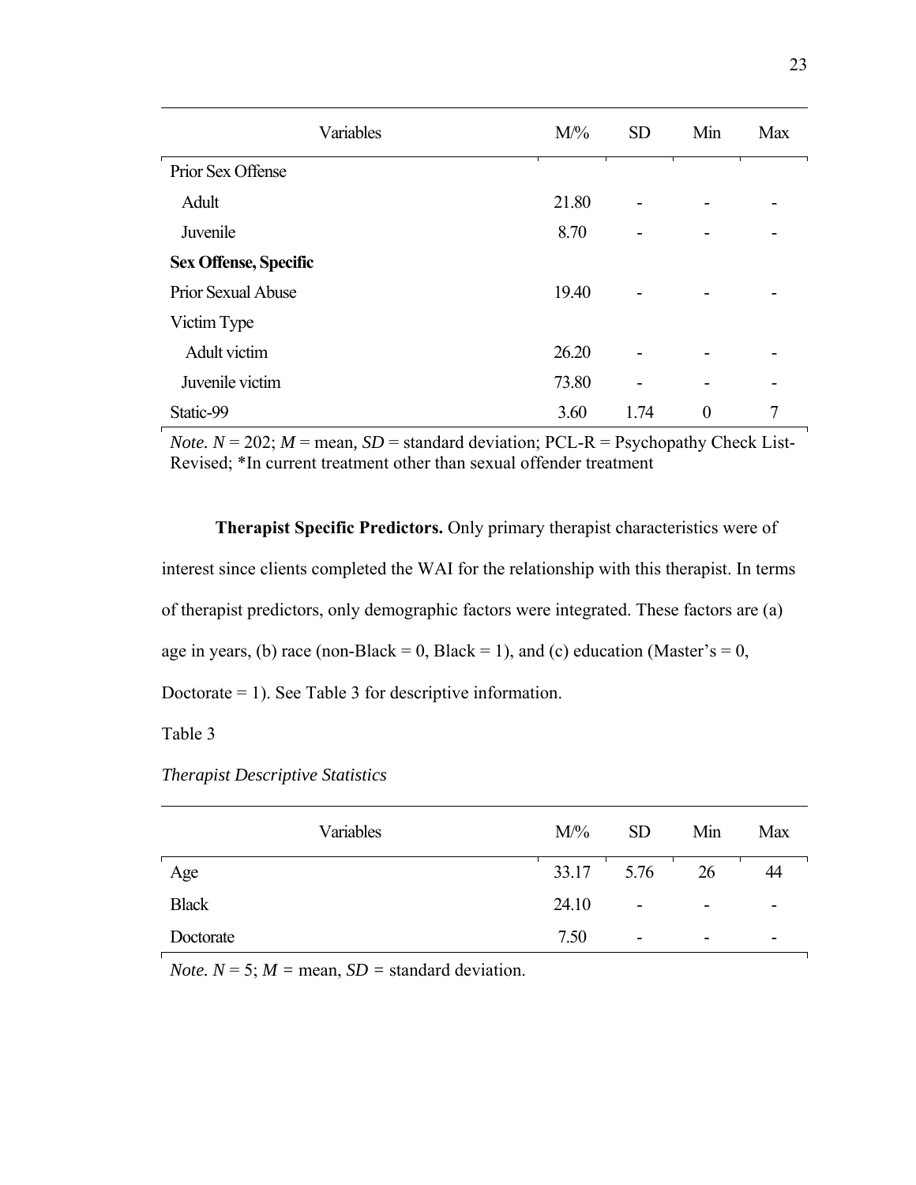| Variables | M/% | SD | Min | Max |
|---|---|---|---|---|
| Prior Sex Offense | | | | |
| Adult | 21.80 | - | - | - |
| Juvenile | 8.70 | - | - | - |
| **Sex Offense, Specific** | | | | |
| Prior Sexual Abuse | 19.40 | - | - | - |
| Victim Type | | | | |
| Adult victim | 26.20 | - | - | - |
| Juvenile victim | 73.80 | - | - | - |
| Static-99 | 3.60 | 1.74 | 0 | 7 |

*Note.* $N$ = 202; $M$ = mean, $SD$ = standard deviation; PCL-R = Psychopathy Check List-Revised; *In current treatment other than sexual offender treatment

**Therapist Specific Predictors.** Only primary therapist characteristics were of interest since clients completed the WAI for the relationship with this therapist. In terms of therapist predictors, only demographic factors were integrated. These factors are (a) age in years, (b) race (non-Black = 0, Black = 1), and (c) education (Master's = 0, Doctorate = 1). See Table 3 for descriptive information.

Table 3

*Therapist Descriptive Statistics*

| Variables | M/% | SD | Min | Max |
|---|---|---|---|---|
| Age | 33.17 | 5.76 | 26 | 44 |
| Black | 24.10 | - | - | - |
| Doctorate | 7.50 | - | - | - |

*Note.* $N$ = 5; $M$ = mean, $SD$ = standard deviation.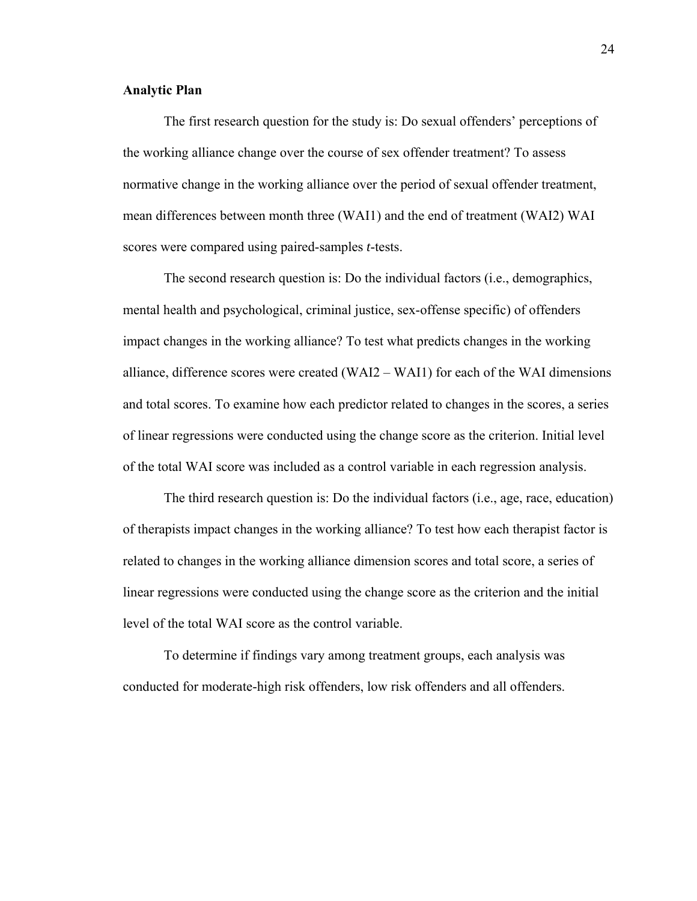**Analytic Plan**

The first research question for the study is: Do sexual offenders' perceptions of the working alliance change over the course of sex offender treatment? To assess normative change in the working alliance over the period of sexual offender treatment, mean differences between month three (WAI1) and the end of treatment (WAI2) WAI scores were compared using paired-samples *t*-tests.

The second research question is: Do the individual factors (i.e., demographics, mental health and psychological, criminal justice, sex-offense specific) of offenders impact changes in the working alliance? To test what predicts changes in the working alliance, difference scores were created (WAI2 – WAI1) for each of the WAI dimensions and total scores. To examine how each predictor related to changes in the scores, a series of linear regressions were conducted using the change score as the criterion. Initial level of the total WAI score was included as a control variable in each regression analysis.

The third research question is: Do the individual factors (i.e., age, race, education) of therapists impact changes in the working alliance? To test how each therapist factor is related to changes in the working alliance dimension scores and total score, a series of linear regressions were conducted using the change score as the criterion and the initial level of the total WAI score as the control variable.

To determine if findings vary among treatment groups, each analysis was conducted for moderate-high risk offenders, low risk offenders and all offenders.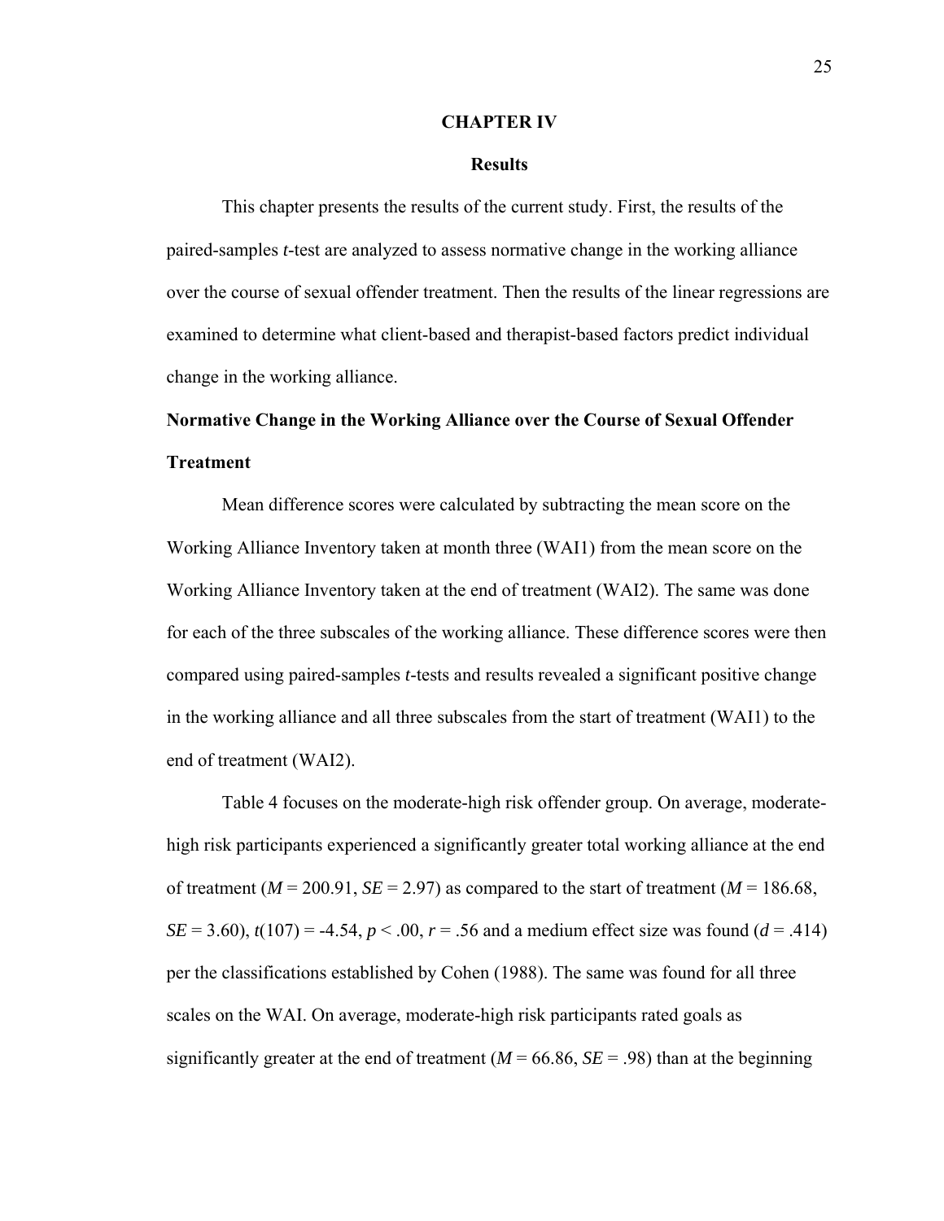# CHAPTER IV

## Results

This chapter presents the results of the current study. First, the results of the paired-samples *t*-test are analyzed to assess normative change in the working alliance over the course of sexual offender treatment. Then the results of the linear regressions are examined to determine what client-based and therapist-based factors predict individual change in the working alliance.

### Normative Change in the Working Alliance over the Course of Sexual Offender Treatment

Mean difference scores were calculated by subtracting the mean score on the Working Alliance Inventory taken at month three (WAI1) from the mean score on the Working Alliance Inventory taken at the end of treatment (WAI2). The same was done for each of the three subscales of the working alliance. These difference scores were then compared using paired-samples *t*-tests and results revealed a significant positive change in the working alliance and all three subscales from the start of treatment (WAI1) to the end of treatment (WAI2).

Table 4 focuses on the moderate-high risk offender group. On average, moderate-high risk participants experienced a significantly greater total working alliance at the end of treatment ($M = 200.91$, $SE = 2.97$) as compared to the start of treatment ($M = 186.68$, $SE = 3.60$), $t(107) = -4.54$, $p < .00$, $r = .56$ and a medium effect size was found ($d = .414$) per the classifications established by Cohen (1988). The same was found for all three scales on the WAI. On average, moderate-high risk participants rated goals as significantly greater at the end of treatment ($M = 66.86$, $SE = .98$) than at the beginning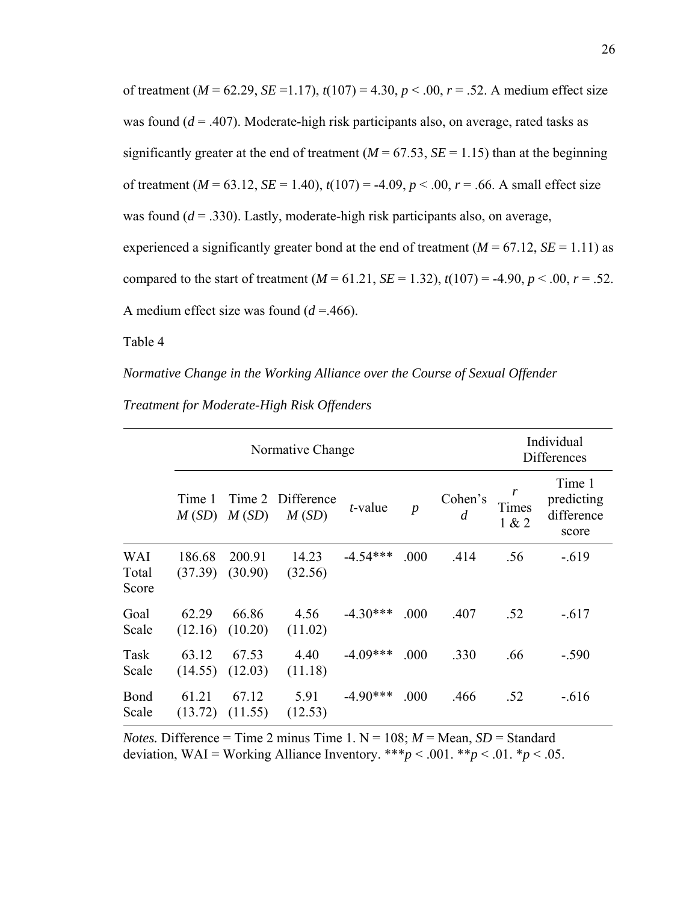of treatment (*M* = 62.29, *SE* =1.17), $t(107) = 4.30$, $p < .00$, $r = .52$. A medium effect size was found ($d = .407$). Moderate-high risk participants also, on average, rated tasks as significantly greater at the end of treatment (*M* = 67.53, *SE* = 1.15) than at the beginning of treatment (*M* = 63.12, *SE* = 1.40), $t(107) = -4.09$, $p < .00$, $r = .66$. A small effect size was found ($d = .330$). Lastly, moderate-high risk participants also, on average, experienced a significantly greater bond at the end of treatment (*M* = 67.12, *SE* = 1.11) as compared to the start of treatment (*M* = 61.21, *SE* = 1.32), $t(107) = -4.90$, $p < .00$, $r = .52$. A medium effect size was found ($d$ =.466).

Table 4

*Normative Change in the Working Alliance over the Course of Sexual Offender Treatment for Moderate-High Risk Offenders*

| | Normative Change | | | | | | | Individual Differences |
|---|---|---|---|---|---|---|---|---|
| | Time 1 *M* (*SD*) | Time 2 *M* (*SD*) | Difference *M* (*SD*) | *t*-value | *p* | Cohen's *d* | *r* Times 1 & 2 | Time 1 predicting difference score |
| WAI Total Score | 186.68 (37.39) | 200.91 (30.90) | 14.23 (32.56) | -4.54*** | .000 | .414 | .56 | -.619 |
| Goal Scale | 62.29 (12.16) | 66.86 (10.20) | 4.56 (11.02) | -4.30*** | .000 | .407 | .52 | -.617 |
| Task Scale | 63.12 (14.55) | 67.53 (12.03) | 4.40 (11.18) | -4.09*** | .000 | .330 | .66 | -.590 |
| Bond Scale | 61.21 (13.72) | 67.12 (11.55) | 5.91 (12.53) | -4.90*** | .000 | .466 | .52 | -.616 |

*Notes.* Difference = Time 2 minus Time 1. N = 108; *M* = Mean, *SD* = Standard deviation, WAI = Working Alliance Inventory. ***$p < .001$. **$p < .01$. *$p < .05$.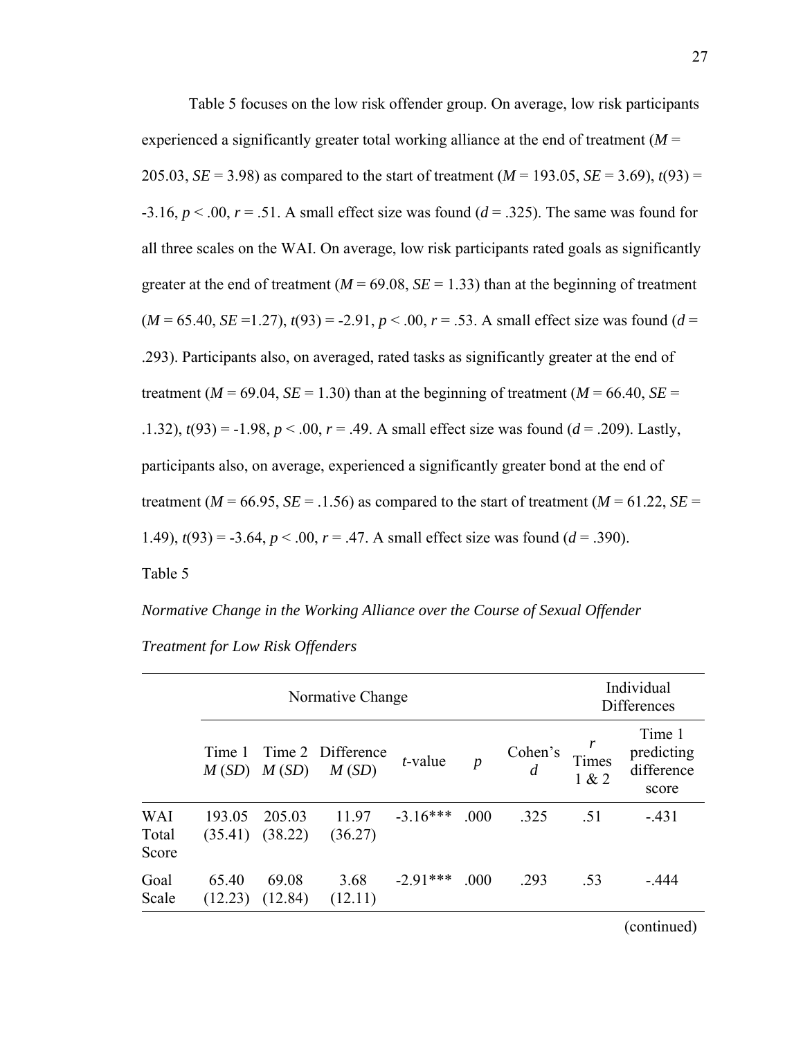Table 5 focuses on the low risk offender group. On average, low risk participants experienced a significantly greater total working alliance at the end of treatment ($M$ = 205.03, $SE$ = 3.98) as compared to the start of treatment ($M$ = 193.05, $SE$ = 3.69), $t(93)$ = -3.16, $p$ < .00, $r$ = .51. A small effect size was found ($d$ = .325). The same was found for all three scales on the WAI. On average, low risk participants rated goals as significantly greater at the end of treatment ($M$ = 69.08, $SE$ = 1.33) than at the beginning of treatment ($M$ = 65.40, $SE$ =1.27), $t(93)$ = -2.91, $p$ < .00, $r$ = .53. A small effect size was found ($d$ = .293). Participants also, on averaged, rated tasks as significantly greater at the end of treatment ($M$ = 69.04, $SE$ = 1.30) than at the beginning of treatment ($M$ = 66.40, $SE$ = .1.32), $t(93)$ = -1.98, $p$ < .00, $r$ = .49. A small effect size was found ($d$ = .209). Lastly, participants also, on average, experienced a significantly greater bond at the end of treatment ($M$ = 66.95, $SE$ = .1.56) as compared to the start of treatment ($M$ = 61.22, $SE$ = 1.49), $t(93)$ = -3.64, $p$ < .00, $r$ = .47. A small effect size was found ($d$ = .390).

Table 5

*Normative Change in the Working Alliance over the Course of Sexual Offender Treatment for Low Risk Offenders*

| | Normative Change | | | | | | Individual Differences | |
|---|---|---|---|---|---|---|---|---|
| | Time 1 *M* (*SD*) | Time 2 *M* (*SD*) | Difference *M* (*SD*) | *t*-value | *p* | Cohen's *d* | *r* Times 1 & 2 | Time 1 predicting difference score |
| WAI Total Score | 193.05 (35.41) | 205.03 (38.22) | 11.97 (36.27) | -3.16*** | .000 | .325 | .51 | -.431 |
| Goal Scale | 65.40 (12.23) | 69.08 (12.84) | 3.68 (12.11) | -2.91*** | .000 | .293 | .53 | -.444 |

(continued)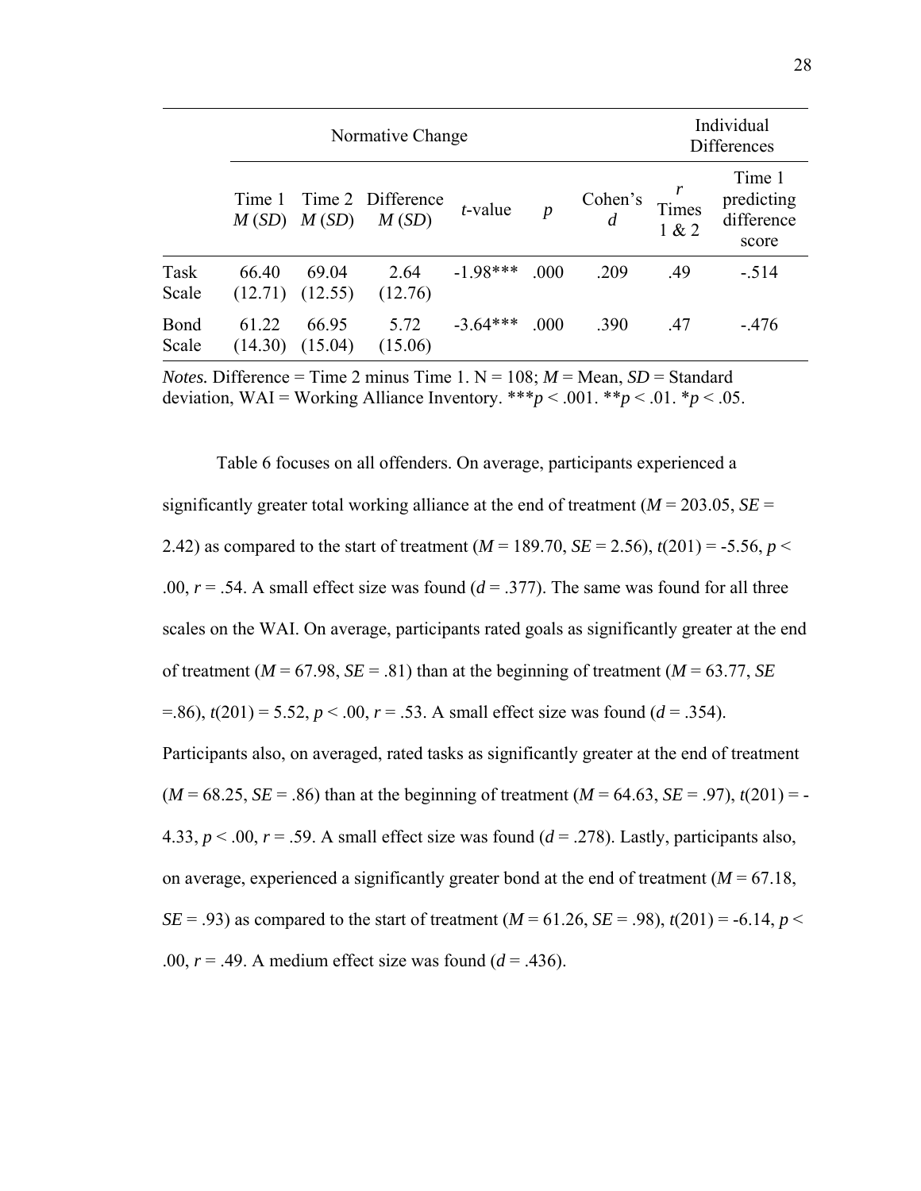| | Normative Change | | | | | | | Individual Differences |
|---|---|---|---|---|---|---|---|---|
| | Time 1 *M* (*SD*) | Time 2 *M* (*SD*) | Difference *M* (*SD*) | *t*-value | *p* | Cohen's *d* | *r* Times 1 & 2 | Time 1 predicting difference score |
| Task Scale | 66.40 (12.71) | 69.04 (12.55) | 2.64 (12.76) | -1.98*** | .000 | .209 | .49 | -.514 |
| Bond Scale | 61.22 (14.30) | 66.95 (15.04) | 5.72 (15.06) | -3.64*** | .000 | .390 | .47 | -.476 |

*Notes.* Difference = Time 2 minus Time 1. N = 108; *M* = Mean, *SD* = Standard deviation, WAI = Working Alliance Inventory. ****p* < .001. ***p* < .01. **p* < .05.

Table 6 focuses on all offenders. On average, participants experienced a significantly greater total working alliance at the end of treatment ($M = 203.05$, $SE = 2.42$) as compared to the start of treatment ($M = 189.70$, $SE = 2.56$), $t(201) = -5.56$, $p < .00$, $r = .54$. A small effect size was found ($d = .377$). The same was found for all three scales on the WAI. On average, participants rated goals as significantly greater at the end of treatment ($M = 67.98$, $SE = .81$) than at the beginning of treatment ($M = 63.77$, $SE = .86$), $t(201) = 5.52$, $p < .00$, $r = .53$. A small effect size was found ($d = .354$). Participants also, on averaged, rated tasks as significantly greater at the end of treatment ($M = 68.25$, $SE = .86$) than at the beginning of treatment ($M = 64.63$, $SE = .97$), $t(201) = -4.33$, $p < .00$, $r = .59$. A small effect size was found ($d = .278$). Lastly, participants also, on average, experienced a significantly greater bond at the end of treatment ($M = 67.18$, $SE = .93$) as compared to the start of treatment ($M = 61.26$, $SE = .98$), $t(201) = -6.14$, $p < .00$, $r = .49$. A medium effect size was found ($d = .436$).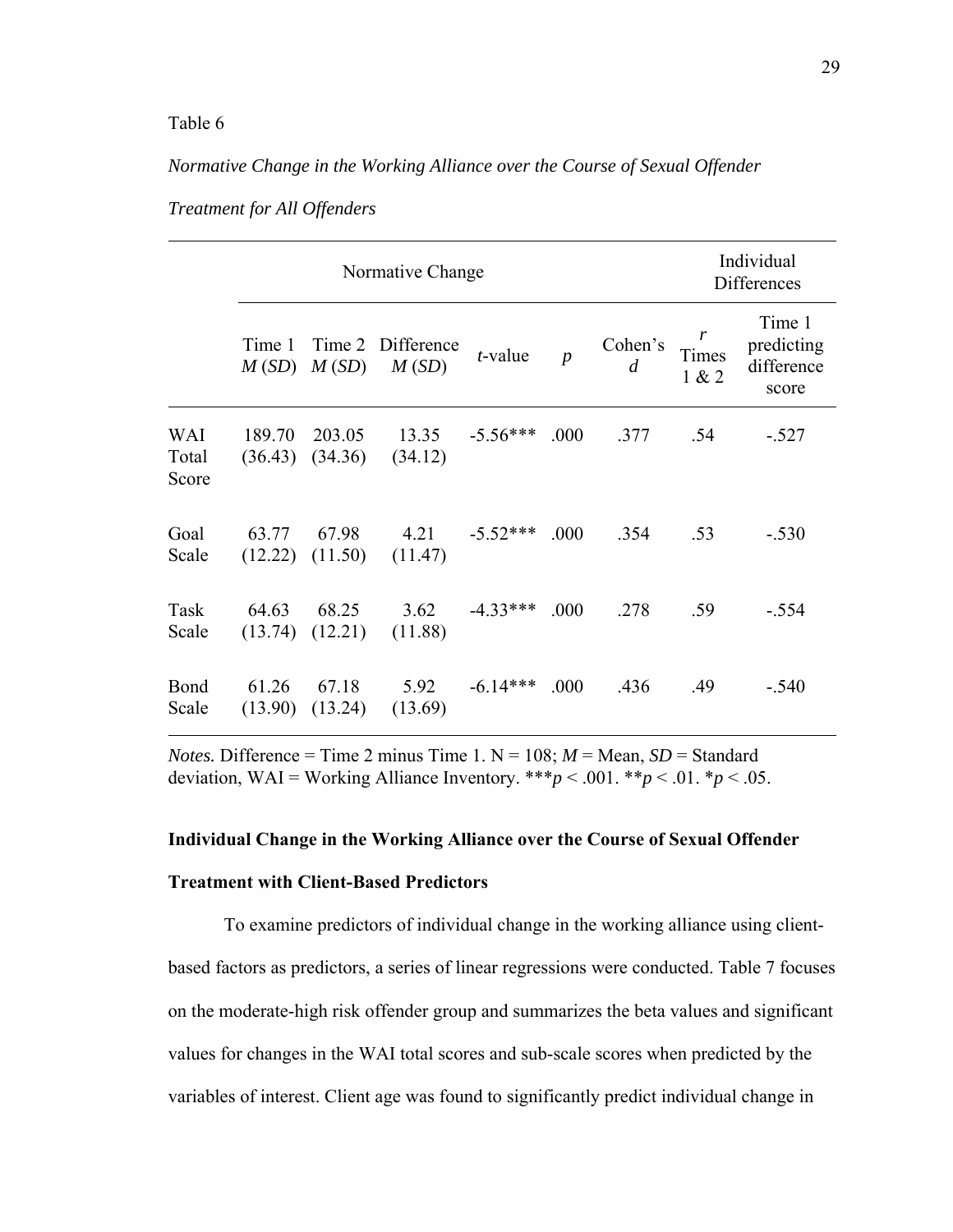Table 6

*Normative Change in the Working Alliance over the Course of Sexual Offender Treatment for All Offenders*

| | Normative Change | | | | | | Individual Differences | |
|---|---|---|---|---|---|---|---|---|
| | Time 1 *M* (*SD*) | Time 2 *M* (*SD*) | Difference *M* (*SD*) | *t*-value | *p* | Cohen's *d* | *r* Times 1 & 2 | Time 1 predicting difference score |
| WAI Total Score | 189.70 (36.43) | 203.05 (34.36) | 13.35 (34.12) | -5.56*** | .000 | .377 | .54 | -.527 |
| Goal Scale | 63.77 (12.22) | 67.98 (11.50) | 4.21 (11.47) | -5.52*** | .000 | .354 | .53 | -.530 |
| Task Scale | 64.63 (13.74) | 68.25 (12.21) | 3.62 (11.88) | -4.33*** | .000 | .278 | .59 | -.554 |
| Bond Scale | 61.26 (13.90) | 67.18 (13.24) | 5.92 (13.69) | -6.14*** | .000 | .436 | .49 | -.540 |

*Notes.* Difference = Time 2 minus Time 1. N = 108; *M* = Mean, *SD* = Standard deviation, WAI = Working Alliance Inventory. \*\*\*$p < .001$. \*\*$p < .01$. \*$p < .05$.

**Individual Change in the Working Alliance over the Course of Sexual Offender Treatment with Client-Based Predictors**

To examine predictors of individual change in the working alliance using client-based factors as predictors, a series of linear regressions were conducted. Table 7 focuses on the moderate-high risk offender group and summarizes the beta values and significant values for changes in the WAI total scores and sub-scale scores when predicted by the variables of interest. Client age was found to significantly predict individual change in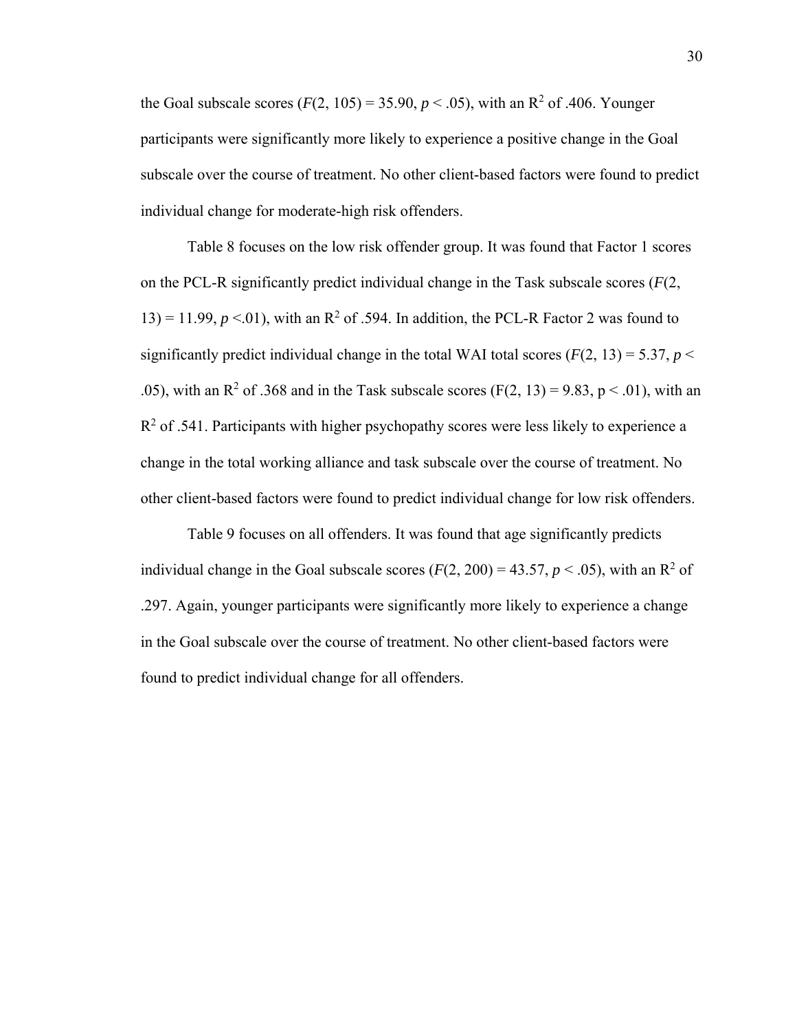the Goal subscale scores ($F(2, 105) = 35.90$, $p < .05$), with an $R^2$ of .406. Younger participants were significantly more likely to experience a positive change in the Goal subscale over the course of treatment. No other client-based factors were found to predict individual change for moderate-high risk offenders.

Table 8 focuses on the low risk offender group. It was found that Factor 1 scores on the PCL-R significantly predict individual change in the Task subscale scores ($F(2, 13) = 11.99$, $p < .01$), with an $R^2$ of .594. In addition, the PCL-R Factor 2 was found to significantly predict individual change in the total WAI total scores ($F(2, 13) = 5.37$, $p < .05$), with an $R^2$ of .368 and in the Task subscale scores ($F(2, 13) = 9.83$, $p < .01$), with an $R^2$ of .541. Participants with higher psychopathy scores were less likely to experience a change in the total working alliance and task subscale over the course of treatment. No other client-based factors were found to predict individual change for low risk offenders.

Table 9 focuses on all offenders. It was found that age significantly predicts individual change in the Goal subscale scores ($F(2, 200) = 43.57$, $p < .05$), with an $R^2$ of .297. Again, younger participants were significantly more likely to experience a change in the Goal subscale over the course of treatment. No other client-based factors were found to predict individual change for all offenders.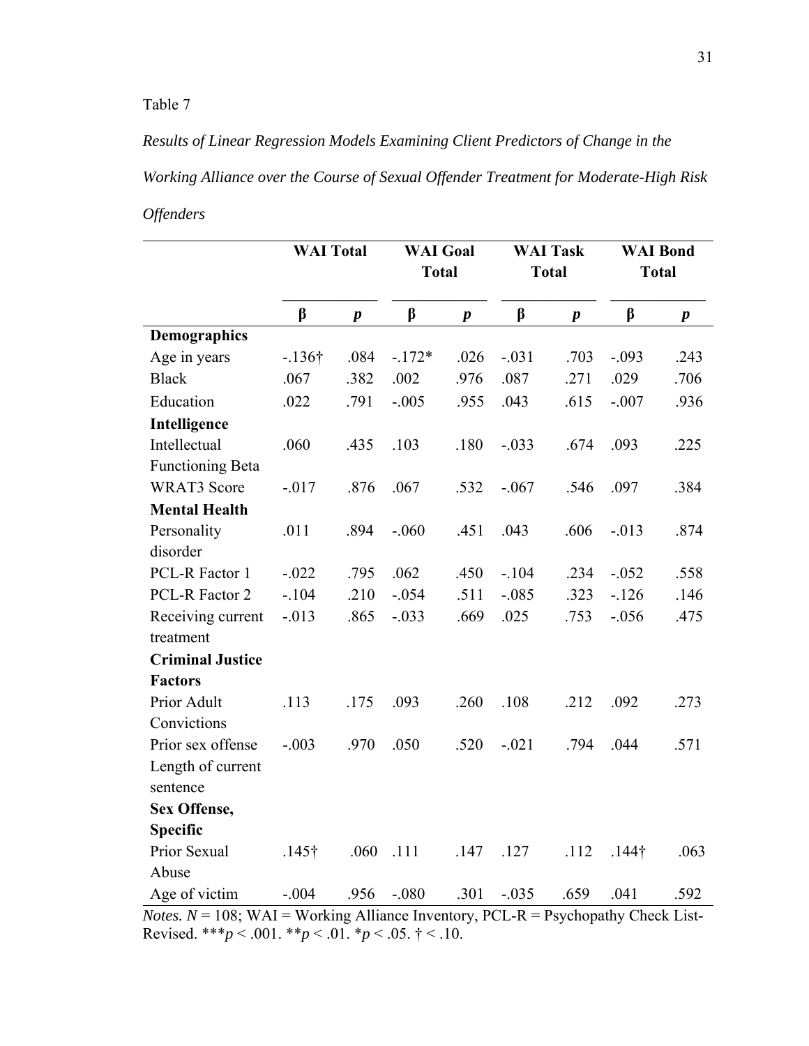Table 7

*Results of Linear Regression Models Examining Client Predictors of Change in the Working Alliance over the Course of Sexual Offender Treatment for Moderate-High Risk Offenders*

| | WAI Total | | WAI Goal Total | | WAI Task Total | | WAI Bond Total | |
|---|---|---|---|---|---|---|---|---|
| | β | *p* | β | *p* | β | *p* | β | *p* |
| **Demographics** | | | | | | | | |
| Age in years | -.136† | .084 | -.172* | .026 | -.031 | .703 | -.093 | .243 |
| Black | .067 | .382 | .002 | .976 | .087 | .271 | .029 | .706 |
| Education | .022 | .791 | -.005 | .955 | .043 | .615 | -.007 | .936 |
| **Intelligence** | | | | | | | | |
| Intellectual Functioning Beta | .060 | .435 | .103 | .180 | -.033 | .674 | .093 | .225 |
| WRAT3 Score | -.017 | .876 | .067 | .532 | -.067 | .546 | .097 | .384 |
| **Mental Health** | | | | | | | | |
| Personality disorder | .011 | .894 | -.060 | .451 | .043 | .606 | -.013 | .874 |
| PCL-R Factor 1 | -.022 | .795 | .062 | .450 | -.104 | .234 | -.052 | .558 |
| PCL-R Factor 2 | -.104 | .210 | -.054 | .511 | -.085 | .323 | -.126 | .146 |
| Receiving current treatment | -.013 | .865 | -.033 | .669 | .025 | .753 | -.056 | .475 |
| **Criminal Justice Factors** | | | | | | | | |
| Prior Adult Convictions | .113 | .175 | .093 | .260 | .108 | .212 | .092 | .273 |
| Prior sex offense | -.003 | .970 | .050 | .520 | -.021 | .794 | .044 | .571 |
| Length of current sentence | | | | | | | | |
| **Sex Offense, Specific** | | | | | | | | |
| Prior Sexual Abuse | .145† | .060 | .111 | .147 | .127 | .112 | .144† | .063 |
| Age of victim | -.004 | .956 | -.080 | .301 | -.035 | .659 | .041 | .592 |

*Notes.* $N = 108$; WAI = Working Alliance Inventory, PCL-R = Psychopathy Check List-Revised. \*\*\*$p < .001$. \*\*$p < .01$. \*$p < .05$. † < .10.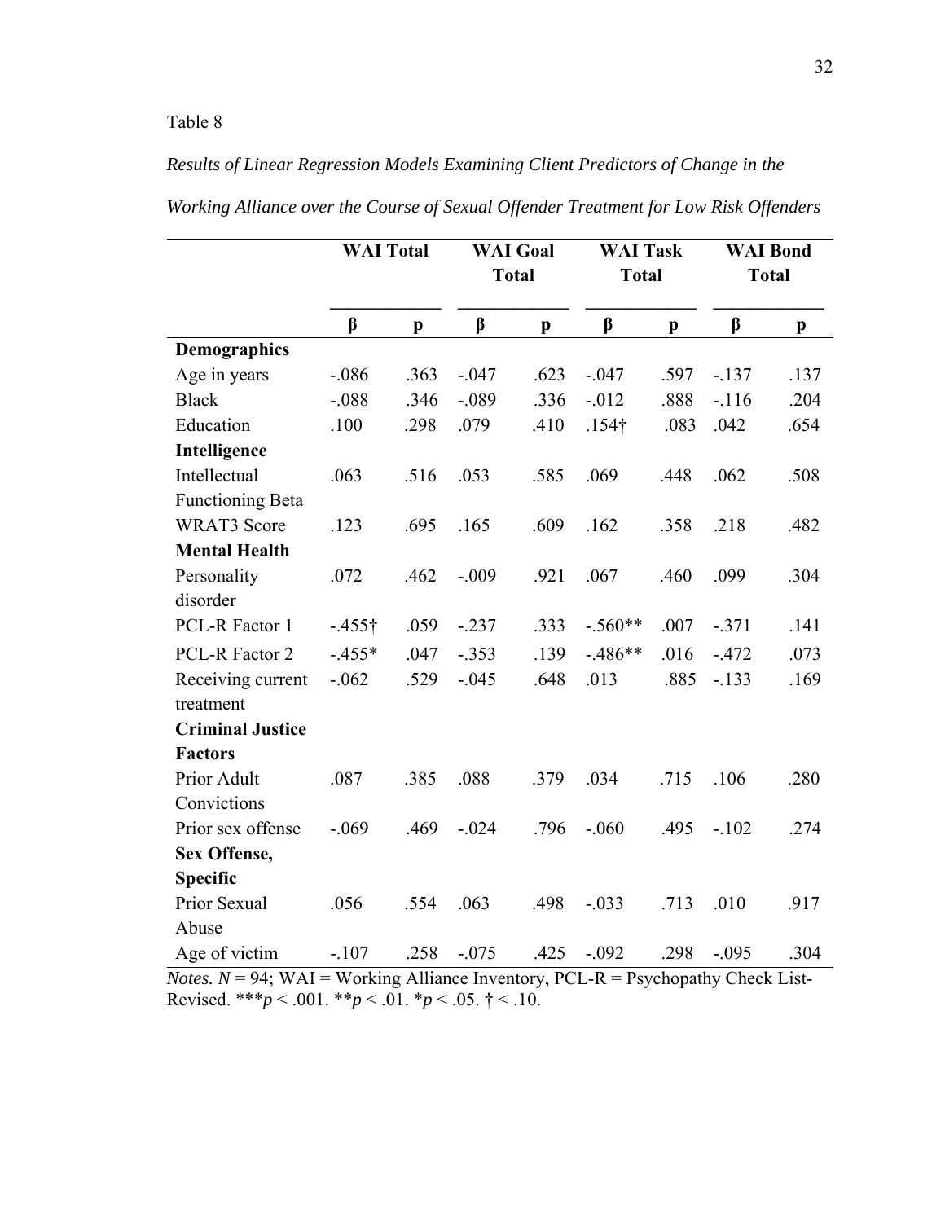Table 8

*Results of Linear Regression Models Examining Client Predictors of Change in the Working Alliance over the Course of Sexual Offender Treatment for Low Risk Offenders*

| | **WAI Total** | | **WAI Goal Total** | | **WAI Task Total** | | **WAI Bond Total** | |
|---|---|---|---|---|---|---|---|---|
| | **β** | **p** | **β** | **p** | **β** | **p** | **β** | **p** |
| **Demographics** | | | | | | | | |
| Age in years | -.086 | .363 | -.047 | .623 | -.047 | .597 | -.137 | .137 |
| Black | -.088 | .346 | -.089 | .336 | -.012 | .888 | -.116 | .204 |
| Education | .100 | .298 | .079 | .410 | .154† | .083 | .042 | .654 |
| **Intelligence** | | | | | | | | |
| Intellectual Functioning Beta | .063 | .516 | .053 | .585 | .069 | .448 | .062 | .508 |
| WRAT3 Score | .123 | .695 | .165 | .609 | .162 | .358 | .218 | .482 |
| **Mental Health** | | | | | | | | |
| Personality disorder | .072 | .462 | -.009 | .921 | .067 | .460 | .099 | .304 |
| PCL-R Factor 1 | -.455† | .059 | -.237 | .333 | -.560** | .007 | -.371 | .141 |
| PCL-R Factor 2 | -.455* | .047 | -.353 | .139 | -.486** | .016 | -.472 | .073 |
| Receiving current treatment | -.062 | .529 | -.045 | .648 | .013 | .885 | -.133 | .169 |
| **Criminal Justice Factors** | | | | | | | | |
| Prior Adult Convictions | .087 | .385 | .088 | .379 | .034 | .715 | .106 | .280 |
| Prior sex offense | -.069 | .469 | -.024 | .796 | -.060 | .495 | -.102 | .274 |
| **Sex Offense, Specific** | | | | | | | | |
| Prior Sexual Abuse | .056 | .554 | .063 | .498 | -.033 | .713 | .010 | .917 |
| Age of victim | -.107 | .258 | -.075 | .425 | -.092 | .298 | -.095 | .304 |

*Notes.* $N = 94$; WAI = Working Alliance Inventory, PCL-R = Psychopathy Check List-Revised. ***$p < .001$. **$p < .01$. *$p < .05$. † < .10.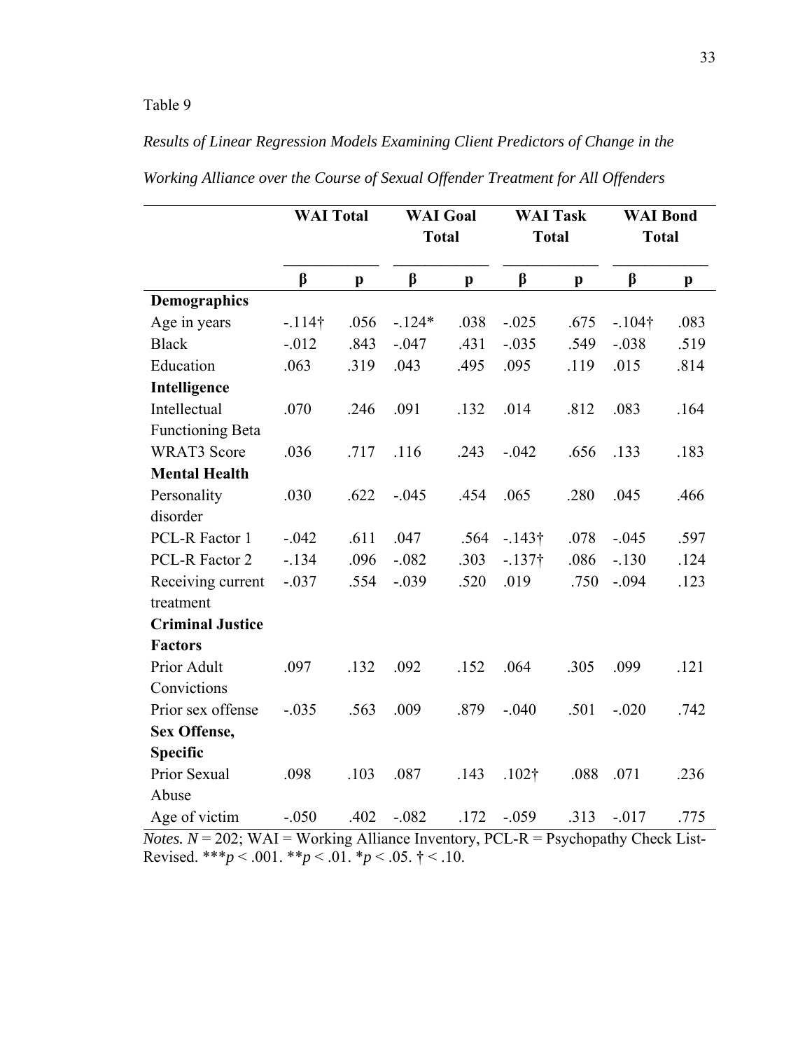Table 9

*Results of Linear Regression Models Examining Client Predictors of Change in the Working Alliance over the Course of Sexual Offender Treatment for All Offenders*

| | WAI Total | | WAI Goal Total | | WAI Task Total | | WAI Bond Total | |
|---|---|---|---|---|---|---|---|---|
| | **β** | **p** | **β** | **p** | **β** | **p** | **β** | **p** |
| **Demographics** | | | | | | | | |
| Age in years | -.114† | .056 | -.124* | .038 | -.025 | .675 | -.104† | .083 |
| Black | -.012 | .843 | -.047 | .431 | -.035 | .549 | -.038 | .519 |
| Education | .063 | .319 | .043 | .495 | .095 | .119 | .015 | .814 |
| **Intelligence** | | | | | | | | |
| Intellectual Functioning Beta | .070 | .246 | .091 | .132 | .014 | .812 | .083 | .164 |
| WRAT3 Score | .036 | .717 | .116 | .243 | -.042 | .656 | .133 | .183 |
| **Mental Health** | | | | | | | | |
| Personality disorder | .030 | .622 | -.045 | .454 | .065 | .280 | .045 | .466 |
| PCL-R Factor 1 | -.042 | .611 | .047 | .564 | -.143† | .078 | -.045 | .597 |
| PCL-R Factor 2 | -.134 | .096 | -.082 | .303 | -.137† | .086 | -.130 | .124 |
| Receiving current treatment | -.037 | .554 | -.039 | .520 | .019 | .750 | -.094 | .123 |
| **Criminal Justice Factors** | | | | | | | | |
| Prior Adult Convictions | .097 | .132 | .092 | .152 | .064 | .305 | .099 | .121 |
| Prior sex offense | -.035 | .563 | .009 | .879 | -.040 | .501 | -.020 | .742 |
| **Sex Offense, Specific** | | | | | | | | |
| Prior Sexual Abuse | .098 | .103 | .087 | .143 | .102† | .088 | .071 | .236 |
| Age of victim | -.050 | .402 | -.082 | .172 | -.059 | .313 | -.017 | .775 |

*Notes.* $N = 202$; WAI = Working Alliance Inventory, PCL-R = Psychopathy Check List-Revised. ***$p < .001$. **$p < .01$. *$p < .05$. † < .10.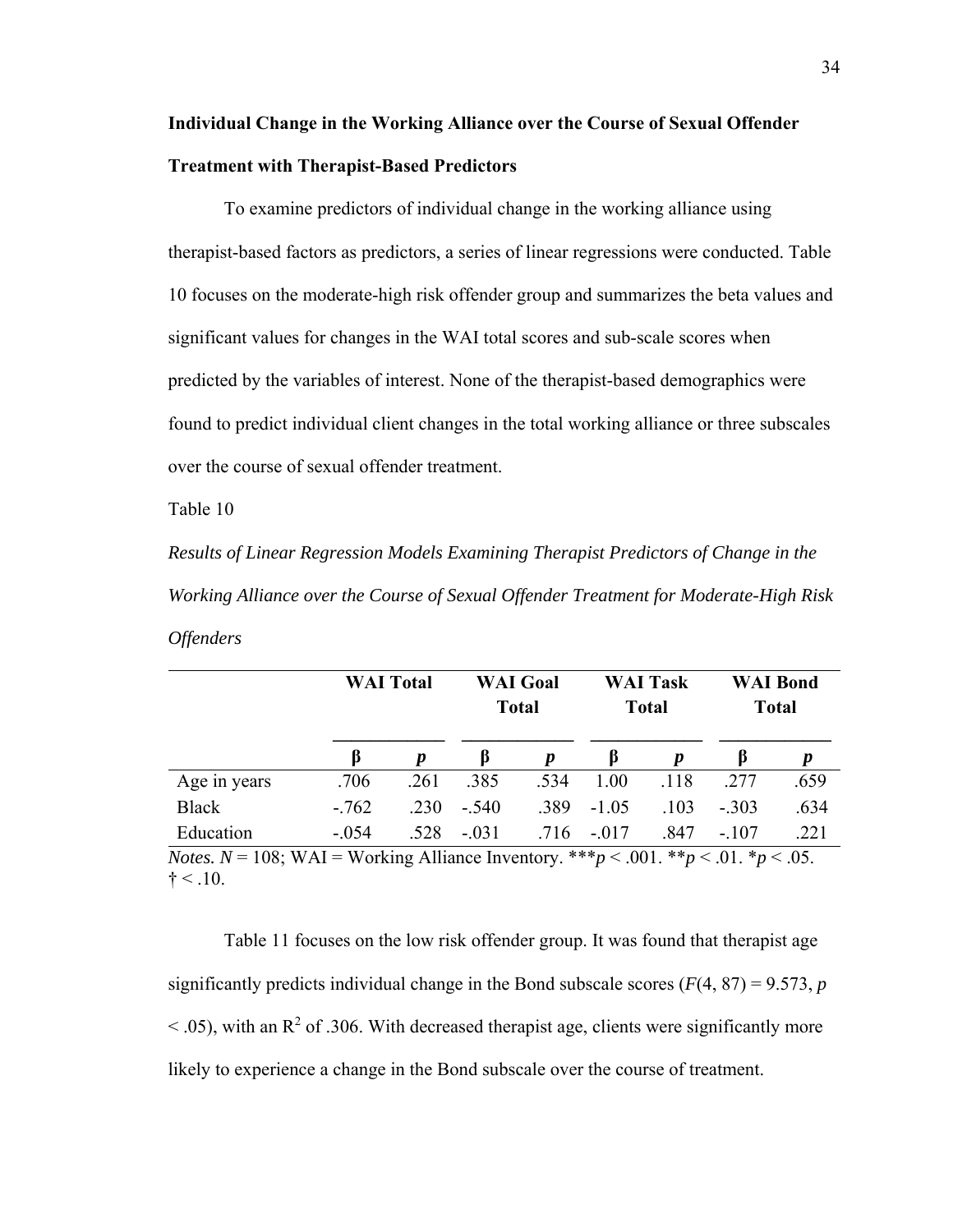**Individual Change in the Working Alliance over the Course of Sexual Offender Treatment with Therapist-Based Predictors**

To examine predictors of individual change in the working alliance using therapist-based factors as predictors, a series of linear regressions were conducted. Table 10 focuses on the moderate-high risk offender group and summarizes the beta values and significant values for changes in the WAI total scores and sub-scale scores when predicted by the variables of interest. None of the therapist-based demographics were found to predict individual client changes in the total working alliance or three subscales over the course of sexual offender treatment.

Table 10

*Results of Linear Regression Models Examining Therapist Predictors of Change in the Working Alliance over the Course of Sexual Offender Treatment for Moderate-High Risk Offenders*

| | WAI Total | | WAI Goal Total | | WAI Task Total | | WAI Bond Total | |
|---|---|---|---|---|---|---|---|---|
| | **β** | ***p*** | **β** | ***p*** | **β** | ***p*** | **β** | ***p*** |
| Age in years | .706 | .261 | .385 | .534 | 1.00 | .118 | .277 | .659 |
| Black | -.762 | .230 | -.540 | .389 | -1.05 | .103 | -.303 | .634 |
| Education | -.054 | .528 | -.031 | .716 | -.017 | .847 | -.107 | .221 |

*Notes.* $N = 108$; WAI = Working Alliance Inventory. \*\*\*$p < .001$. \*\*$p < .01$. \*$p < .05$. † < .10.

Table 11 focuses on the low risk offender group. It was found that therapist age significantly predicts individual change in the Bond subscale scores ($F(4, 87) = 9.573$, $p < .05$), with an $R^2$ of .306. With decreased therapist age, clients were significantly more likely to experience a change in the Bond subscale over the course of treatment.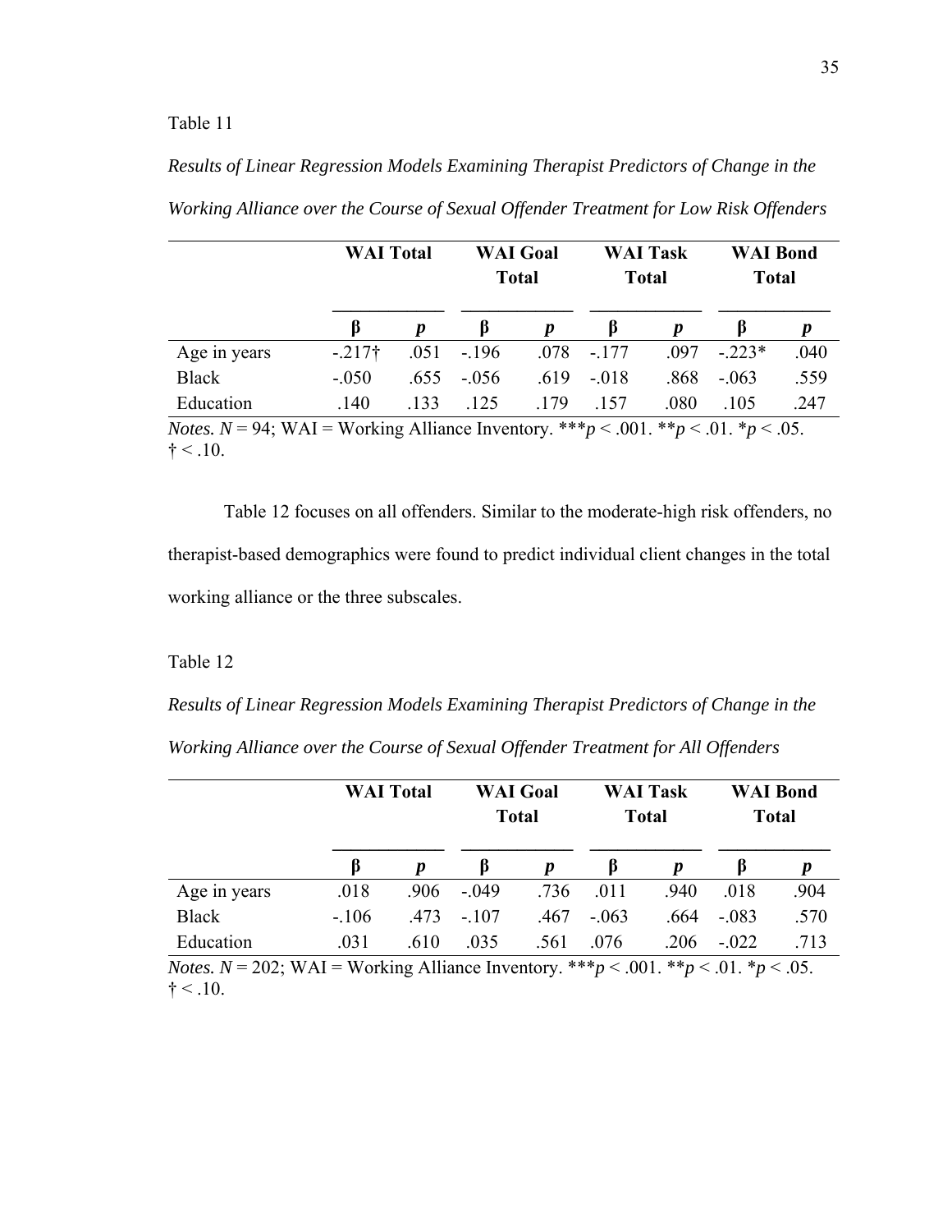Table 11

*Results of Linear Regression Models Examining Therapist Predictors of Change in the Working Alliance over the Course of Sexual Offender Treatment for Low Risk Offenders*

| | WAI Total | | WAI Goal Total | | WAI Task Total | | WAI Bond Total | |
|---|---|---|---|---|---|---|---|---|
| | **β** | ***p*** | **β** | ***p*** | **β** | ***p*** | **β** | ***p*** |
| Age in years | -.217† | .051 | -.196 | .078 | -.177 | .097 | -.223* | .040 |
| Black | -.050 | .655 | -.056 | .619 | -.018 | .868 | -.063 | .559 |
| Education | .140 | .133 | .125 | .179 | .157 | .080 | .105 | .247 |

*Notes.* $N = 94$; WAI = Working Alliance Inventory. \*\*\*$p < .001$. \*\*$p < .01$. \*$p < .05$. † < .10.

Table 12 focuses on all offenders. Similar to the moderate-high risk offenders, no therapist-based demographics were found to predict individual client changes in the total working alliance or the three subscales.

Table 12

*Results of Linear Regression Models Examining Therapist Predictors of Change in the Working Alliance over the Course of Sexual Offender Treatment for All Offenders*

| | WAI Total | | WAI Goal Total | | WAI Task Total | | WAI Bond Total | |
|---|---|---|---|---|---|---|---|---|
| | **β** | ***p*** | **β** | ***p*** | **β** | ***p*** | **β** | ***p*** |
| Age in years | .018 | .906 | -.049 | .736 | .011 | .940 | .018 | .904 |
| Black | -.106 | .473 | -.107 | .467 | -.063 | .664 | -.083 | .570 |
| Education | .031 | .610 | .035 | .561 | .076 | .206 | -.022 | .713 |

*Notes.* $N = 202$; WAI = Working Alliance Inventory. \*\*\*$p < .001$. \*\*$p < .01$. \*$p < .05$. † < .10.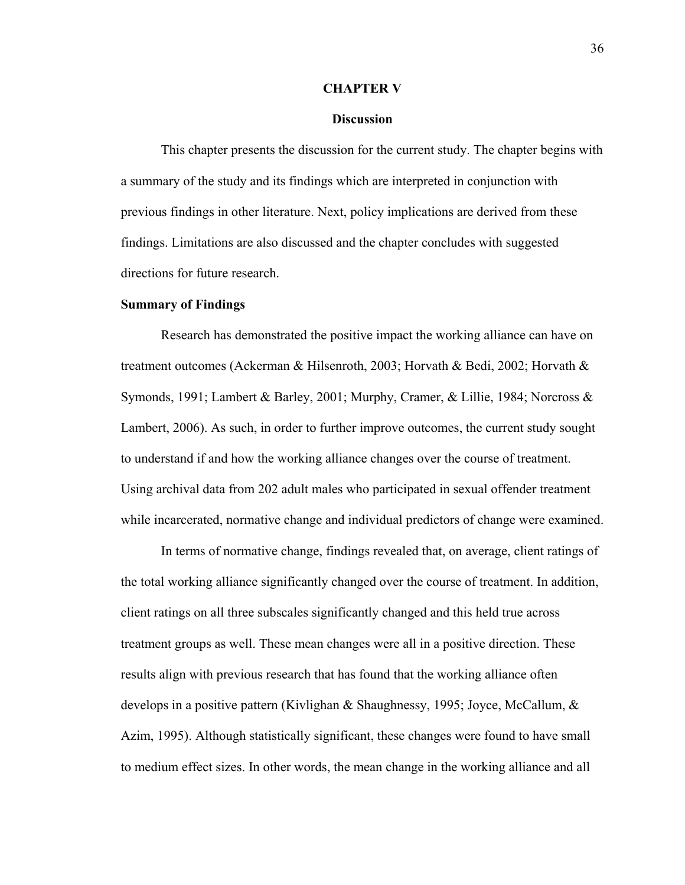# CHAPTER V

## Discussion

This chapter presents the discussion for the current study. The chapter begins with a summary of the study and its findings which are interpreted in conjunction with previous findings in other literature. Next, policy implications are derived from these findings. Limitations are also discussed and the chapter concludes with suggested directions for future research.

### Summary of Findings

Research has demonstrated the positive impact the working alliance can have on treatment outcomes (Ackerman & Hilsenroth, 2003; Horvath & Bedi, 2002; Horvath & Symonds, 1991; Lambert & Barley, 2001; Murphy, Cramer, & Lillie, 1984; Norcross & Lambert, 2006). As such, in order to further improve outcomes, the current study sought to understand if and how the working alliance changes over the course of treatment. Using archival data from 202 adult males who participated in sexual offender treatment while incarcerated, normative change and individual predictors of change were examined.

In terms of normative change, findings revealed that, on average, client ratings of the total working alliance significantly changed over the course of treatment. In addition, client ratings on all three subscales significantly changed and this held true across treatment groups as well. These mean changes were all in a positive direction. These results align with previous research that has found that the working alliance often develops in a positive pattern (Kivlighan & Shaughnessy, 1995; Joyce, McCallum, & Azim, 1995). Although statistically significant, these changes were found to have small to medium effect sizes. In other words, the mean change in the working alliance and all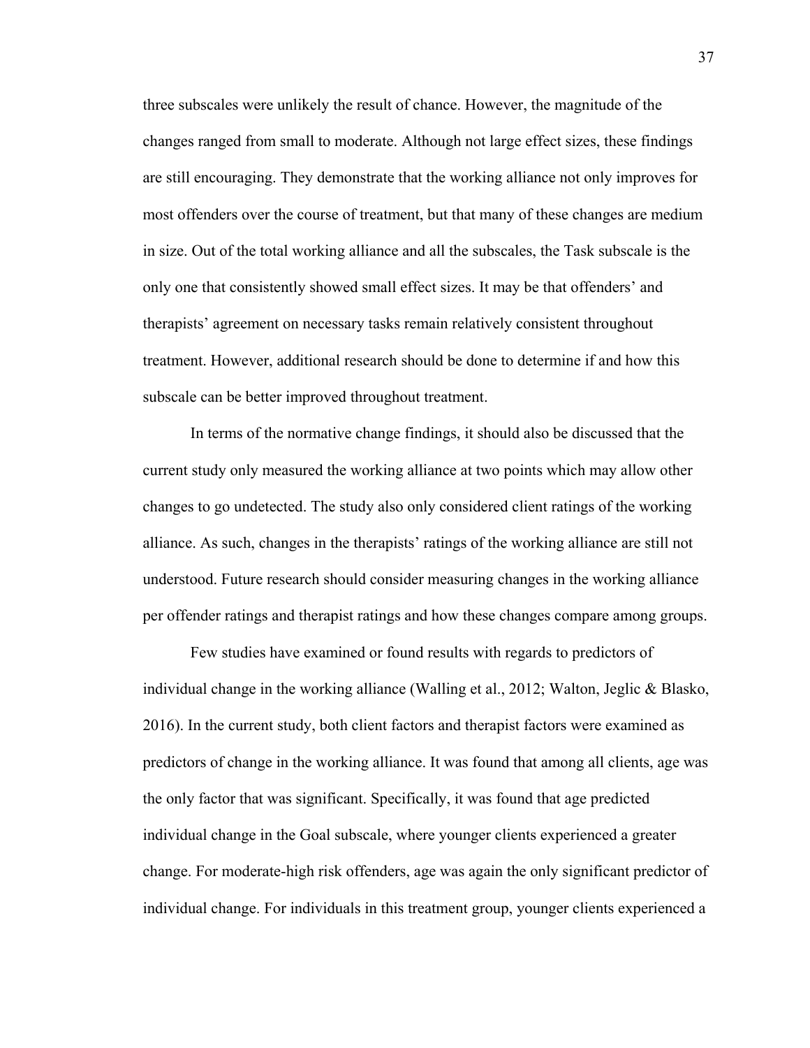three subscales were unlikely the result of chance. However, the magnitude of the changes ranged from small to moderate. Although not large effect sizes, these findings are still encouraging. They demonstrate that the working alliance not only improves for most offenders over the course of treatment, but that many of these changes are medium in size. Out of the total working alliance and all the subscales, the Task subscale is the only one that consistently showed small effect sizes. It may be that offenders' and therapists' agreement on necessary tasks remain relatively consistent throughout treatment. However, additional research should be done to determine if and how this subscale can be better improved throughout treatment.

In terms of the normative change findings, it should also be discussed that the current study only measured the working alliance at two points which may allow other changes to go undetected. The study also only considered client ratings of the working alliance. As such, changes in the therapists' ratings of the working alliance are still not understood. Future research should consider measuring changes in the working alliance per offender ratings and therapist ratings and how these changes compare among groups.

Few studies have examined or found results with regards to predictors of individual change in the working alliance (Walling et al., 2012; Walton, Jeglic & Blasko, 2016). In the current study, both client factors and therapist factors were examined as predictors of change in the working alliance. It was found that among all clients, age was the only factor that was significant. Specifically, it was found that age predicted individual change in the Goal subscale, where younger clients experienced a greater change. For moderate-high risk offenders, age was again the only significant predictor of individual change. For individuals in this treatment group, younger clients experienced a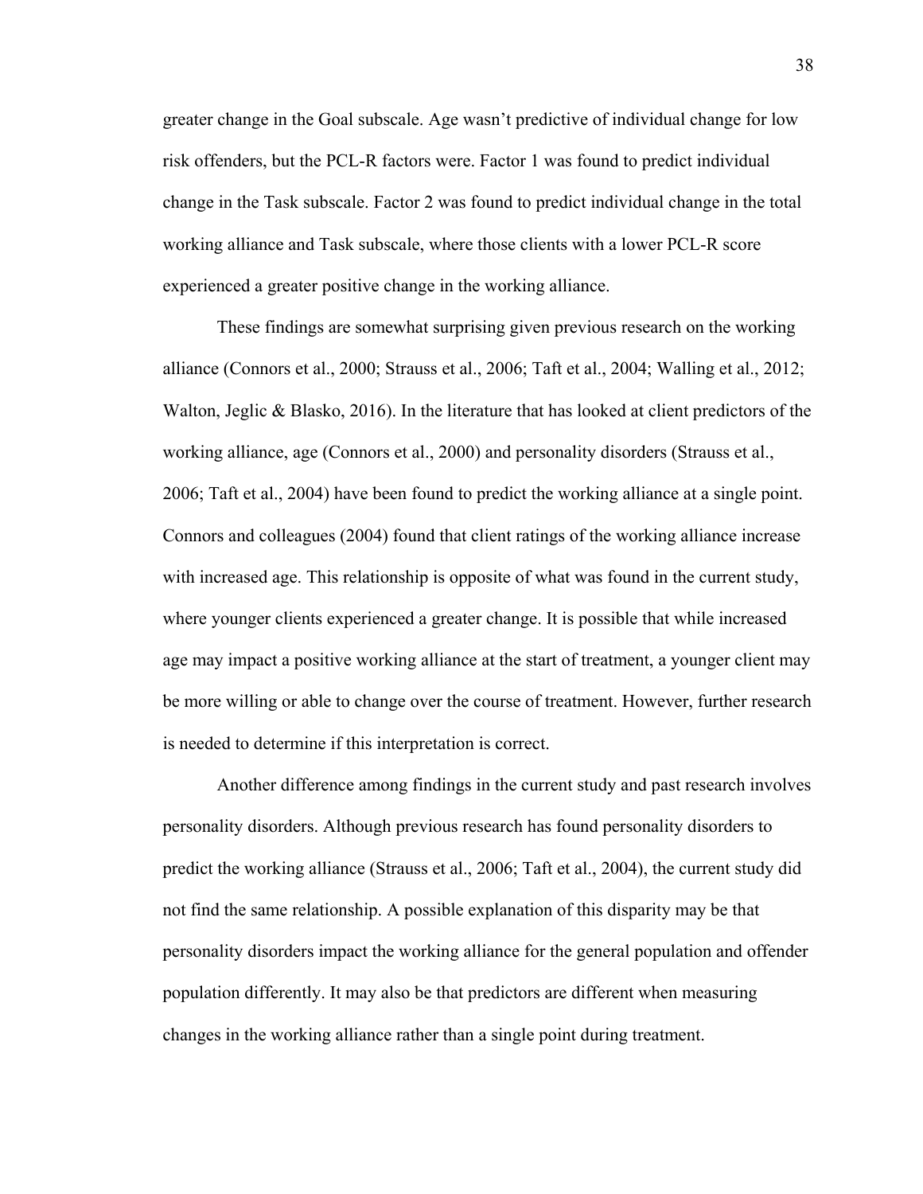greater change in the Goal subscale. Age wasn't predictive of individual change for low risk offenders, but the PCL-R factors were. Factor 1 was found to predict individual change in the Task subscale. Factor 2 was found to predict individual change in the total working alliance and Task subscale, where those clients with a lower PCL-R score experienced a greater positive change in the working alliance.

These findings are somewhat surprising given previous research on the working alliance (Connors et al., 2000; Strauss et al., 2006; Taft et al., 2004; Walling et al., 2012; Walton, Jeglic & Blasko, 2016). In the literature that has looked at client predictors of the working alliance, age (Connors et al., 2000) and personality disorders (Strauss et al., 2006; Taft et al., 2004) have been found to predict the working alliance at a single point. Connors and colleagues (2004) found that client ratings of the working alliance increase with increased age. This relationship is opposite of what was found in the current study, where younger clients experienced a greater change. It is possible that while increased age may impact a positive working alliance at the start of treatment, a younger client may be more willing or able to change over the course of treatment. However, further research is needed to determine if this interpretation is correct.

Another difference among findings in the current study and past research involves personality disorders. Although previous research has found personality disorders to predict the working alliance (Strauss et al., 2006; Taft et al., 2004), the current study did not find the same relationship. A possible explanation of this disparity may be that personality disorders impact the working alliance for the general population and offender population differently. It may also be that predictors are different when measuring changes in the working alliance rather than a single point during treatment.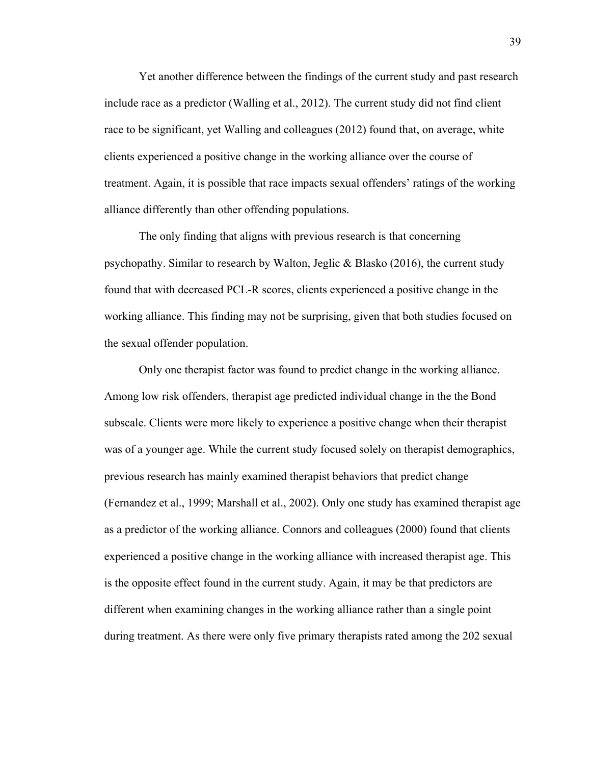Yet another difference between the findings of the current study and past research include race as a predictor (Walling et al., 2012). The current study did not find client race to be significant, yet Walling and colleagues (2012) found that, on average, white clients experienced a positive change in the working alliance over the course of treatment. Again, it is possible that race impacts sexual offenders' ratings of the working alliance differently than other offending populations.

The only finding that aligns with previous research is that concerning psychopathy. Similar to research by Walton, Jeglic & Blasko (2016), the current study found that with decreased PCL-R scores, clients experienced a positive change in the working alliance. This finding may not be surprising, given that both studies focused on the sexual offender population.

Only one therapist factor was found to predict change in the working alliance. Among low risk offenders, therapist age predicted individual change in the the Bond subscale. Clients were more likely to experience a positive change when their therapist was of a younger age. While the current study focused solely on therapist demographics, previous research has mainly examined therapist behaviors that predict change (Fernandez et al., 1999; Marshall et al., 2002). Only one study has examined therapist age as a predictor of the working alliance. Connors and colleagues (2000) found that clients experienced a positive change in the working alliance with increased therapist age. This is the opposite effect found in the current study. Again, it may be that predictors are different when examining changes in the working alliance rather than a single point during treatment. As there were only five primary therapists rated among the 202 sexual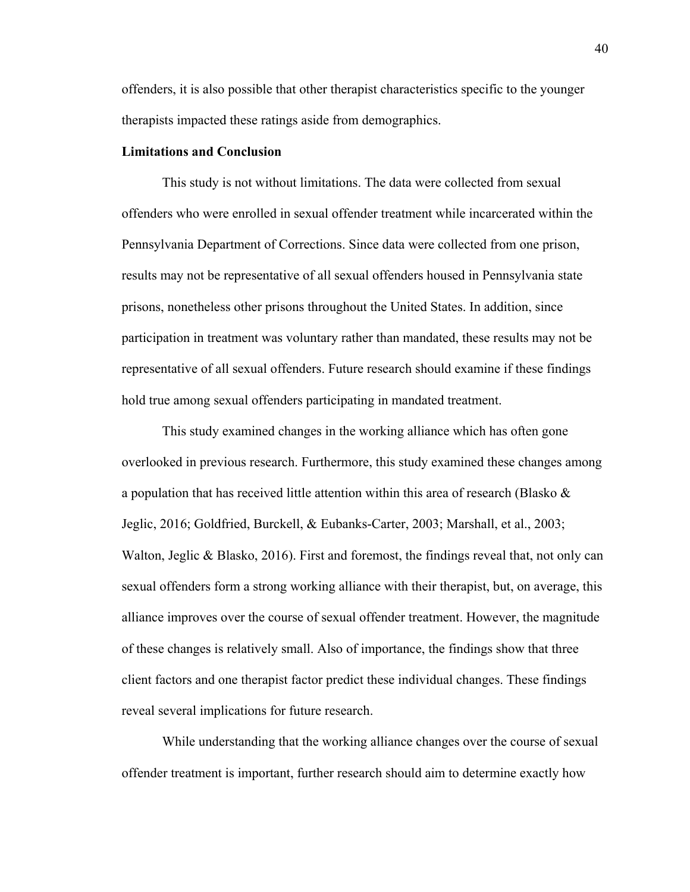offenders, it is also possible that other therapist characteristics specific to the younger therapists impacted these ratings aside from demographics.

**Limitations and Conclusion**

This study is not without limitations. The data were collected from sexual offenders who were enrolled in sexual offender treatment while incarcerated within the Pennsylvania Department of Corrections. Since data were collected from one prison, results may not be representative of all sexual offenders housed in Pennsylvania state prisons, nonetheless other prisons throughout the United States. In addition, since participation in treatment was voluntary rather than mandated, these results may not be representative of all sexual offenders. Future research should examine if these findings hold true among sexual offenders participating in mandated treatment.

This study examined changes in the working alliance which has often gone overlooked in previous research. Furthermore, this study examined these changes among a population that has received little attention within this area of research (Blasko & Jeglic, 2016; Goldfried, Burckell, & Eubanks-Carter, 2003; Marshall, et al., 2003; Walton, Jeglic & Blasko, 2016). First and foremost, the findings reveal that, not only can sexual offenders form a strong working alliance with their therapist, but, on average, this alliance improves over the course of sexual offender treatment. However, the magnitude of these changes is relatively small. Also of importance, the findings show that three client factors and one therapist factor predict these individual changes. These findings reveal several implications for future research.

While understanding that the working alliance changes over the course of sexual offender treatment is important, further research should aim to determine exactly how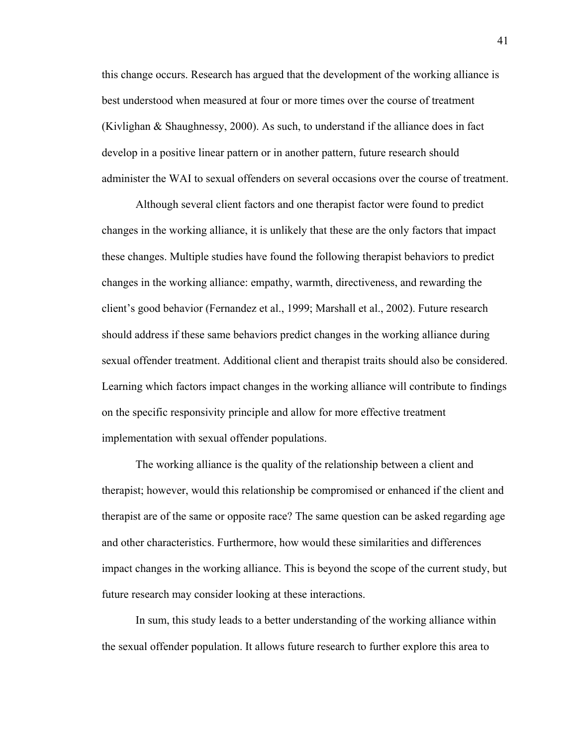this change occurs. Research has argued that the development of the working alliance is best understood when measured at four or more times over the course of treatment (Kivlighan & Shaughnessy, 2000). As such, to understand if the alliance does in fact develop in a positive linear pattern or in another pattern, future research should administer the WAI to sexual offenders on several occasions over the course of treatment.

Although several client factors and one therapist factor were found to predict changes in the working alliance, it is unlikely that these are the only factors that impact these changes. Multiple studies have found the following therapist behaviors to predict changes in the working alliance: empathy, warmth, directiveness, and rewarding the client's good behavior (Fernandez et al., 1999; Marshall et al., 2002). Future research should address if these same behaviors predict changes in the working alliance during sexual offender treatment. Additional client and therapist traits should also be considered. Learning which factors impact changes in the working alliance will contribute to findings on the specific responsivity principle and allow for more effective treatment implementation with sexual offender populations.

The working alliance is the quality of the relationship between a client and therapist; however, would this relationship be compromised or enhanced if the client and therapist are of the same or opposite race? The same question can be asked regarding age and other characteristics. Furthermore, how would these similarities and differences impact changes in the working alliance. This is beyond the scope of the current study, but future research may consider looking at these interactions.

In sum, this study leads to a better understanding of the working alliance within the sexual offender population. It allows future research to further explore this area to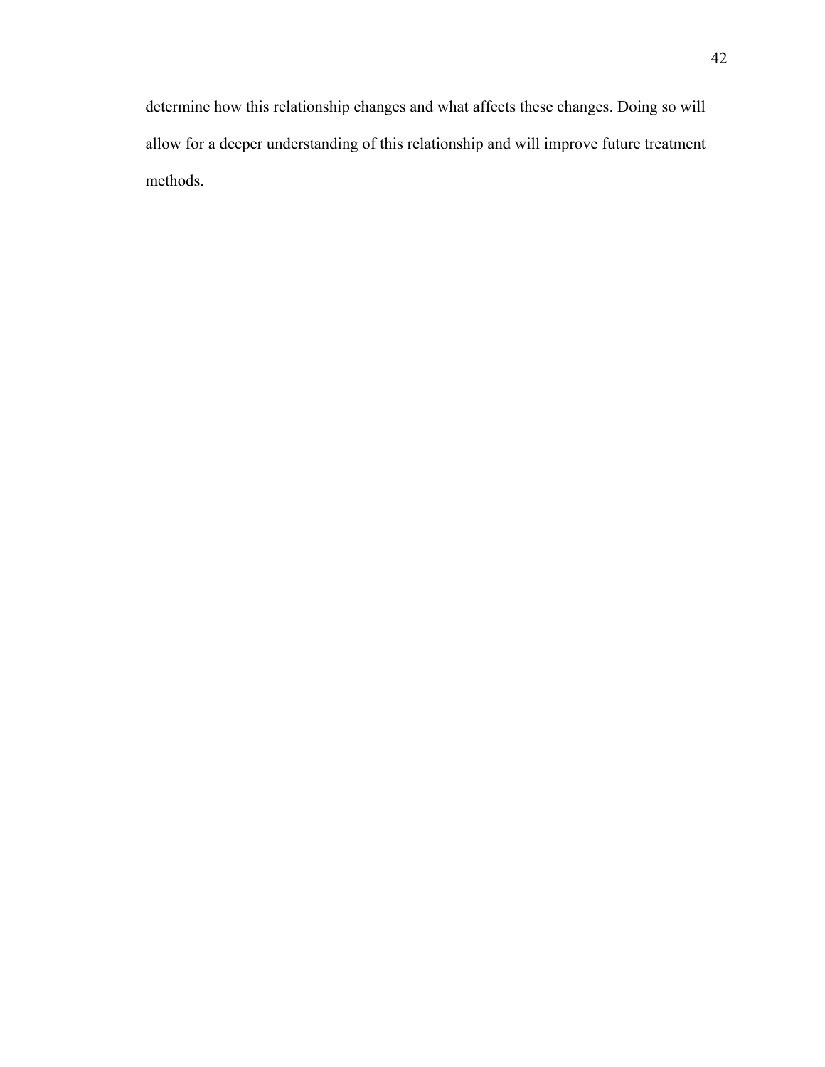determine how this relationship changes and what affects these changes. Doing so will allow for a deeper understanding of this relationship and will improve future treatment methods.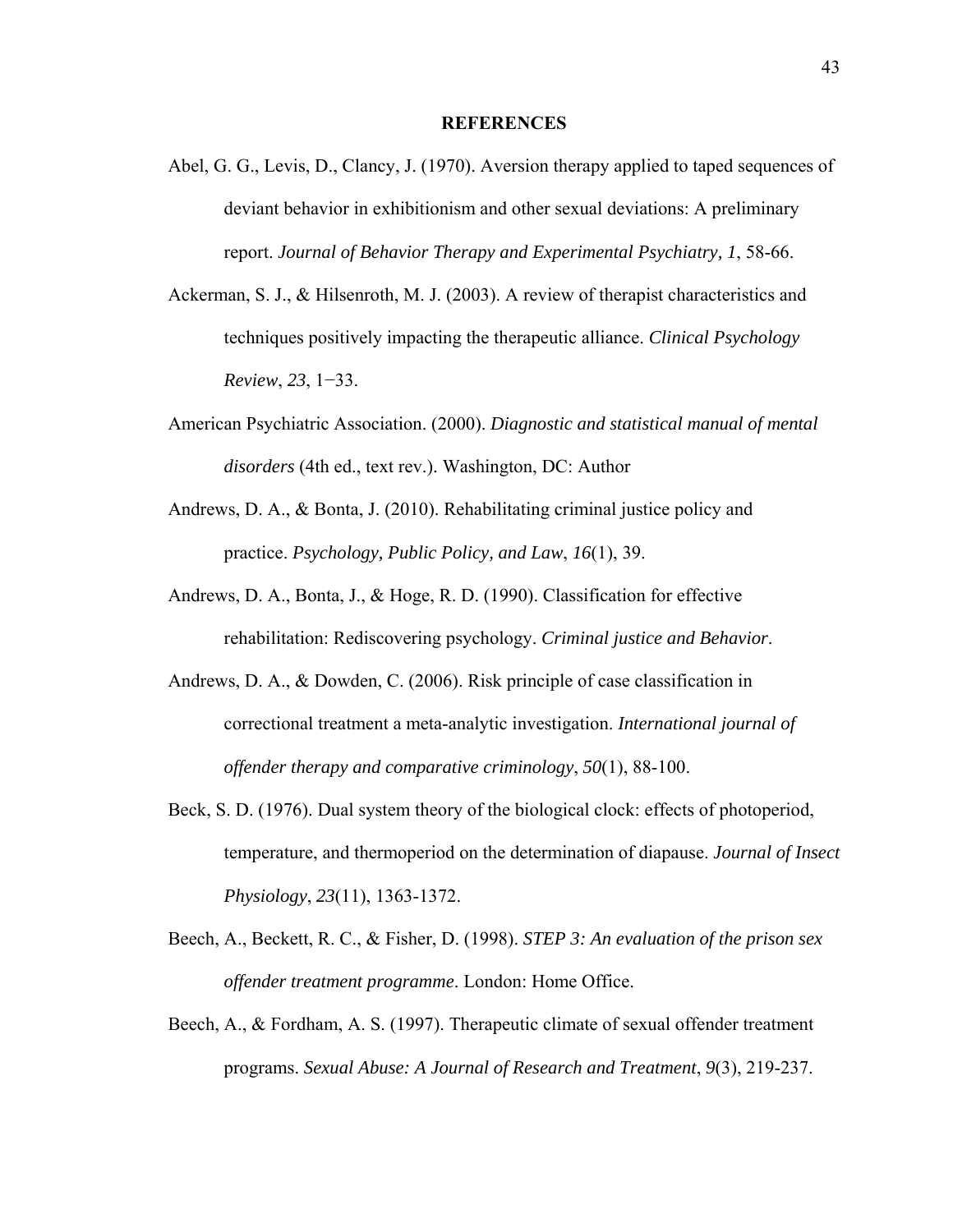# REFERENCES

Abel, G. G., Levis, D., Clancy, J. (1970). Aversion therapy applied to taped sequences of deviant behavior in exhibitionism and other sexual deviations: A preliminary report. *Journal of Behavior Therapy and Experimental Psychiatry, 1*, 58-66.

Ackerman, S. J., & Hilsenroth, M. J. (2003). A review of therapist characteristics and techniques positively impacting the therapeutic alliance. *Clinical Psychology Review*, *23*, 1−33.

American Psychiatric Association. (2000). *Diagnostic and statistical manual of mental disorders* (4th ed., text rev.). Washington, DC: Author

Andrews, D. A., & Bonta, J. (2010). Rehabilitating criminal justice policy and practice. *Psychology, Public Policy, and Law*, *16*(1), 39.

Andrews, D. A., Bonta, J., & Hoge, R. D. (1990). Classification for effective rehabilitation: Rediscovering psychology. *Criminal justice and Behavior*.

Andrews, D. A., & Dowden, C. (2006). Risk principle of case classification in correctional treatment a meta-analytic investigation. *International journal of offender therapy and comparative criminology*, *50*(1), 88-100.

Beck, S. D. (1976). Dual system theory of the biological clock: effects of photoperiod, temperature, and thermoperiod on the determination of diapause. *Journal of Insect Physiology*, *23*(11), 1363-1372.

Beech, A., Beckett, R. C., & Fisher, D. (1998). *STEP 3: An evaluation of the prison sex offender treatment programme*. London: Home Office.

Beech, A., & Fordham, A. S. (1997). Therapeutic climate of sexual offender treatment programs. *Sexual Abuse: A Journal of Research and Treatment*, *9*(3), 219-237.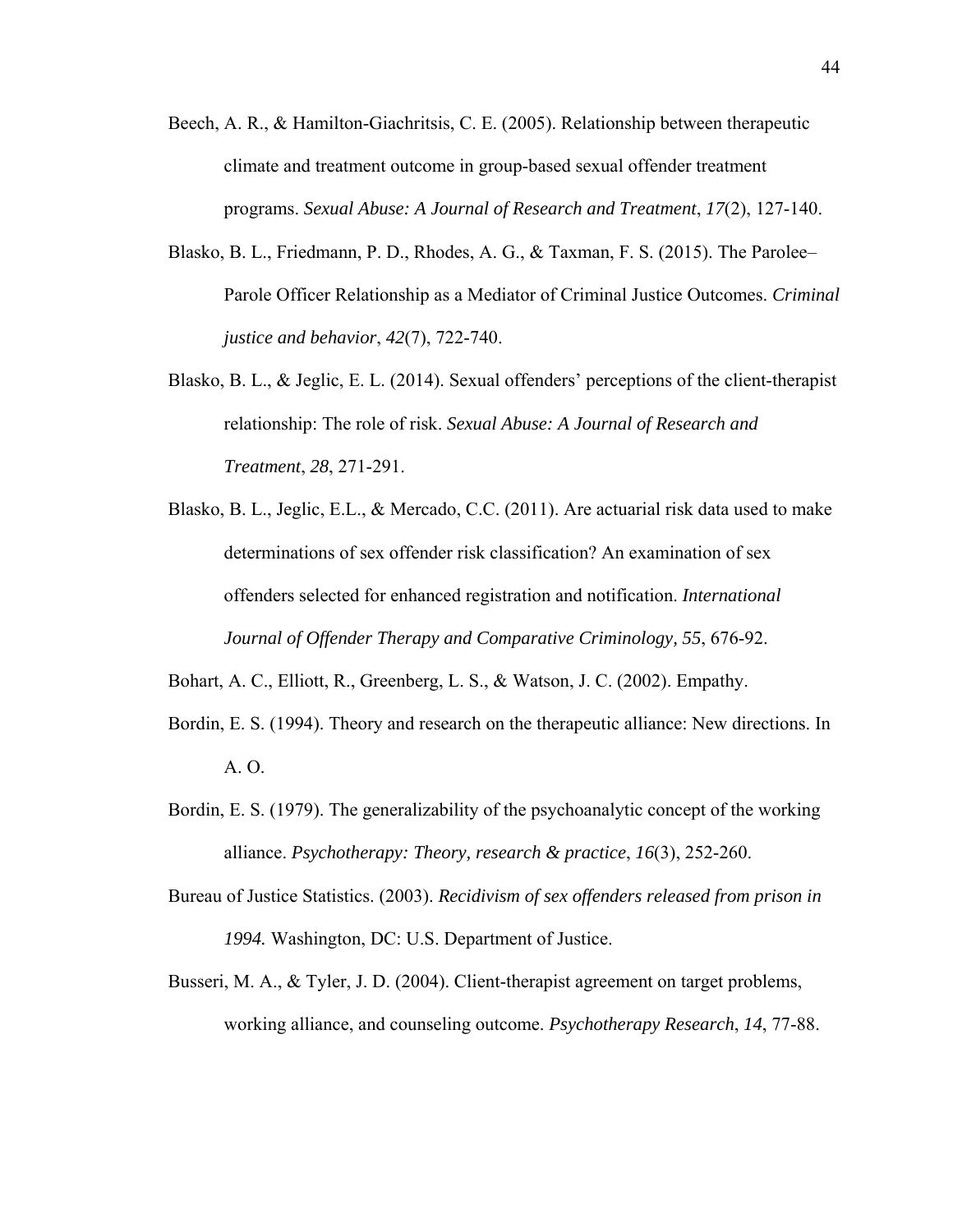Beech, A. R., & Hamilton-Giachritsis, C. E. (2005). Relationship between therapeutic climate and treatment outcome in group-based sexual offender treatment programs. *Sexual Abuse: A Journal of Research and Treatment*, *17*(2), 127-140.

Blasko, B. L., Friedmann, P. D., Rhodes, A. G., & Taxman, F. S. (2015). The Parolee–Parole Officer Relationship as a Mediator of Criminal Justice Outcomes. *Criminal justice and behavior*, *42*(7), 722-740.

Blasko, B. L., & Jeglic, E. L. (2014). Sexual offenders' perceptions of the client-therapist relationship: The role of risk. *Sexual Abuse: A Journal of Research and Treatment*, *28*, 271-291.

Blasko, B. L., Jeglic, E.L., & Mercado, C.C. (2011). Are actuarial risk data used to make determinations of sex offender risk classification? An examination of sex offenders selected for enhanced registration and notification. *International Journal of Offender Therapy and Comparative Criminology, 55*, 676-92.

Bohart, A. C., Elliott, R., Greenberg, L. S., & Watson, J. C. (2002). Empathy.

Bordin, E. S. (1994). Theory and research on the therapeutic alliance: New directions. In A. O.

Bordin, E. S. (1979). The generalizability of the psychoanalytic concept of the working alliance. *Psychotherapy: Theory, research & practice*, *16*(3), 252-260.

Bureau of Justice Statistics. (2003). *Recidivism of sex offenders released from prison in 1994.* Washington, DC: U.S. Department of Justice.

Busseri, M. A., & Tyler, J. D. (2004). Client-therapist agreement on target problems, working alliance, and counseling outcome. *Psychotherapy Research*, *14*, 77-88.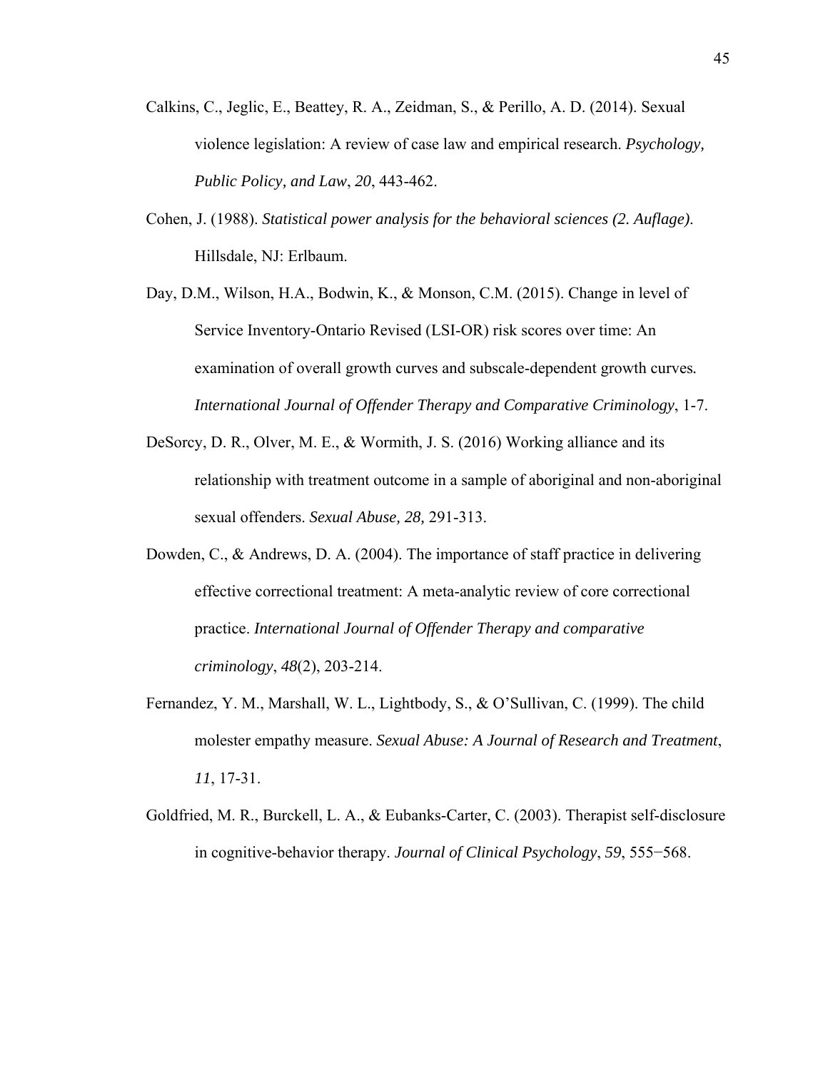Calkins, C., Jeglic, E., Beattey, R. A., Zeidman, S., & Perillo, A. D. (2014). Sexual violence legislation: A review of case law and empirical research. *Psychology, Public Policy, and Law*, *20*, 443-462.

Cohen, J. (1988). *Statistical power analysis for the behavioral sciences (2. Auflage)*. Hillsdale, NJ: Erlbaum.

Day, D.M., Wilson, H.A., Bodwin, K., & Monson, C.M. (2015). Change in level of Service Inventory-Ontario Revised (LSI-OR) risk scores over time: An examination of overall growth curves and subscale-dependent growth curves. *International Journal of Offender Therapy and Comparative Criminology*, 1-7.

DeSorcy, D. R., Olver, M. E., & Wormith, J. S. (2016) Working alliance and its relationship with treatment outcome in a sample of aboriginal and non-aboriginal sexual offenders. *Sexual Abuse, 28,* 291-313.

Dowden, C., & Andrews, D. A. (2004). The importance of staff practice in delivering effective correctional treatment: A meta-analytic review of core correctional practice. *International Journal of Offender Therapy and comparative criminology*, *48*(2), 203-214.

Fernandez, Y. M., Marshall, W. L., Lightbody, S., & O'Sullivan, C. (1999). The child molester empathy measure. *Sexual Abuse: A Journal of Research and Treatment*, *11*, 17-31.

Goldfried, M. R., Burckell, L. A., & Eubanks-Carter, C. (2003). Therapist self-disclosure in cognitive-behavior therapy. *Journal of Clinical Psychology*, *59*, 555−568.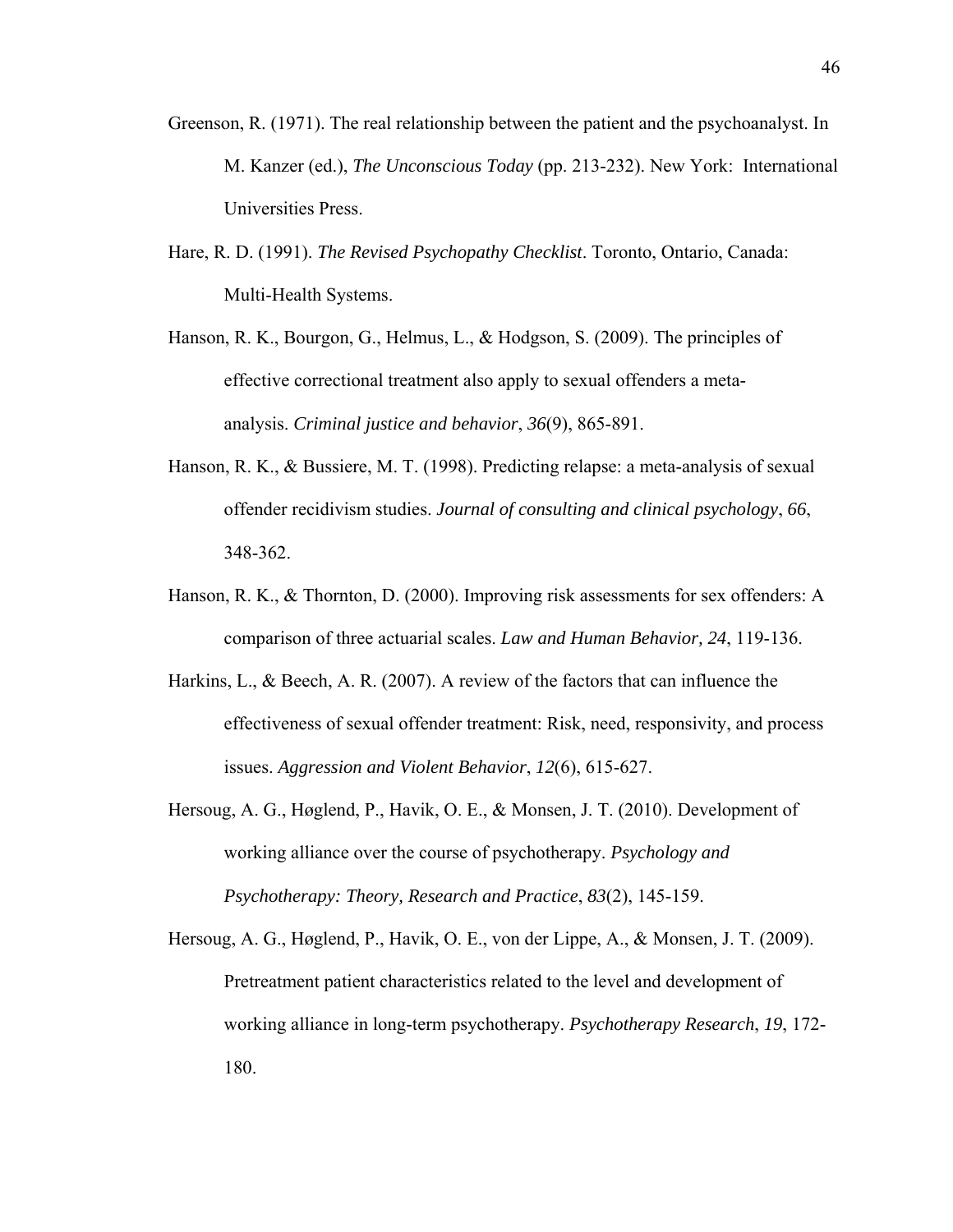Greenson, R. (1971). The real relationship between the patient and the psychoanalyst. In M. Kanzer (ed.), *The Unconscious Today* (pp. 213-232). New York: International Universities Press.

Hare, R. D. (1991). *The Revised Psychopathy Checklist*. Toronto, Ontario, Canada: Multi-Health Systems.

Hanson, R. K., Bourgon, G., Helmus, L., & Hodgson, S. (2009). The principles of effective correctional treatment also apply to sexual offenders a meta-analysis. *Criminal justice and behavior*, *36*(9), 865-891.

Hanson, R. K., & Bussiere, M. T. (1998). Predicting relapse: a meta-analysis of sexual offender recidivism studies. *Journal of consulting and clinical psychology*, *66*, 348-362.

Hanson, R. K., & Thornton, D. (2000). Improving risk assessments for sex offenders: A comparison of three actuarial scales. *Law and Human Behavior, 24*, 119-136.

Harkins, L., & Beech, A. R. (2007). A review of the factors that can influence the effectiveness of sexual offender treatment: Risk, need, responsivity, and process issues. *Aggression and Violent Behavior*, *12*(6), 615-627.

Hersoug, A. G., Høglend, P., Havik, O. E., & Monsen, J. T. (2010). Development of working alliance over the course of psychotherapy. *Psychology and Psychotherapy: Theory, Research and Practice*, *83*(2), 145-159.

Hersoug, A. G., Høglend, P., Havik, O. E., von der Lippe, A., & Monsen, J. T. (2009). Pretreatment patient characteristics related to the level and development of working alliance in long-term psychotherapy. *Psychotherapy Research*, *19*, 172-180.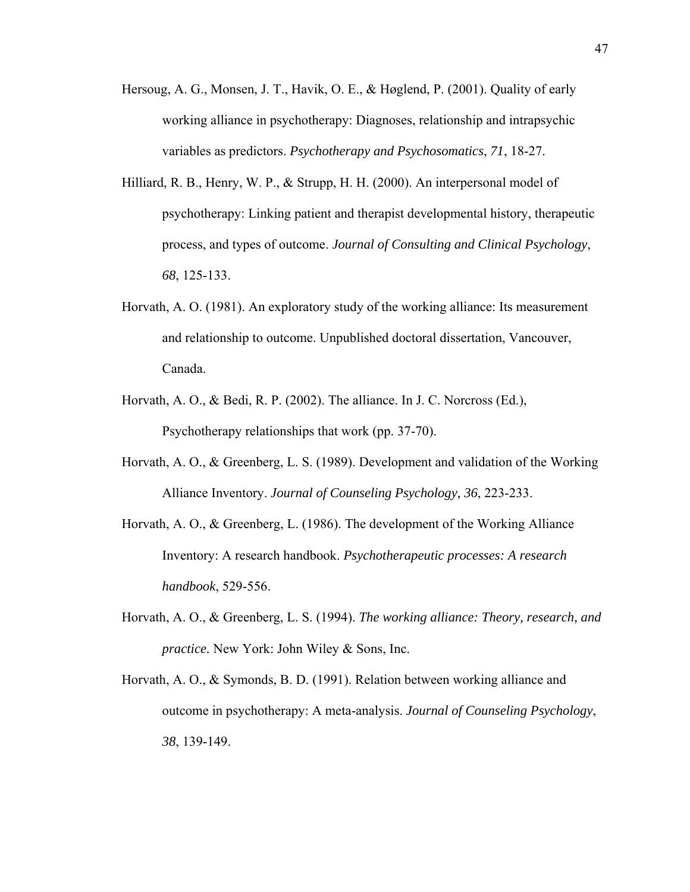Hersoug, A. G., Monsen, J. T., Havik, O. E., & Høglend, P. (2001). Quality of early working alliance in psychotherapy: Diagnoses, relationship and intrapsychic variables as predictors. *Psychotherapy and Psychosomatics*, *71*, 18-27.

Hilliard, R. B., Henry, W. P., & Strupp, H. H. (2000). An interpersonal model of psychotherapy: Linking patient and therapist developmental history, therapeutic process, and types of outcome. *Journal of Consulting and Clinical Psychology*, *68*, 125-133.

Horvath, A. O. (1981). An exploratory study of the working alliance: Its measurement and relationship to outcome. Unpublished doctoral dissertation, Vancouver, Canada.

Horvath, A. O., & Bedi, R. P. (2002). The alliance. In J. C. Norcross (Ed.), Psychotherapy relationships that work (pp. 37-70).

Horvath, A. O., & Greenberg, L. S. (1989). Development and validation of the Working Alliance Inventory. *Journal of Counseling Psychology, 36*, 223-233.

Horvath, A. O., & Greenberg, L. (1986). The development of the Working Alliance Inventory: A research handbook. *Psychotherapeutic processes: A research handbook*, 529-556.

Horvath, A. O., & Greenberg, L. S. (1994). *The working alliance: Theory, research, and practice.* New York: John Wiley & Sons, Inc.

Horvath, A. O., & Symonds, B. D. (1991). Relation between working alliance and outcome in psychotherapy: A meta-analysis. *Journal of Counseling Psychology*, *38*, 139-149.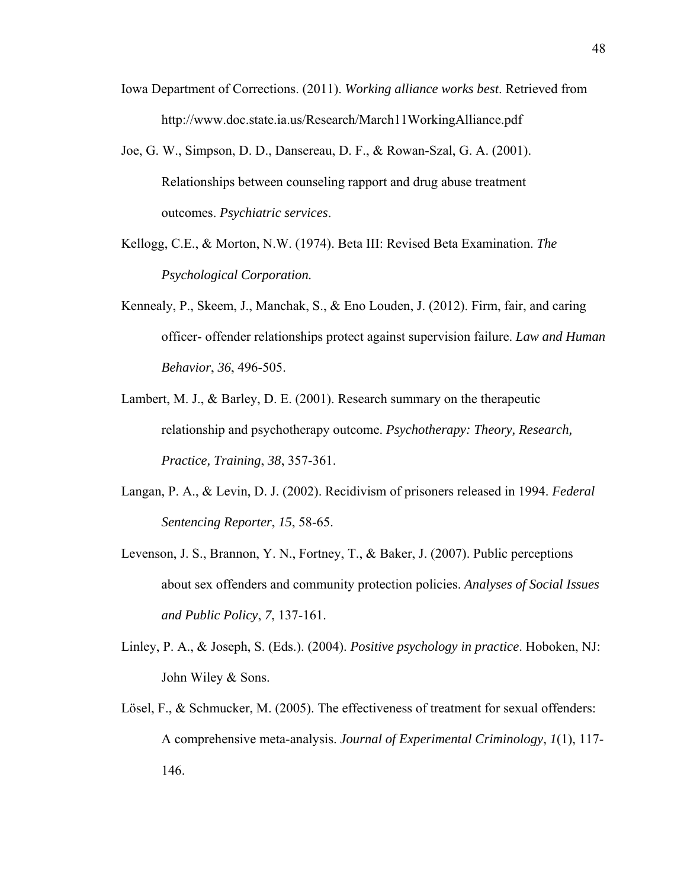Iowa Department of Corrections. (2011). *Working alliance works best*. Retrieved from http://www.doc.state.ia.us/Research/March11WorkingAlliance.pdf

Joe, G. W., Simpson, D. D., Dansereau, D. F., & Rowan-Szal, G. A. (2001). Relationships between counseling rapport and drug abuse treatment outcomes. *Psychiatric services*.

Kellogg, C.E., & Morton, N.W. (1974). Beta III: Revised Beta Examination. *The Psychological Corporation.*

Kennealy, P., Skeem, J., Manchak, S., & Eno Louden, J. (2012). Firm, fair, and caring officer- offender relationships protect against supervision failure. *Law and Human Behavior*, *36*, 496-505.

Lambert, M. J., & Barley, D. E. (2001). Research summary on the therapeutic relationship and psychotherapy outcome. *Psychotherapy: Theory, Research, Practice, Training*, *38*, 357-361.

Langan, P. A., & Levin, D. J. (2002). Recidivism of prisoners released in 1994. *Federal Sentencing Reporter*, *15*, 58-65.

Levenson, J. S., Brannon, Y. N., Fortney, T., & Baker, J. (2007). Public perceptions about sex offenders and community protection policies. *Analyses of Social Issues and Public Policy*, *7*, 137-161.

Linley, P. A., & Joseph, S. (Eds.). (2004). *Positive psychology in practice*. Hoboken, NJ: John Wiley & Sons.

Lösel, F., & Schmucker, M. (2005). The effectiveness of treatment for sexual offenders: A comprehensive meta-analysis. *Journal of Experimental Criminology*, *1*(1), 117-146.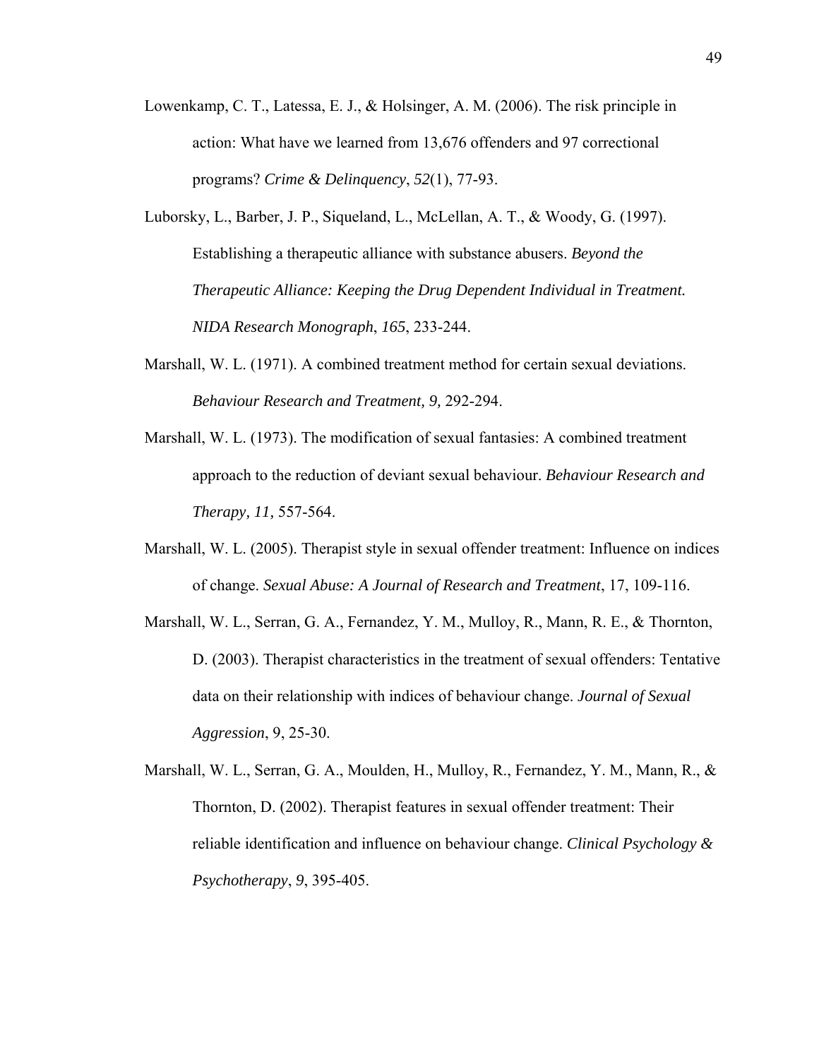Lowenkamp, C. T., Latessa, E. J., & Holsinger, A. M. (2006). The risk principle in action: What have we learned from 13,676 offenders and 97 correctional programs? *Crime & Delinquency*, *52*(1), 77-93.

Luborsky, L., Barber, J. P., Siqueland, L., McLellan, A. T., & Woody, G. (1997). Establishing a therapeutic alliance with substance abusers. *Beyond the Therapeutic Alliance: Keeping the Drug Dependent Individual in Treatment. NIDA Research Monograph*, *165*, 233-244.

Marshall, W. L. (1971). A combined treatment method for certain sexual deviations. *Behaviour Research and Treatment, 9,* 292-294.

Marshall, W. L. (1973). The modification of sexual fantasies: A combined treatment approach to the reduction of deviant sexual behaviour. *Behaviour Research and Therapy, 11,* 557-564.

Marshall, W. L. (2005). Therapist style in sexual offender treatment: Influence on indices of change. *Sexual Abuse: A Journal of Research and Treatment*, 17, 109-116.

Marshall, W. L., Serran, G. A., Fernandez, Y. M., Mulloy, R., Mann, R. E., & Thornton, D. (2003). Therapist characteristics in the treatment of sexual offenders: Tentative data on their relationship with indices of behaviour change. *Journal of Sexual Aggression*, 9, 25-30.

Marshall, W. L., Serran, G. A., Moulden, H., Mulloy, R., Fernandez, Y. M., Mann, R., & Thornton, D. (2002). Therapist features in sexual offender treatment: Their reliable identification and influence on behaviour change. *Clinical Psychology & Psychotherapy*, *9*, 395-405.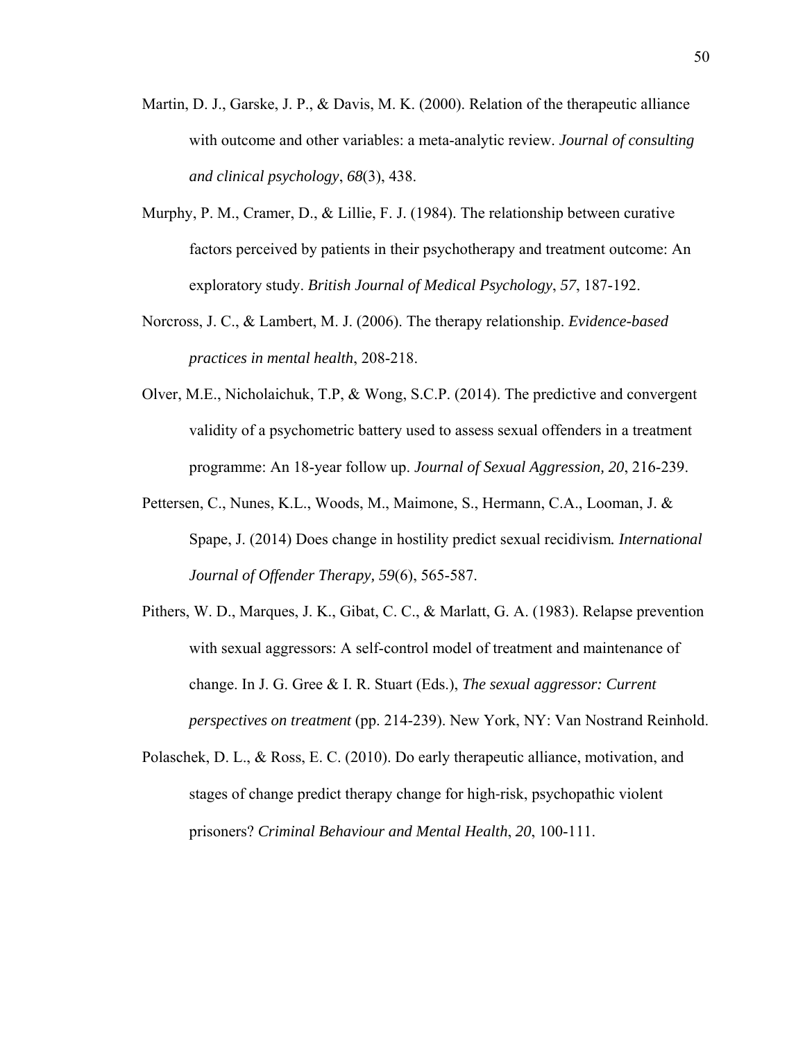Martin, D. J., Garske, J. P., & Davis, M. K. (2000). Relation of the therapeutic alliance with outcome and other variables: a meta-analytic review. *Journal of consulting and clinical psychology*, *68*(3), 438.

Murphy, P. M., Cramer, D., & Lillie, F. J. (1984). The relationship between curative factors perceived by patients in their psychotherapy and treatment outcome: An exploratory study. *British Journal of Medical Psychology*, *57*, 187-192.

Norcross, J. C., & Lambert, M. J. (2006). The therapy relationship. *Evidence-based practices in mental health*, 208-218.

Olver, M.E., Nicholaichuk, T.P, & Wong, S.C.P. (2014). The predictive and convergent validity of a psychometric battery used to assess sexual offenders in a treatment programme: An 18-year follow up. *Journal of Sexual Aggression, 20*, 216-239.

Pettersen, C., Nunes, K.L., Woods, M., Maimone, S., Hermann, C.A., Looman, J. & Spape, J. (2014) Does change in hostility predict sexual recidivism*. International Journal of Offender Therapy, 59*(6), 565-587.

Pithers, W. D., Marques, J. K., Gibat, C. C., & Marlatt, G. A. (1983). Relapse prevention with sexual aggressors: A self-control model of treatment and maintenance of change. In J. G. Gree & I. R. Stuart (Eds.), *The sexual aggressor: Current perspectives on treatment* (pp. 214-239). New York, NY: Van Nostrand Reinhold.

Polaschek, D. L., & Ross, E. C. (2010). Do early therapeutic alliance, motivation, and stages of change predict therapy change for high-risk, psychopathic violent prisoners? *Criminal Behaviour and Mental Health*, *20*, 100-111.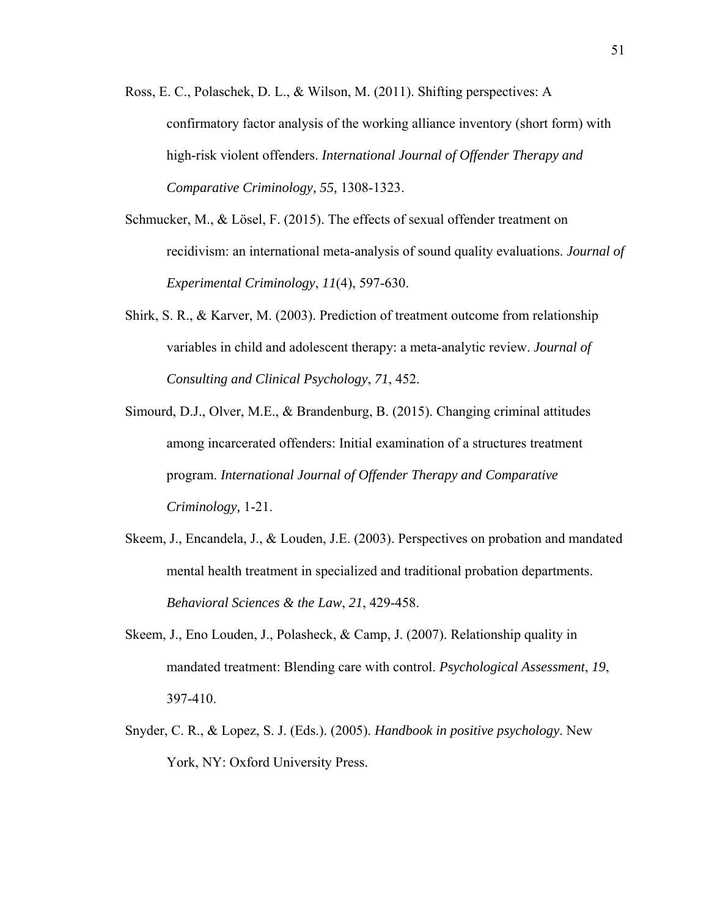Ross, E. C., Polaschek, D. L., & Wilson, M. (2011). Shifting perspectives: A confirmatory factor analysis of the working alliance inventory (short form) with high-risk violent offenders. *International Journal of Offender Therapy and Comparative Criminology, 55,* 1308-1323.

Schmucker, M., & Lösel, F. (2015). The effects of sexual offender treatment on recidivism: an international meta-analysis of sound quality evaluations. *Journal of Experimental Criminology*, *11*(4), 597-630.

Shirk, S. R., & Karver, M. (2003). Prediction of treatment outcome from relationship variables in child and adolescent therapy: a meta-analytic review. *Journal of Consulting and Clinical Psychology*, *71*, 452.

Simourd, D.J., Olver, M.E., & Brandenburg, B. (2015). Changing criminal attitudes among incarcerated offenders: Initial examination of a structures treatment program. *International Journal of Offender Therapy and Comparative Criminology,* 1-21.

Skeem, J., Encandela, J., & Louden, J.E. (2003). Perspectives on probation and mandated mental health treatment in specialized and traditional probation departments. *Behavioral Sciences & the Law*, *21*, 429-458.

Skeem, J., Eno Louden, J., Polasheck, & Camp, J. (2007). Relationship quality in mandated treatment: Blending care with control. *Psychological Assessment*, *19*, 397-410.

Snyder, C. R., & Lopez, S. J. (Eds.). (2005). *Handbook in positive psychology*. New York, NY: Oxford University Press.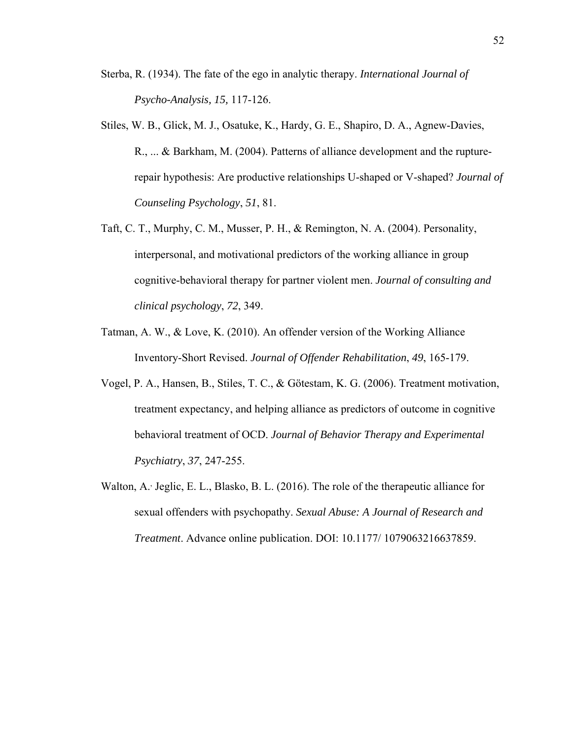Sterba, R. (1934). The fate of the ego in analytic therapy. *International Journal of Psycho-Analysis, 15,* 117-126.

Stiles, W. B., Glick, M. J., Osatuke, K., Hardy, G. E., Shapiro, D. A., Agnew-Davies, R., ... & Barkham, M. (2004). Patterns of alliance development and the rupture-repair hypothesis: Are productive relationships U-shaped or V-shaped? *Journal of Counseling Psychology*, *51*, 81.

Taft, C. T., Murphy, C. M., Musser, P. H., & Remington, N. A. (2004). Personality, interpersonal, and motivational predictors of the working alliance in group cognitive-behavioral therapy for partner violent men. *Journal of consulting and clinical psychology*, *72*, 349.

Tatman, A. W., & Love, K. (2010). An offender version of the Working Alliance Inventory-Short Revised. *Journal of Offender Rehabilitation*, *49*, 165-179.

Vogel, P. A., Hansen, B., Stiles, T. C., & Götestam, K. G. (2006). Treatment motivation, treatment expectancy, and helping alliance as predictors of outcome in cognitive behavioral treatment of OCD. *Journal of Behavior Therapy and Experimental Psychiatry*, *37*, 247-255.

Walton, A., Jeglic, E. L., Blasko, B. L. (2016). The role of the therapeutic alliance for sexual offenders with psychopathy. *Sexual Abuse: A Journal of Research and Treatment*. Advance online publication. DOI: 10.1177/ 1079063216637859.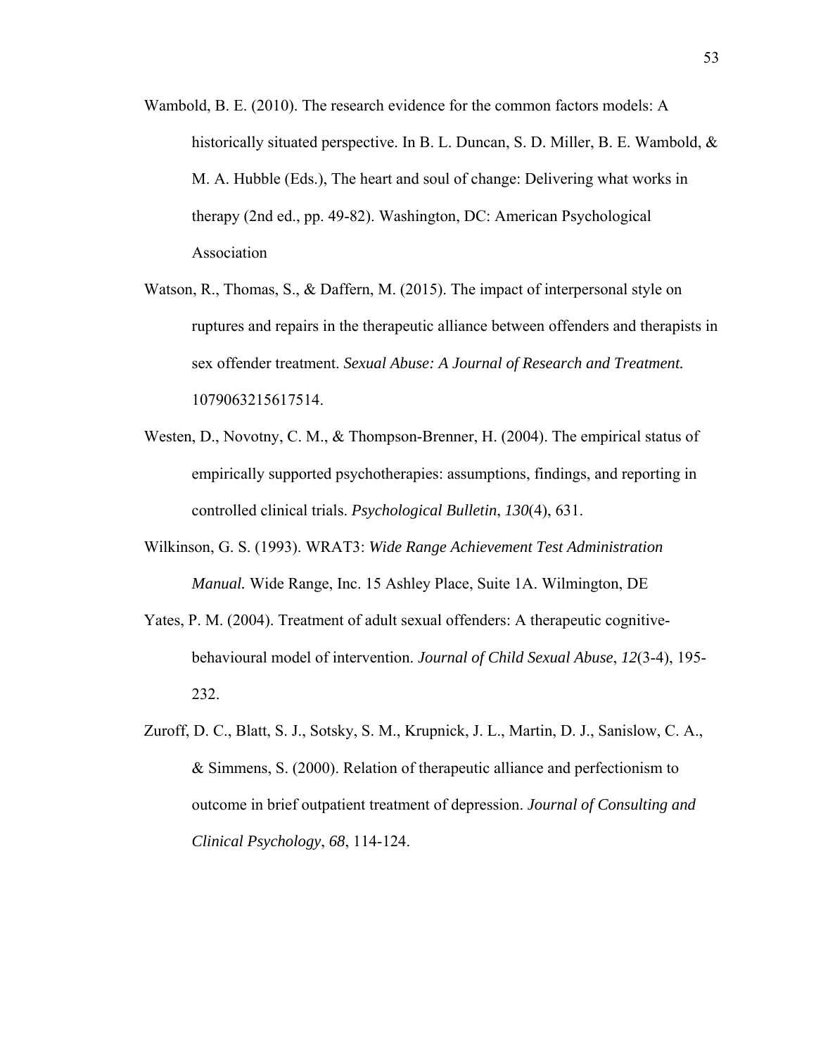Wambold, B. E. (2010). The research evidence for the common factors models: A historically situated perspective. In B. L. Duncan, S. D. Miller, B. E. Wambold, & M. A. Hubble (Eds.), The heart and soul of change: Delivering what works in therapy (2nd ed., pp. 49-82). Washington, DC: American Psychological Association

Watson, R., Thomas, S., & Daffern, M. (2015). The impact of interpersonal style on ruptures and repairs in the therapeutic alliance between offenders and therapists in sex offender treatment. *Sexual Abuse: A Journal of Research and Treatment.* 1079063215617514.

Westen, D., Novotny, C. M., & Thompson-Brenner, H. (2004). The empirical status of empirically supported psychotherapies: assumptions, findings, and reporting in controlled clinical trials. *Psychological Bulletin*, *130*(4), 631.

Wilkinson, G. S. (1993). WRAT3: *Wide Range Achievement Test Administration Manual.* Wide Range, Inc. 15 Ashley Place, Suite 1A. Wilmington, DE

Yates, P. M. (2004). Treatment of adult sexual offenders: A therapeutic cognitive-behavioural model of intervention. *Journal of Child Sexual Abuse*, *12*(3-4), 195-232.

Zuroff, D. C., Blatt, S. J., Sotsky, S. M., Krupnick, J. L., Martin, D. J., Sanislow, C. A., & Simmens, S. (2000). Relation of therapeutic alliance and perfectionism to outcome in brief outpatient treatment of depression. *Journal of Consulting and Clinical Psychology*, *68*, 114-124.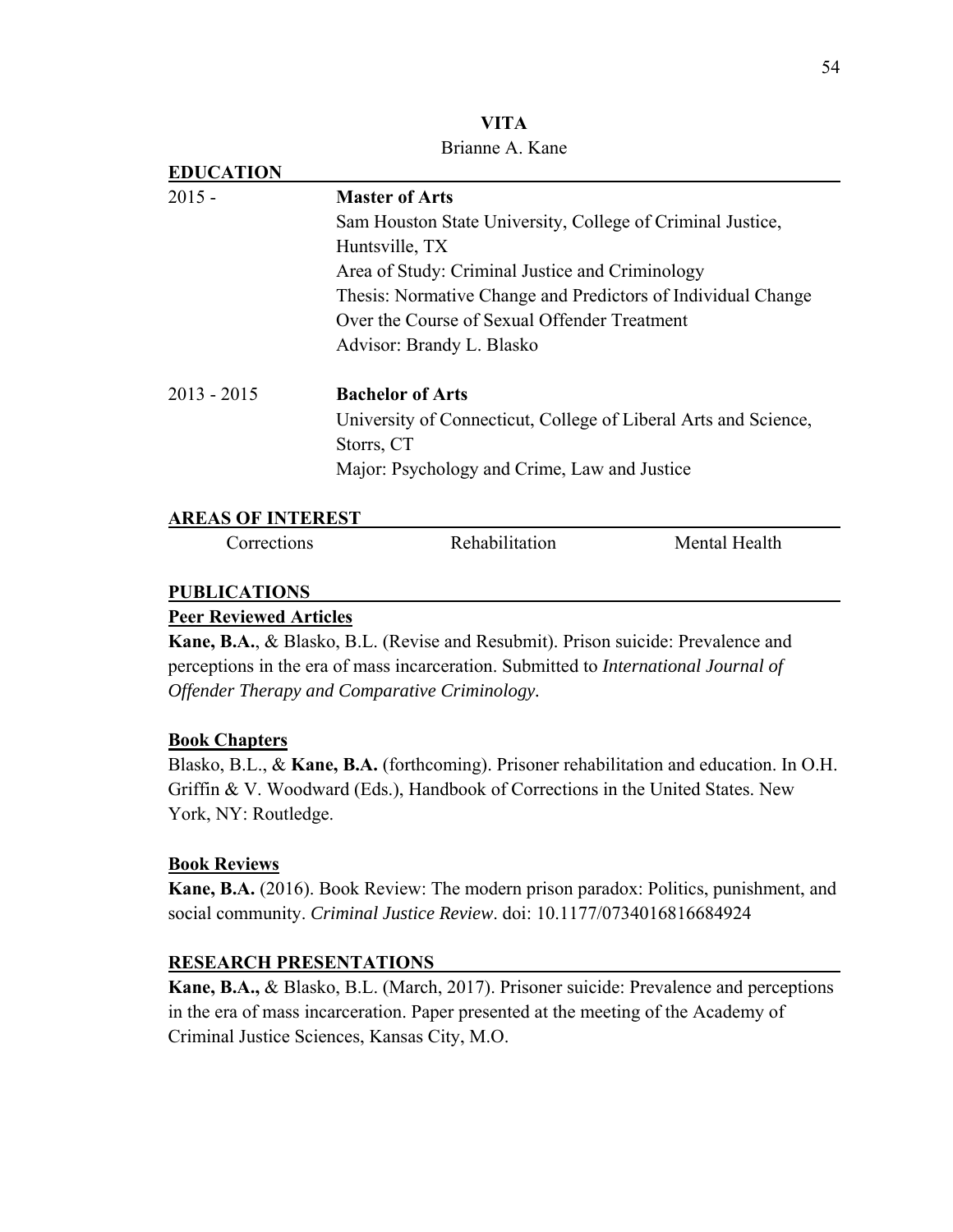# VITA

Brianne A. Kane

## EDUCATION

2015 - **Master of Arts**
Sam Houston State University, College of Criminal Justice, Huntsville, TX
Area of Study: Criminal Justice and Criminology
Thesis: Normative Change and Predictors of Individual Change Over the Course of Sexual Offender Treatment
Advisor: Brandy L. Blasko

2013 - 2015 **Bachelor of Arts**
University of Connecticut, College of Liberal Arts and Science, Storrs, CT
Major: Psychology and Crime, Law and Justice

## AREAS OF INTEREST

Corrections    Rehabilitation    Mental Health

## PUBLICATIONS

### Peer Reviewed Articles

**Kane, B.A.**, & Blasko, B.L. (Revise and Resubmit). Prison suicide: Prevalence and perceptions in the era of mass incarceration. Submitted to *International Journal of Offender Therapy and Comparative Criminology*.

### Book Chapters

Blasko, B.L., & **Kane, B.A.** (forthcoming). Prisoner rehabilitation and education. In O.H. Griffin & V. Woodward (Eds.), Handbook of Corrections in the United States. New York, NY: Routledge.

### Book Reviews

**Kane, B.A.** (2016). Book Review: The modern prison paradox: Politics, punishment, and social community. *Criminal Justice Review*. doi: 10.1177/0734016816684924

## RESEARCH PRESENTATIONS

**Kane, B.A.,** & Blasko, B.L. (March, 2017). Prisoner suicide: Prevalence and perceptions in the era of mass incarceration. Paper presented at the meeting of the Academy of Criminal Justice Sciences, Kansas City, M.O.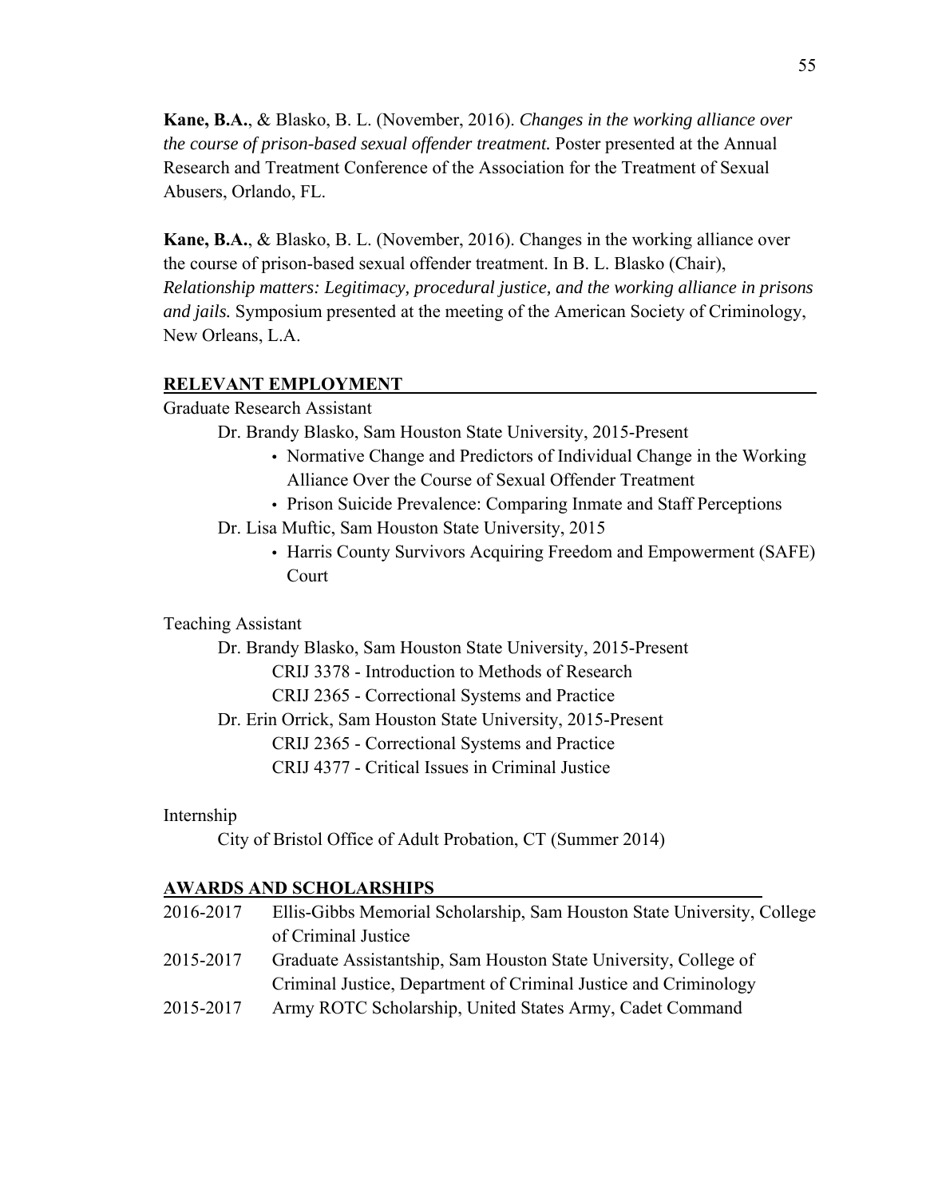**Kane, B.A.**, & Blasko, B. L. (November, 2016). *Changes in the working alliance over the course of prison-based sexual offender treatment.* Poster presented at the Annual Research and Treatment Conference of the Association for the Treatment of Sexual Abusers, Orlando, FL.

**Kane, B.A.**, & Blasko, B. L. (November, 2016). Changes in the working alliance over the course of prison-based sexual offender treatment. In B. L. Blasko (Chair), *Relationship matters: Legitimacy, procedural justice, and the working alliance in prisons and jails.* Symposium presented at the meeting of the American Society of Criminology, New Orleans, L.A.

## RELEVANT EMPLOYMENT

Graduate Research Assistant

Dr. Brandy Blasko, Sam Houston State University, 2015-Present

- Normative Change and Predictors of Individual Change in the Working Alliance Over the Course of Sexual Offender Treatment
- Prison Suicide Prevalence: Comparing Inmate and Staff Perceptions

Dr. Lisa Muftic, Sam Houston State University, 2015

- Harris County Survivors Acquiring Freedom and Empowerment (SAFE) Court

Teaching Assistant

Dr. Brandy Blasko, Sam Houston State University, 2015-Present

CRIJ 3378 - Introduction to Methods of Research

CRIJ 2365 - Correctional Systems and Practice

Dr. Erin Orrick, Sam Houston State University, 2015-Present

CRIJ 2365 - Correctional Systems and Practice

CRIJ 4377 - Critical Issues in Criminal Justice

Internship

City of Bristol Office of Adult Probation, CT (Summer 2014)

## AWARDS AND SCHOLARSHIPS

2016-2017 Ellis-Gibbs Memorial Scholarship, Sam Houston State University, College of Criminal Justice

2015-2017 Graduate Assistantship, Sam Houston State University, College of Criminal Justice, Department of Criminal Justice and Criminology

2015-2017 Army ROTC Scholarship, United States Army, Cadet Command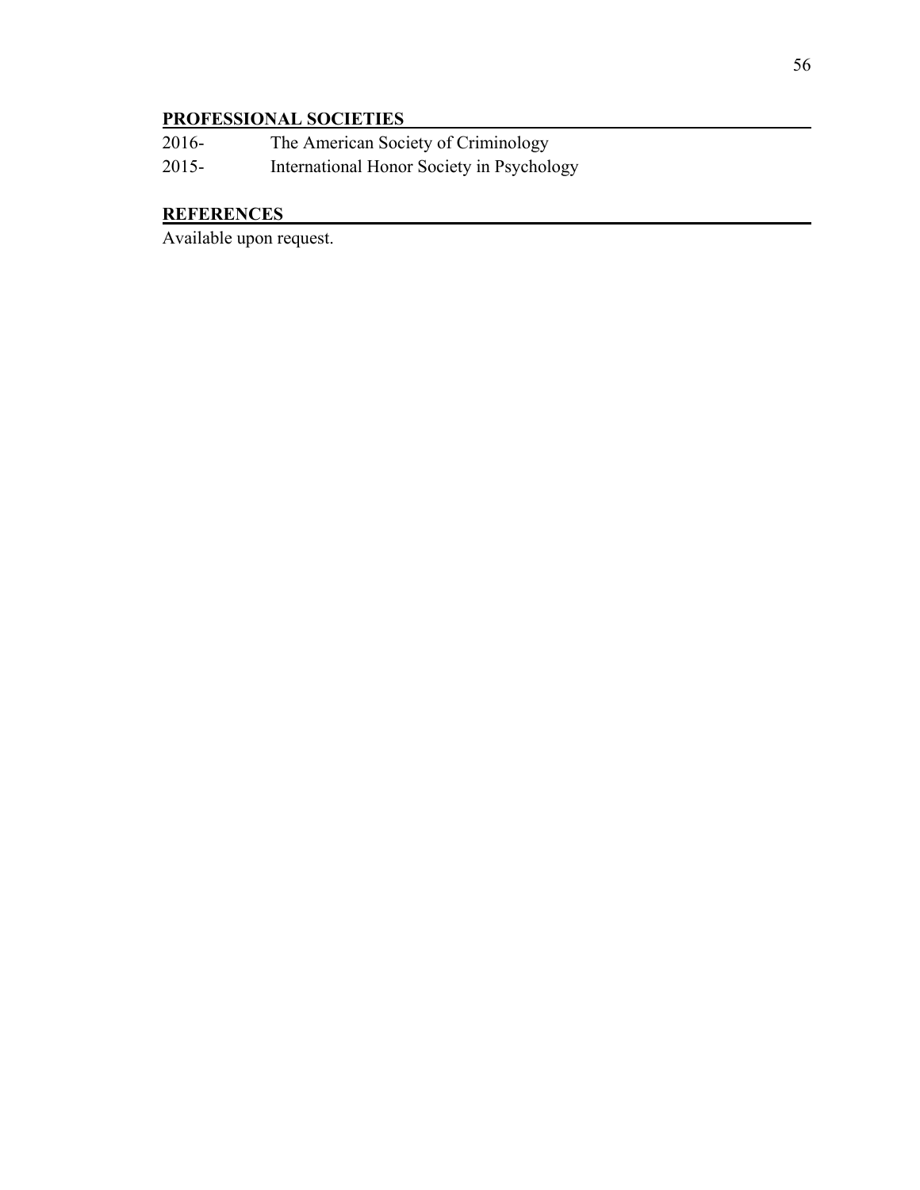## PROFESSIONAL SOCIETIES

| | |
|---|---|
| 2016- | The American Society of Criminology |
| 2015- | International Honor Society in Psychology |

## REFERENCES

Available upon request.